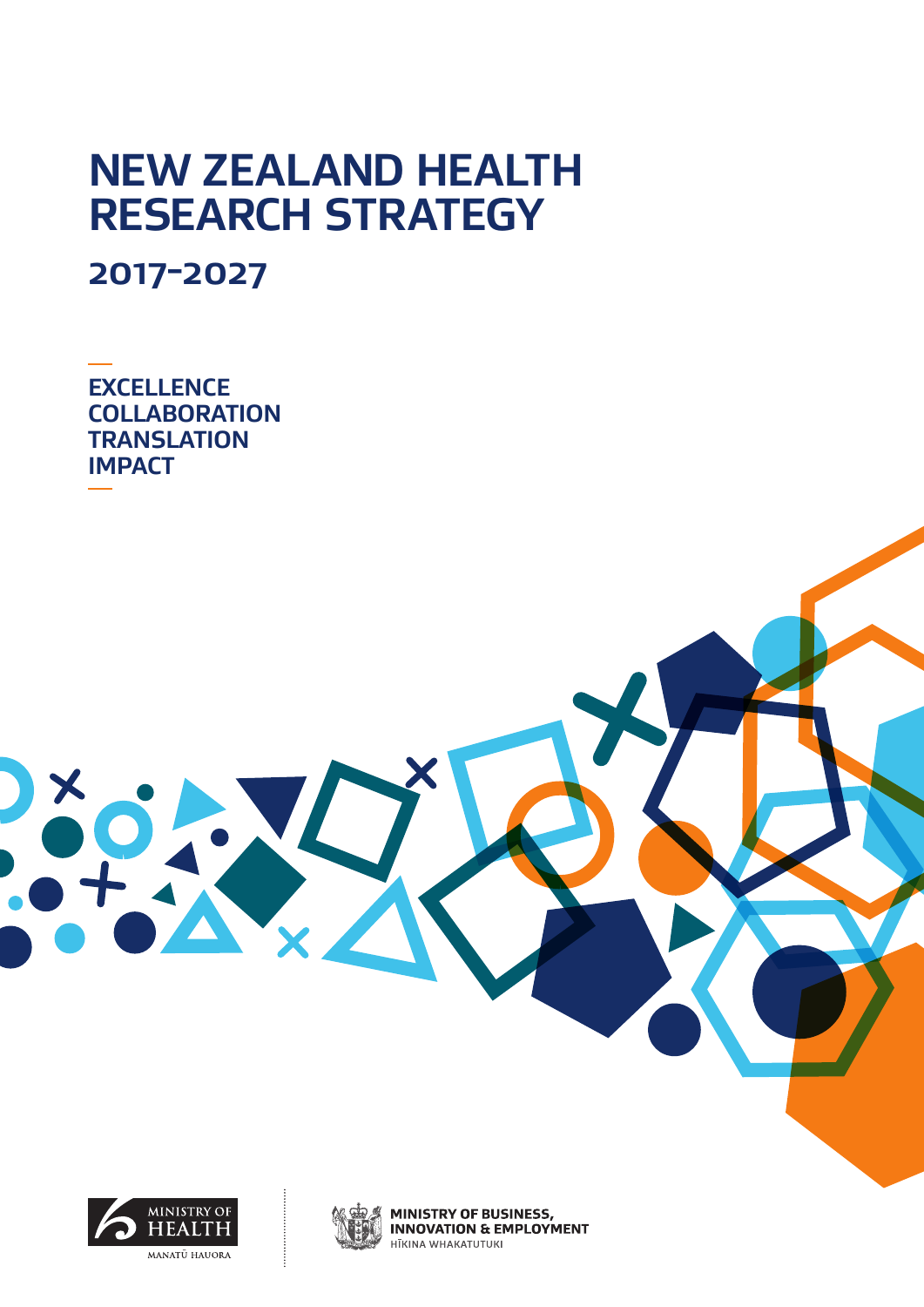# NEW ZEALAND HEALTH RESEARCH STRATEGY

## 2017–2027

**EXCELLENCE**
**COLLABORATION**
**TRANSLATION**
**IMPACT**

MINISTRY OF HEALTH
MANATŪ HAUORA

MINISTRY OF BUSINESS, INNOVATION & EMPLOYMENT
HĪKINA WHAKATUTUKI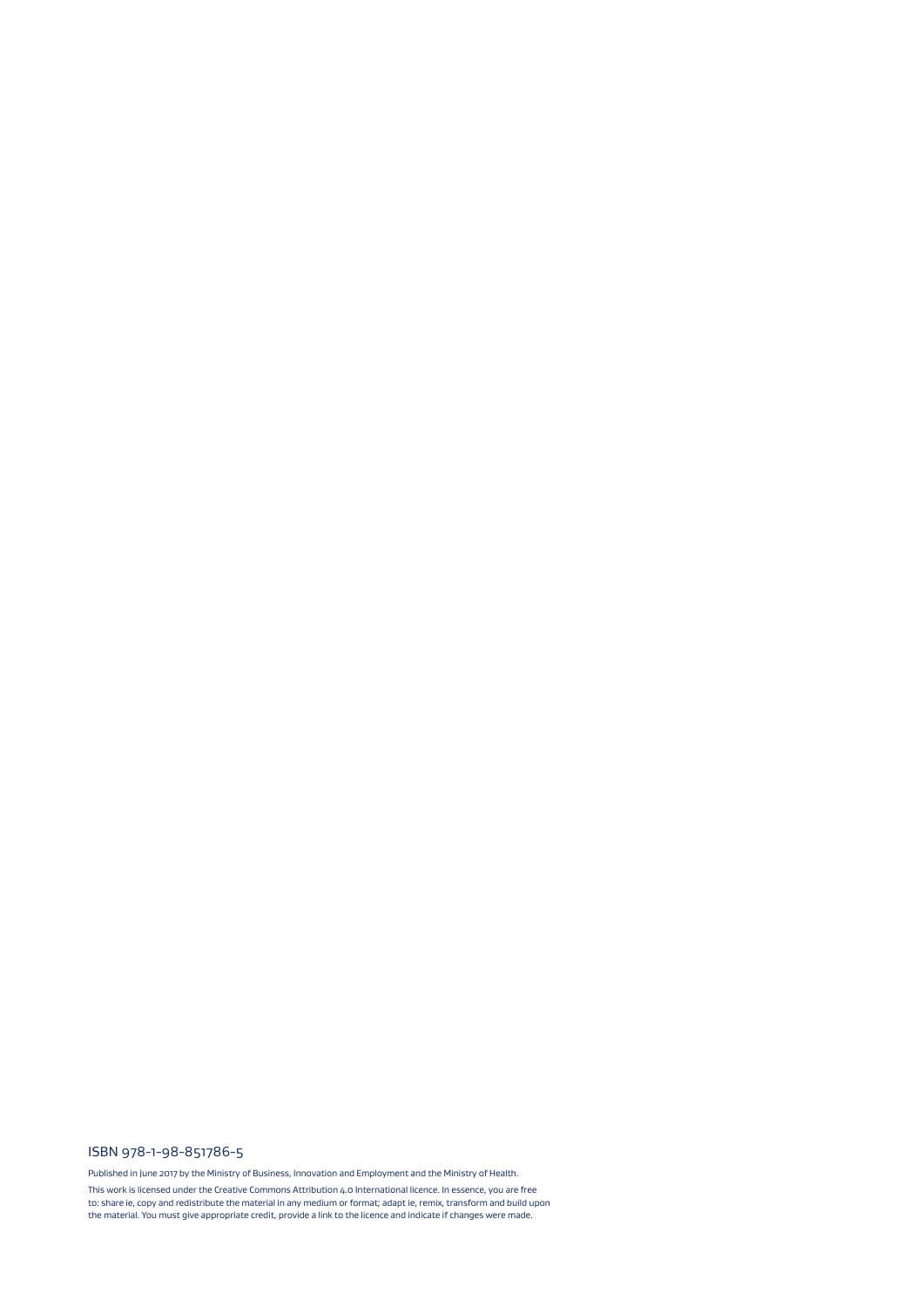ISBN 978-1-98-851786-5

Published in June 2017 by the Ministry of Business, Innovation and Employment and the Ministry of Health.

This work is licensed under the Creative Commons Attribution 4.0 International licence. In essence, you are free to: share ie, copy and redistribute the material in any medium or format; adapt ie, remix, transform and build upon the material. You must give appropriate credit, provide a link to the licence and indicate if changes were made.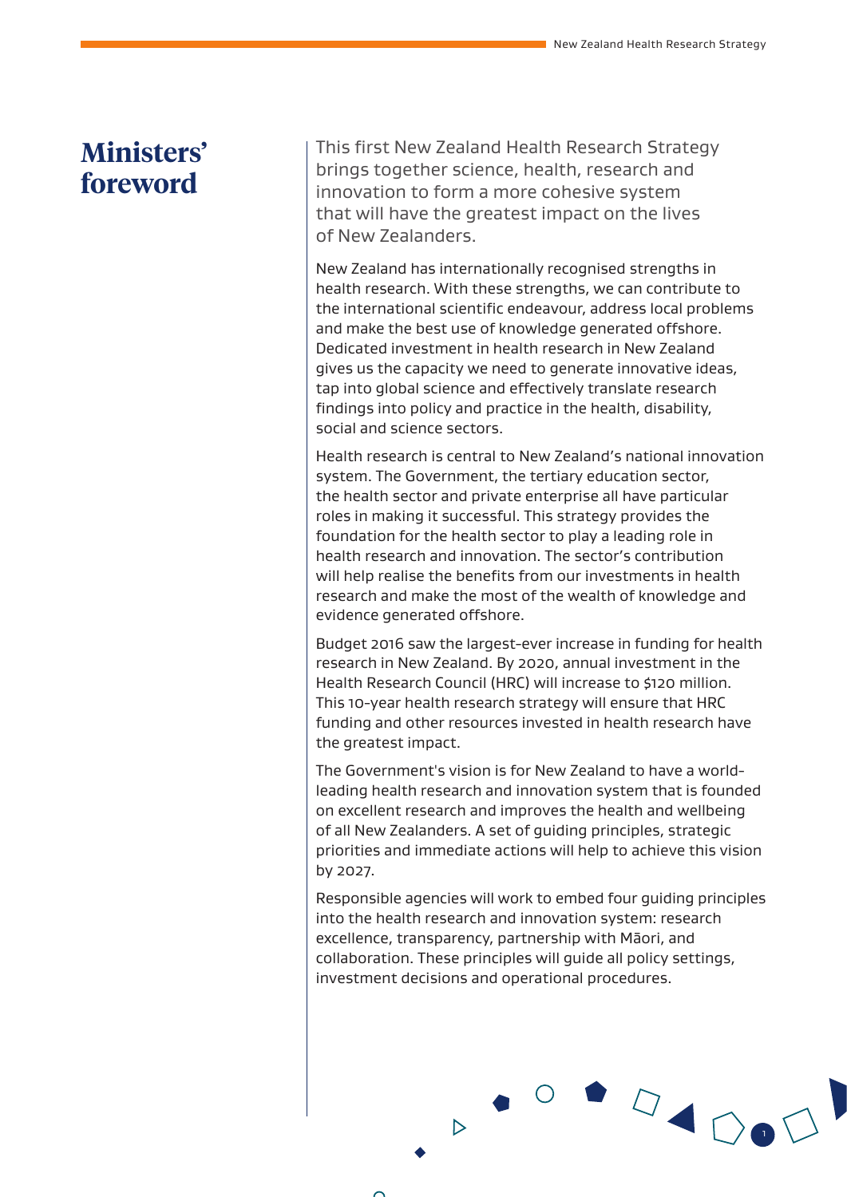# Ministers' foreword

This first New Zealand Health Research Strategy brings together science, health, research and innovation to form a more cohesive system that will have the greatest impact on the lives of New Zealanders.

New Zealand has internationally recognised strengths in health research. With these strengths, we can contribute to the international scientific endeavour, address local problems and make the best use of knowledge generated offshore. Dedicated investment in health research in New Zealand gives us the capacity we need to generate innovative ideas, tap into global science and effectively translate research findings into policy and practice in the health, disability, social and science sectors.

Health research is central to New Zealand's national innovation system. The Government, the tertiary education sector, the health sector and private enterprise all have particular roles in making it successful. This strategy provides the foundation for the health sector to play a leading role in health research and innovation. The sector's contribution will help realise the benefits from our investments in health research and make the most of the wealth of knowledge and evidence generated offshore.

Budget 2016 saw the largest-ever increase in funding for health research in New Zealand. By 2020, annual investment in the Health Research Council (HRC) will increase to $120 million. This 10-year health research strategy will ensure that HRC funding and other resources invested in health research have the greatest impact.

The Government's vision is for New Zealand to have a world-leading health research and innovation system that is founded on excellent research and improves the health and wellbeing of all New Zealanders. A set of guiding principles, strategic priorities and immediate actions will help to achieve this vision by 2027.

Responsible agencies will work to embed four guiding principles into the health research and innovation system: research excellence, transparency, partnership with Māori, and collaboration. These principles will guide all policy settings, investment decisions and operational procedures.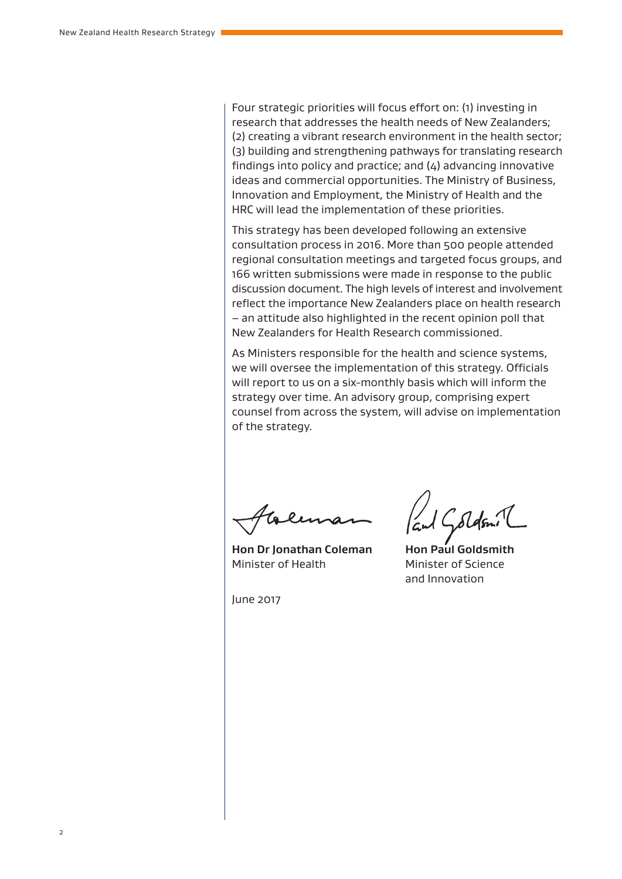Four strategic priorities will focus effort on: (1) investing in research that addresses the health needs of New Zealanders; (2) creating a vibrant research environment in the health sector; (3) building and strengthening pathways for translating research findings into policy and practice; and (4) advancing innovative ideas and commercial opportunities. The Ministry of Business, Innovation and Employment, the Ministry of Health and the HRC will lead the implementation of these priorities.

This strategy has been developed following an extensive consultation process in 2016. More than 500 people attended regional consultation meetings and targeted focus groups, and 166 written submissions were made in response to the public discussion document. The high levels of interest and involvement reflect the importance New Zealanders place on health research – an attitude also highlighted in the recent opinion poll that New Zealanders for Health Research commissioned.

As Ministers responsible for the health and science systems, we will oversee the implementation of this strategy. Officials will report to us on a six-monthly basis which will inform the strategy over time. An advisory group, comprising expert counsel from across the system, will advise on implementation of the strategy.

**Hon Dr Jonathan Coleman**
Minister of Health

**Hon Paul Goldsmith**
Minister of Science and Innovation

June 2017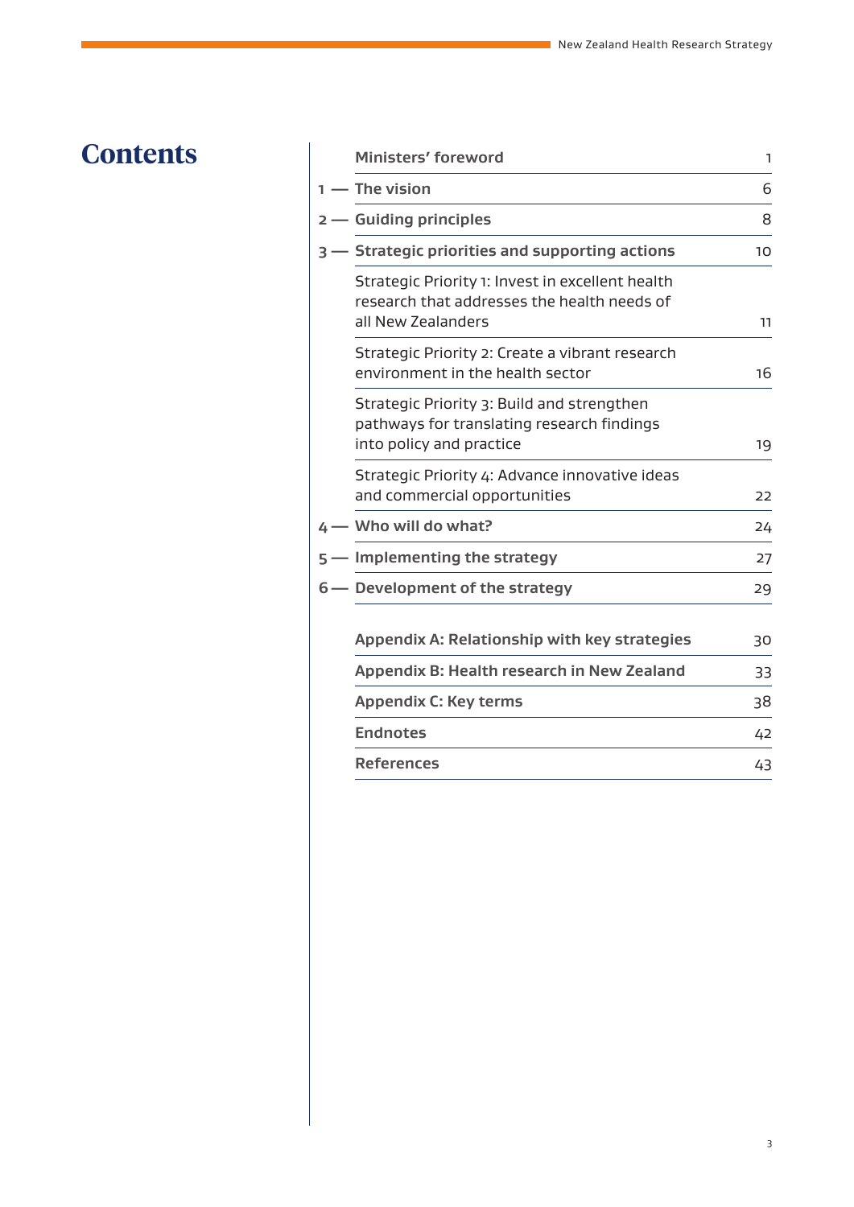# Contents

| | | |
|---|---|---|
| | **Ministers' foreword** | 1 |
| 1 — | **The vision** | 6 |
| 2 — | **Guiding principles** | 8 |
| 3 — | **Strategic priorities and supporting actions** | 10 |
| | Strategic Priority 1: Invest in excellent health research that addresses the health needs of all New Zealanders | 11 |
| | Strategic Priority 2: Create a vibrant research environment in the health sector | 16 |
| | Strategic Priority 3: Build and strengthen pathways for translating research findings into policy and practice | 19 |
| | Strategic Priority 4: Advance innovative ideas and commercial opportunities | 22 |
| 4 — | **Who will do what?** | 24 |
| 5 — | **Implementing the strategy** | 27 |
| 6 — | **Development of the strategy** | 29 |
| | **Appendix A: Relationship with key strategies** | 30 |
| | **Appendix B: Health research in New Zealand** | 33 |
| | **Appendix C: Key terms** | 38 |
| | **Endnotes** | 42 |
| | **References** | 43 |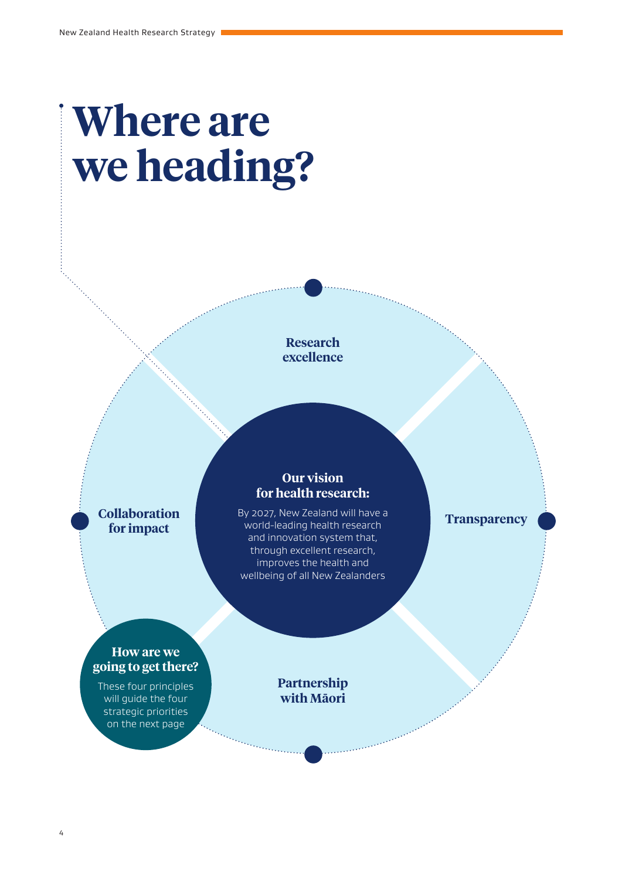# Where are we heading?

**Research excellence**

**Our vision for health research:**

By 2027, New Zealand will have a world-leading health research and innovation system that, through excellent research, improves the health and wellbeing of all New Zealanders

**Collaboration for impact**

**Transparency**

**Partnership with Māori**

**How are we going to get there?**

These four principles will guide the four strategic priorities on the next page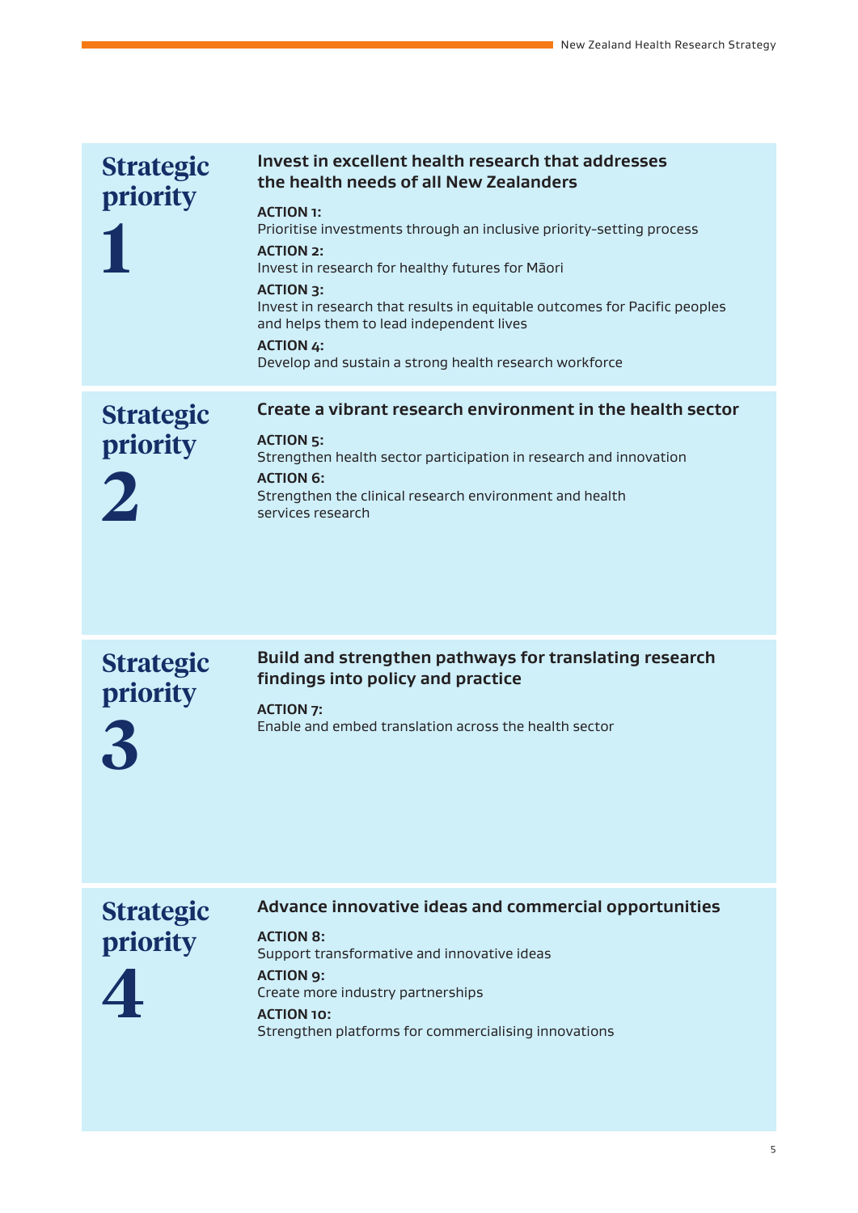## Strategic priority 1

### Invest in excellent health research that addresses the health needs of all New Zealanders

**ACTION 1:**
Prioritise investments through an inclusive priority-setting process

**ACTION 2:**
Invest in research for healthy futures for Māori

**ACTION 3:**
Invest in research that results in equitable outcomes for Pacific peoples and helps them to lead independent lives

**ACTION 4:**
Develop and sustain a strong health research workforce

## Strategic priority 2

### Create a vibrant research environment in the health sector

**ACTION 5:**
Strengthen health sector participation in research and innovation

**ACTION 6:**
Strengthen the clinical research environment and health services research

## Strategic priority 3

### Build and strengthen pathways for translating research findings into policy and practice

**ACTION 7:**
Enable and embed translation across the health sector

## Strategic priority 4

### Advance innovative ideas and commercial opportunities

**ACTION 8:**
Support transformative and innovative ideas

**ACTION 9:**
Create more industry partnerships

**ACTION 10:**
Strengthen platforms for commercialising innovations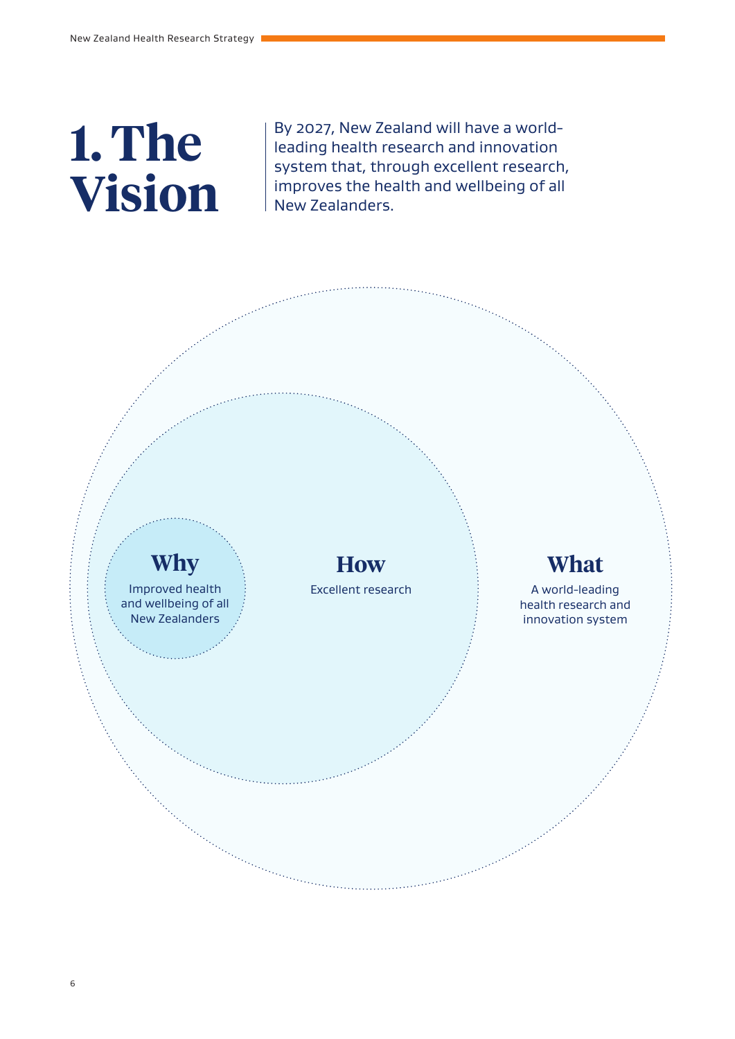# 1. The Vision

By 2027, New Zealand will have a world-leading health research and innovation system that, through excellent research, improves the health and wellbeing of all New Zealanders.

**Why**

Improved health and wellbeing of all New Zealanders

**How**

Excellent research

**What**

A world-leading health research and innovation system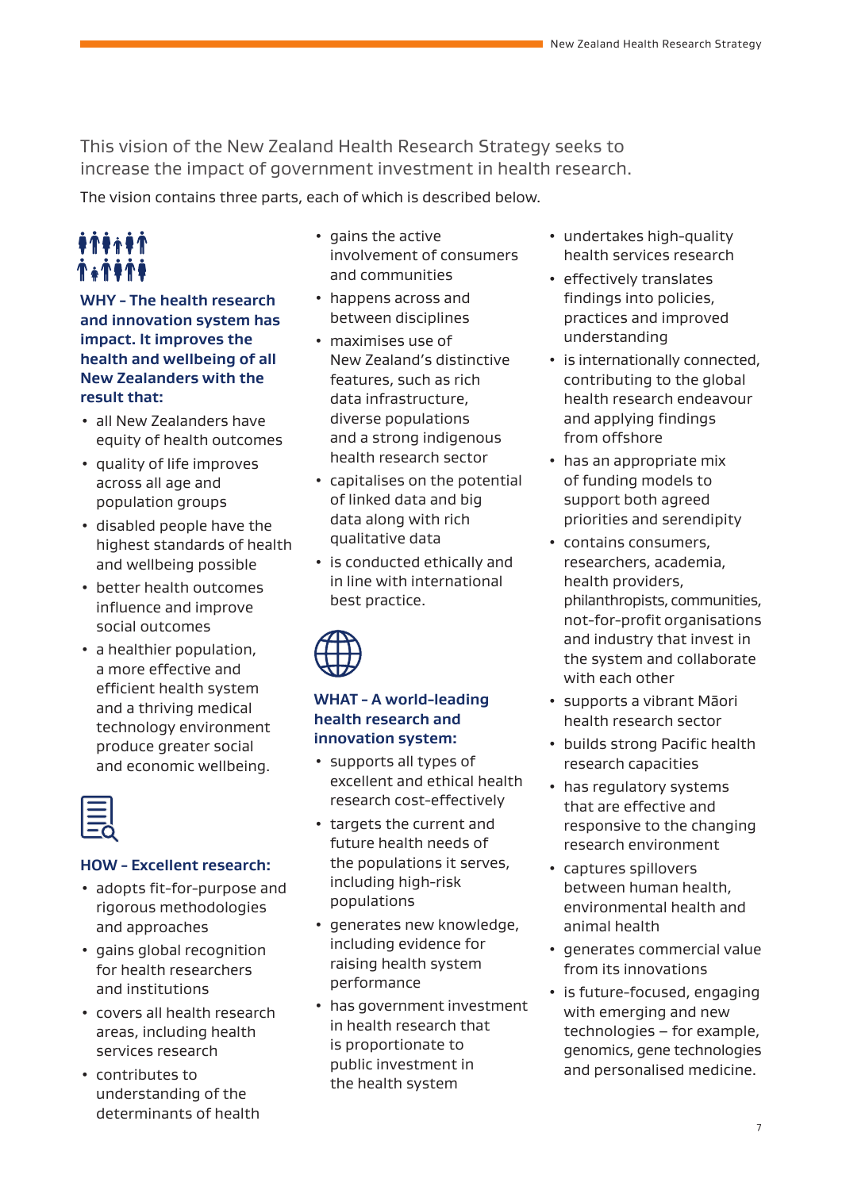This vision of the New Zealand Health Research Strategy seeks to increase the impact of government investment in health research.

The vision contains three parts, each of which is described below.

### WHY – The health research and innovation system has impact. It improves the health and wellbeing of all New Zealanders with the result that:

- all New Zealanders have equity of health outcomes
- quality of life improves across all age and population groups
- disabled people have the highest standards of health and wellbeing possible
- better health outcomes influence and improve social outcomes
- a healthier population, a more effective and efficient health system and a thriving medical technology environment produce greater social and economic wellbeing.

### HOW – Excellent research:

- adopts fit-for-purpose and rigorous methodologies and approaches
- gains global recognition for health researchers and institutions
- covers all health research areas, including health services research
- contributes to understanding of the determinants of health
- gains the active involvement of consumers and communities
- happens across and between disciplines
- maximises use of New Zealand's distinctive features, such as rich data infrastructure, diverse populations and a strong indigenous health research sector
- capitalises on the potential of linked data and big data along with rich qualitative data
- is conducted ethically and in line with international best practice.

### WHAT – A world-leading health research and innovation system:

- supports all types of excellent and ethical health research cost-effectively
- targets the current and future health needs of the populations it serves, including high-risk populations
- generates new knowledge, including evidence for raising health system performance
- has government investment in health research that is proportionate to public investment in the health system
- undertakes high-quality health services research
- effectively translates findings into policies, practices and improved understanding
- is internationally connected, contributing to the global health research endeavour and applying findings from offshore
- has an appropriate mix of funding models to support both agreed priorities and serendipity
- contains consumers, researchers, academia, health providers, philanthropists, communities, not-for-profit organisations and industry that invest in the system and collaborate with each other
- supports a vibrant Māori health research sector
- builds strong Pacific health research capacities
- has regulatory systems that are effective and responsive to the changing research environment
- captures spillovers between human health, environmental health and animal health
- generates commercial value from its innovations
- is future-focused, engaging with emerging and new technologies – for example, genomics, gene technologies and personalised medicine.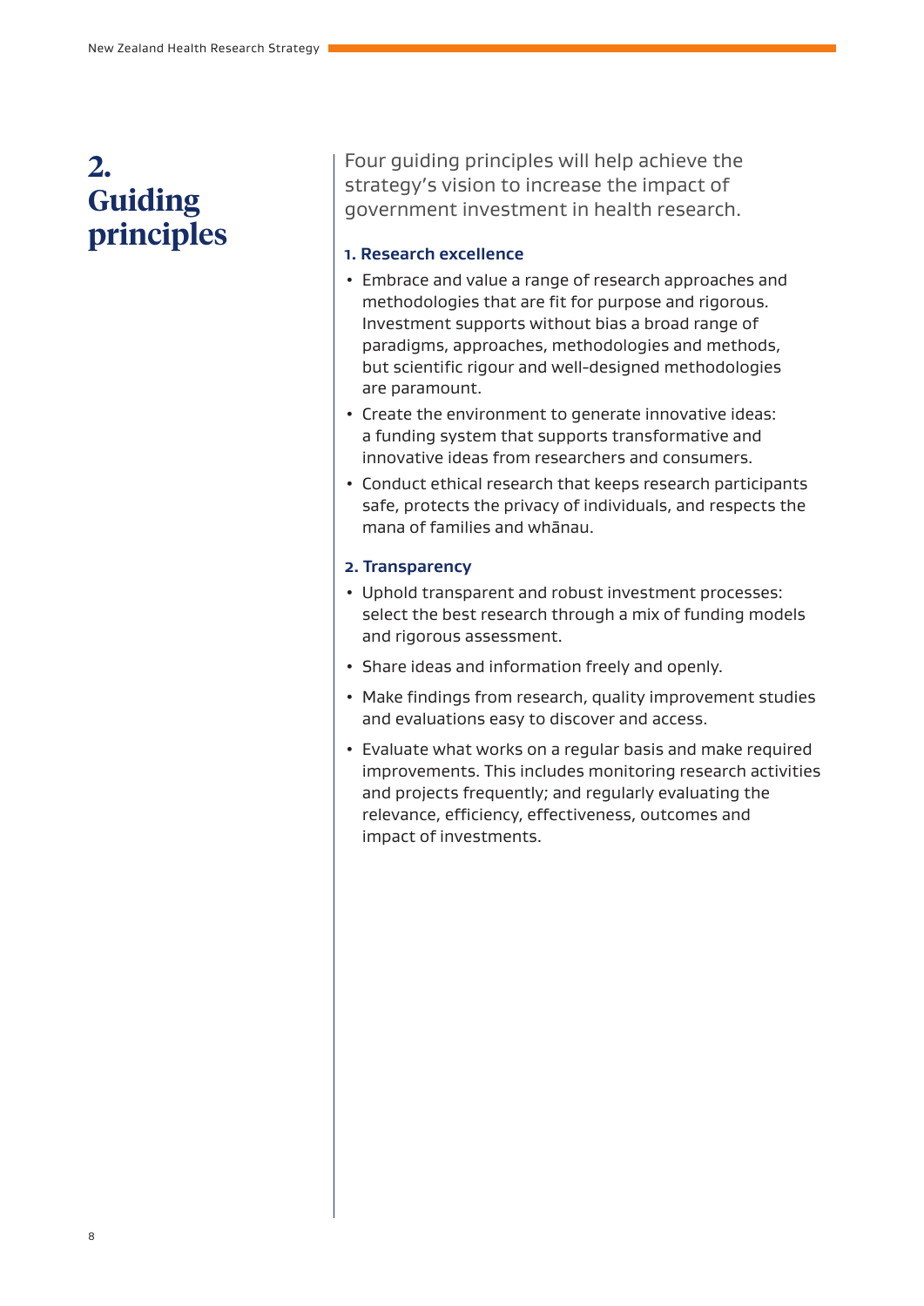# 2. Guiding principles

Four guiding principles will help achieve the strategy's vision to increase the impact of government investment in health research.

### 1. Research excellence

- Embrace and value a range of research approaches and methodologies that are fit for purpose and rigorous. Investment supports without bias a broad range of paradigms, approaches, methodologies and methods, but scientific rigour and well-designed methodologies are paramount.
- Create the environment to generate innovative ideas: a funding system that supports transformative and innovative ideas from researchers and consumers.
- Conduct ethical research that keeps research participants safe, protects the privacy of individuals, and respects the mana of families and whānau.

### 2. Transparency

- Uphold transparent and robust investment processes: select the best research through a mix of funding models and rigorous assessment.
- Share ideas and information freely and openly.
- Make findings from research, quality improvement studies and evaluations easy to discover and access.
- Evaluate what works on a regular basis and make required improvements. This includes monitoring research activities and projects frequently; and regularly evaluating the relevance, efficiency, effectiveness, outcomes and impact of investments.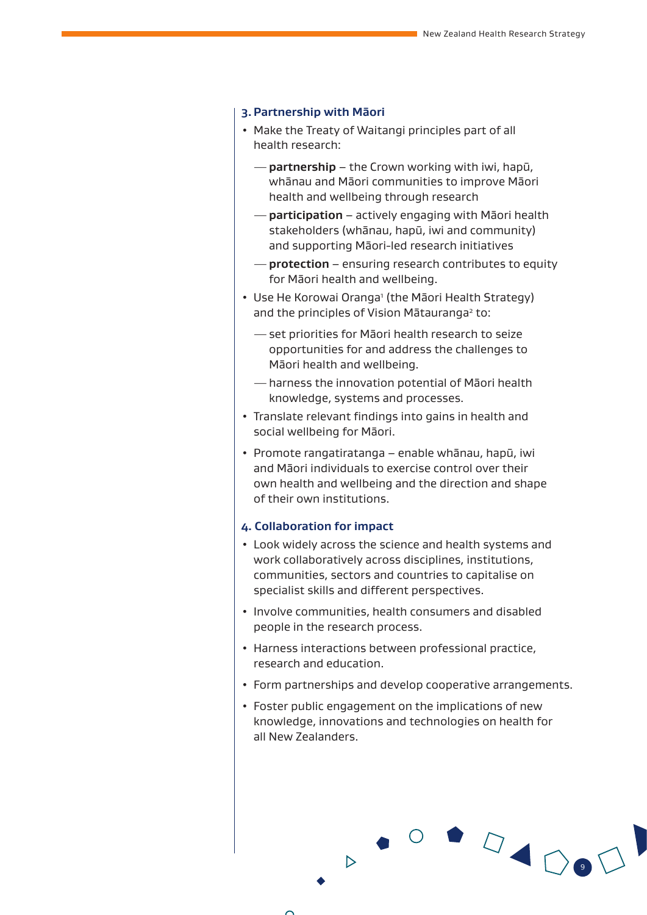### 3. Partnership with Māori

- Make the Treaty of Waitangi principles part of all health research:
  - **partnership** – the Crown working with iwi, hapū, whānau and Māori communities to improve Māori health and wellbeing through research
  - **participation** – actively engaging with Māori health stakeholders (whānau, hapū, iwi and community) and supporting Māori-led research initiatives
  - **protection** – ensuring research contributes to equity for Māori health and wellbeing.
- Use He Korowai Oranga[1] (the Māori Health Strategy) and the principles of Vision Mātauranga[2] to:
  - set priorities for Māori health research to seize opportunities for and address the challenges to Māori health and wellbeing.
  - harness the innovation potential of Māori health knowledge, systems and processes.
- Translate relevant findings into gains in health and social wellbeing for Māori.
- Promote rangatiratanga – enable whānau, hapū, iwi and Māori individuals to exercise control over their own health and wellbeing and the direction and shape of their own institutions.

### 4. Collaboration for impact

- Look widely across the science and health systems and work collaboratively across disciplines, institutions, communities, sectors and countries to capitalise on specialist skills and different perspectives.
- Involve communities, health consumers and disabled people in the research process.
- Harness interactions between professional practice, research and education.
- Form partnerships and develop cooperative arrangements.
- Foster public engagement on the implications of new knowledge, innovations and technologies on health for all New Zealanders.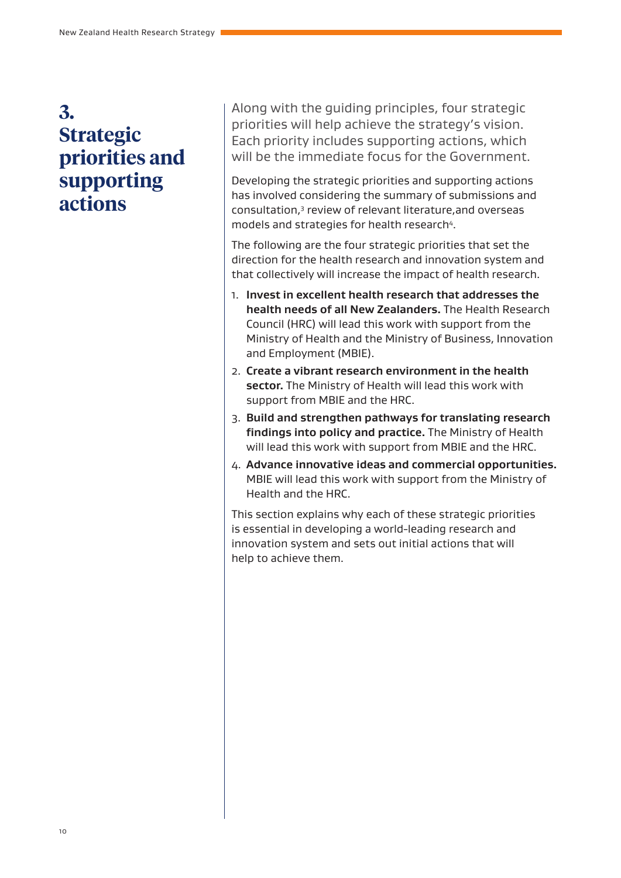# 3. Strategic priorities and supporting actions

Along with the guiding principles, four strategic priorities will help achieve the strategy's vision. Each priority includes supporting actions, which will be the immediate focus for the Government.

Developing the strategic priorities and supporting actions has involved considering the summary of submissions and consultation,[3] review of relevant literature,and overseas models and strategies for health research[4].

The following are the four strategic priorities that set the direction for the health research and innovation system and that collectively will increase the impact of health research.

1. **Invest in excellent health research that addresses the health needs of all New Zealanders.** The Health Research Council (HRC) will lead this work with support from the Ministry of Health and the Ministry of Business, Innovation and Employment (MBIE).
2. **Create a vibrant research environment in the health sector.** The Ministry of Health will lead this work with support from MBIE and the HRC.
3. **Build and strengthen pathways for translating research findings into policy and practice.** The Ministry of Health will lead this work with support from MBIE and the HRC.
4. **Advance innovative ideas and commercial opportunities.** MBIE will lead this work with support from the Ministry of Health and the HRC.

This section explains why each of these strategic priorities is essential in developing a world-leading research and innovation system and sets out initial actions that will help to achieve them.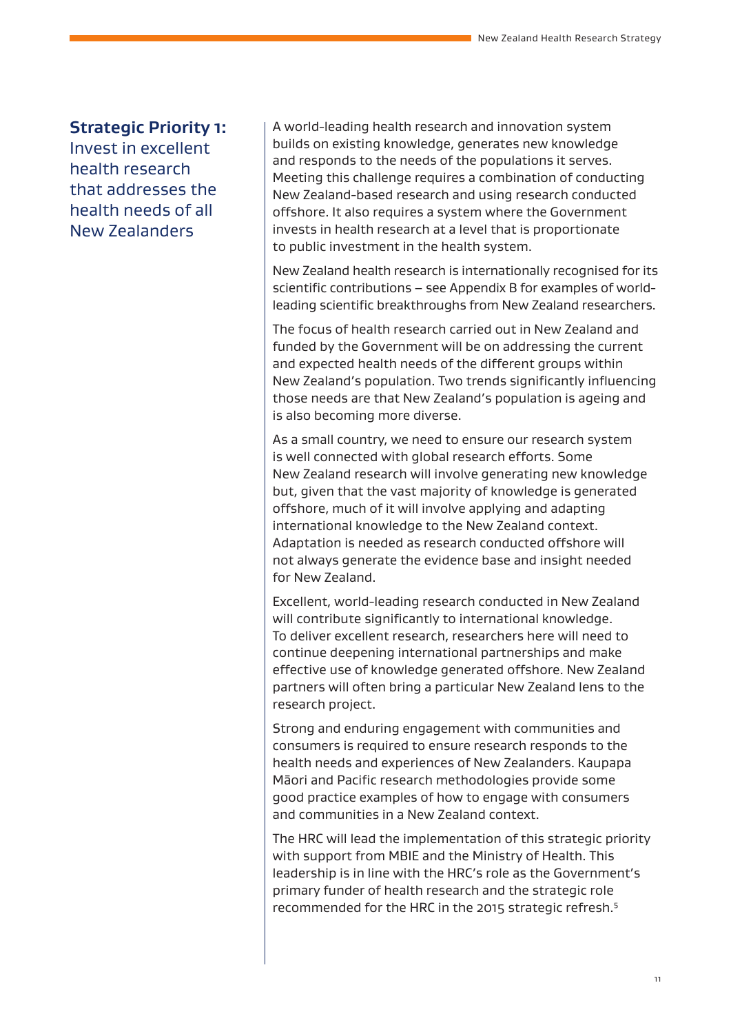## Strategic Priority 1: Invest in excellent health research that addresses the health needs of all New Zealanders

A world-leading health research and innovation system builds on existing knowledge, generates new knowledge and responds to the needs of the populations it serves. Meeting this challenge requires a combination of conducting New Zealand-based research and using research conducted offshore. It also requires a system where the Government invests in health research at a level that is proportionate to public investment in the health system.

New Zealand health research is internationally recognised for its scientific contributions – see Appendix B for examples of world-leading scientific breakthroughs from New Zealand researchers.

The focus of health research carried out in New Zealand and funded by the Government will be on addressing the current and expected health needs of the different groups within New Zealand's population. Two trends significantly influencing those needs are that New Zealand's population is ageing and is also becoming more diverse.

As a small country, we need to ensure our research system is well connected with global research efforts. Some New Zealand research will involve generating new knowledge but, given that the vast majority of knowledge is generated offshore, much of it will involve applying and adapting international knowledge to the New Zealand context. Adaptation is needed as research conducted offshore will not always generate the evidence base and insight needed for New Zealand.

Excellent, world-leading research conducted in New Zealand will contribute significantly to international knowledge. To deliver excellent research, researchers here will need to continue deepening international partnerships and make effective use of knowledge generated offshore. New Zealand partners will often bring a particular New Zealand lens to the research project.

Strong and enduring engagement with communities and consumers is required to ensure research responds to the health needs and experiences of New Zealanders. Kaupapa Māori and Pacific research methodologies provide some good practice examples of how to engage with consumers and communities in a New Zealand context.

The HRC will lead the implementation of this strategic priority with support from MBIE and the Ministry of Health. This leadership is in line with the HRC's role as the Government's primary funder of health research and the strategic role recommended for the HRC in the 2015 strategic refresh.[5]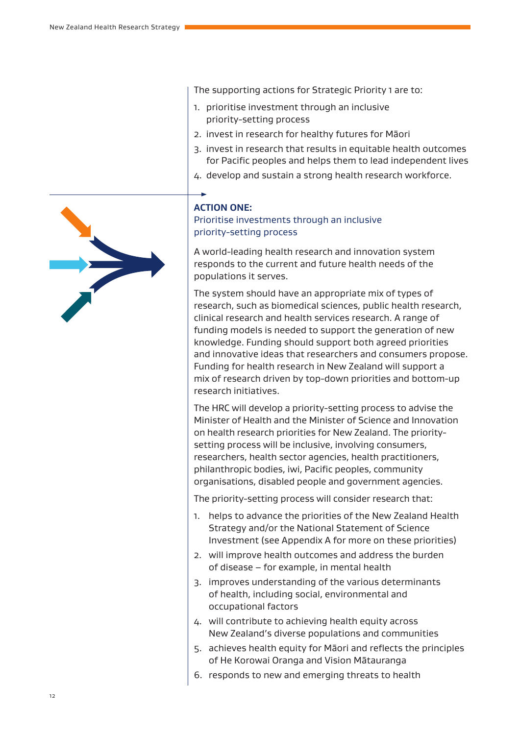The supporting actions for Strategic Priority 1 are to:

1. prioritise investment through an inclusive priority-setting process
2. invest in research for healthy futures for Māori
3. invest in research that results in equitable health outcomes for Pacific peoples and helps them to lead independent lives
4. develop and sustain a strong health research workforce.

## ACTION ONE:

### Prioritise investments through an inclusive priority-setting process

A world-leading health research and innovation system responds to the current and future health needs of the populations it serves.

The system should have an appropriate mix of types of research, such as biomedical sciences, public health research, clinical research and health services research. A range of funding models is needed to support the generation of new knowledge. Funding should support both agreed priorities and innovative ideas that researchers and consumers propose. Funding for health research in New Zealand will support a mix of research driven by top-down priorities and bottom-up research initiatives.

The HRC will develop a priority-setting process to advise the Minister of Health and the Minister of Science and Innovation on health research priorities for New Zealand. The priority-setting process will be inclusive, involving consumers, researchers, health sector agencies, health practitioners, philanthropic bodies, iwi, Pacific peoples, community organisations, disabled people and government agencies.

The priority-setting process will consider research that:

1. helps to advance the priorities of the New Zealand Health Strategy and/or the National Statement of Science Investment (see Appendix A for more on these priorities)
2. will improve health outcomes and address the burden of disease – for example, in mental health
3. improves understanding of the various determinants of health, including social, environmental and occupational factors
4. will contribute to achieving health equity across New Zealand's diverse populations and communities
5. achieves health equity for Māori and reflects the principles of He Korowai Oranga and Vision Mātauranga
6. responds to new and emerging threats to health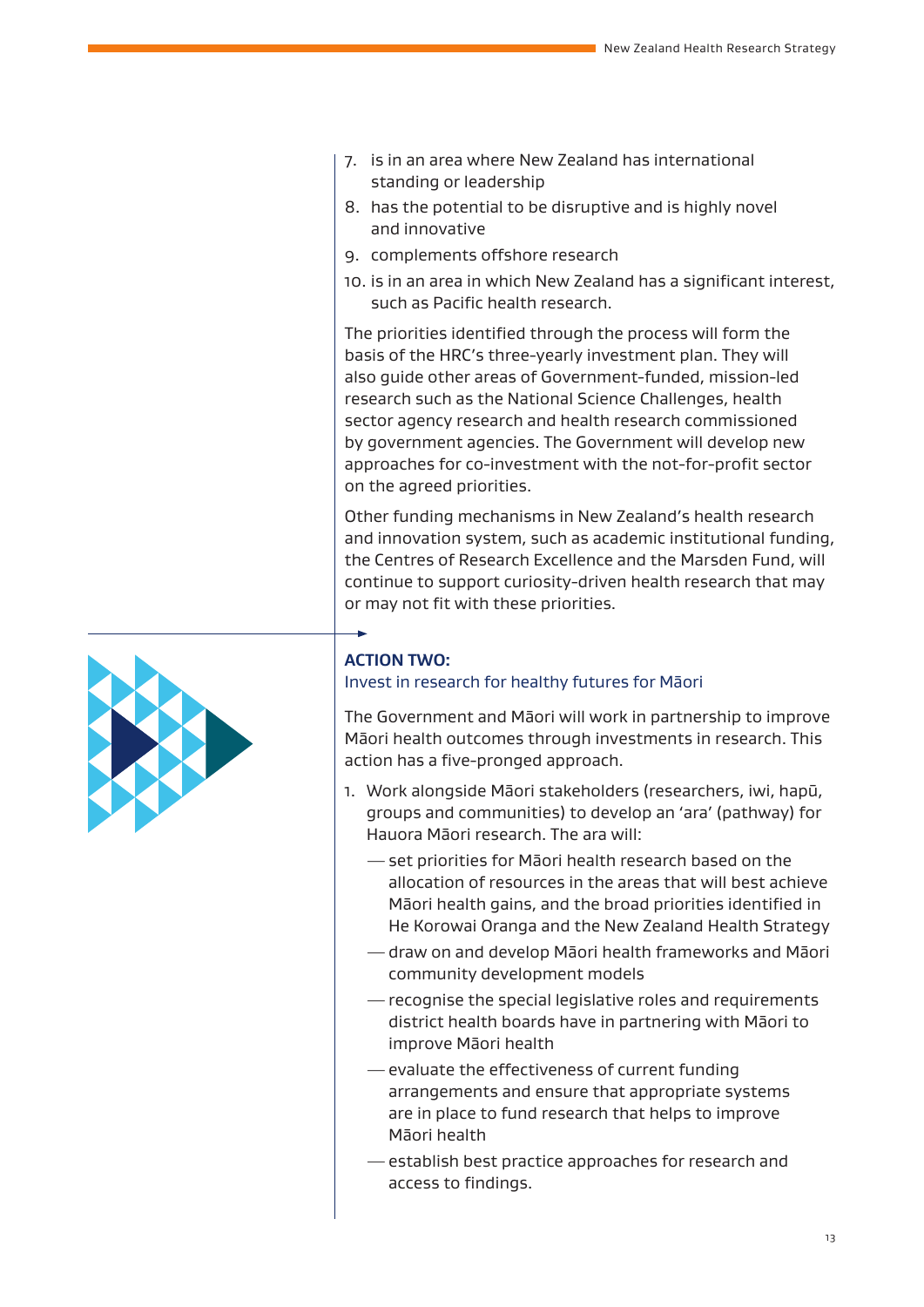7. is in an area where New Zealand has international standing or leadership
8. has the potential to be disruptive and is highly novel and innovative
9. complements offshore research
10. is in an area in which New Zealand has a significant interest, such as Pacific health research.

The priorities identified through the process will form the basis of the HRC's three-yearly investment plan. They will also guide other areas of Government-funded, mission-led research such as the National Science Challenges, health sector agency research and health research commissioned by government agencies. The Government will develop new approaches for co-investment with the not-for-profit sector on the agreed priorities.

Other funding mechanisms in New Zealand's health research and innovation system, such as academic institutional funding, the Centres of Research Excellence and the Marsden Fund, will continue to support curiosity-driven health research that may or may not fit with these priorities.

## ACTION TWO:

### Invest in research for healthy futures for Māori

The Government and Māori will work in partnership to improve Māori health outcomes through investments in research. This action has a five-pronged approach.

1. Work alongside Māori stakeholders (researchers, iwi, hapū, groups and communities) to develop an 'ara' (pathway) for Hauora Māori research. The ara will:
   - set priorities for Māori health research based on the allocation of resources in the areas that will best achieve Māori health gains, and the broad priorities identified in He Korowai Oranga and the New Zealand Health Strategy
   - draw on and develop Māori health frameworks and Māori community development models
   - recognise the special legislative roles and requirements district health boards have in partnering with Māori to improve Māori health
   - evaluate the effectiveness of current funding arrangements and ensure that appropriate systems are in place to fund research that helps to improve Māori health
   - establish best practice approaches for research and access to findings.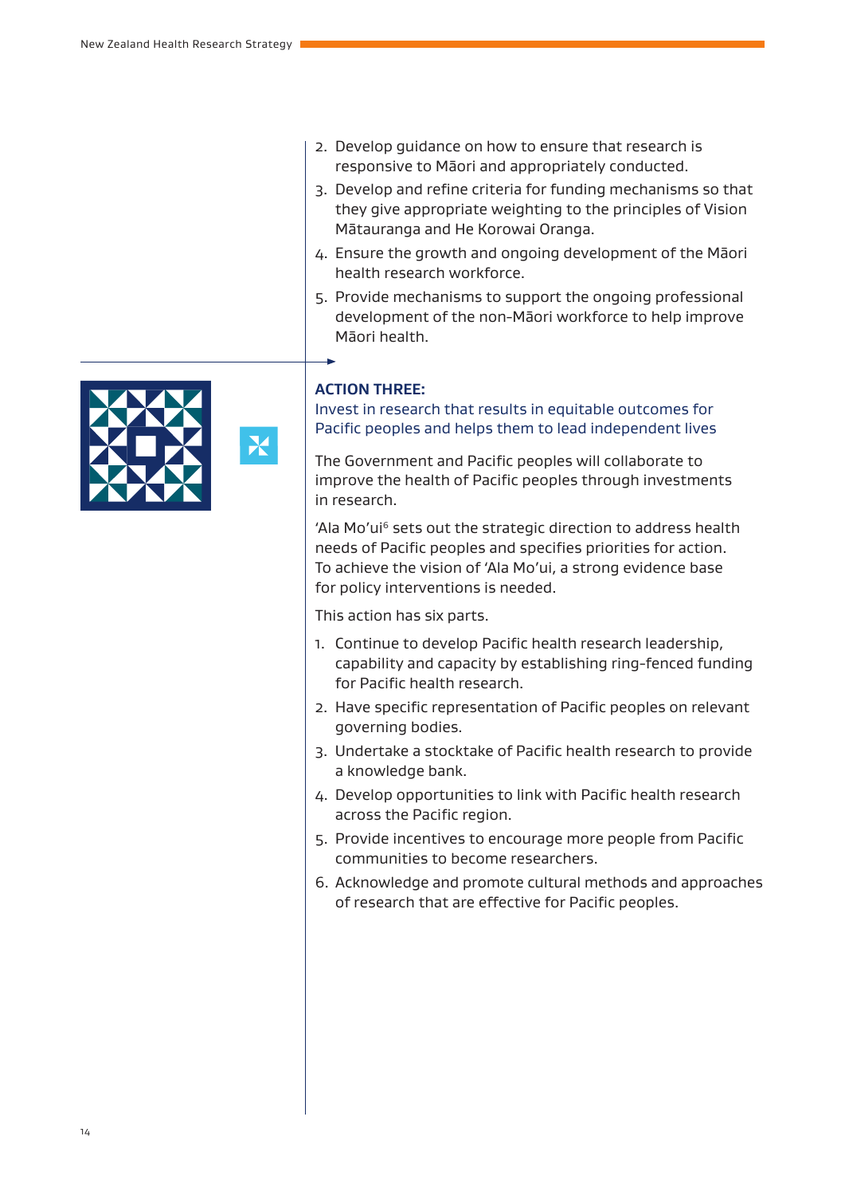2. Develop guidance on how to ensure that research is responsive to Māori and appropriately conducted.
3. Develop and refine criteria for funding mechanisms so that they give appropriate weighting to the principles of Vision Mātauranga and He Korowai Oranga.
4. Ensure the growth and ongoing development of the Māori health research workforce.
5. Provide mechanisms to support the ongoing professional development of the non-Māori workforce to help improve Māori health.

## ACTION THREE:

### Invest in research that results in equitable outcomes for Pacific peoples and helps them to lead independent lives

The Government and Pacific peoples will collaborate to improve the health of Pacific peoples through investments in research.

'Ala Mo'ui[6] sets out the strategic direction to address health needs of Pacific peoples and specifies priorities for action. To achieve the vision of 'Ala Mo'ui, a strong evidence base for policy interventions is needed.

This action has six parts.

1. Continue to develop Pacific health research leadership, capability and capacity by establishing ring-fenced funding for Pacific health research.
2. Have specific representation of Pacific peoples on relevant governing bodies.
3. Undertake a stocktake of Pacific health research to provide a knowledge bank.
4. Develop opportunities to link with Pacific health research across the Pacific region.
5. Provide incentives to encourage more people from Pacific communities to become researchers.
6. Acknowledge and promote cultural methods and approaches of research that are effective for Pacific peoples.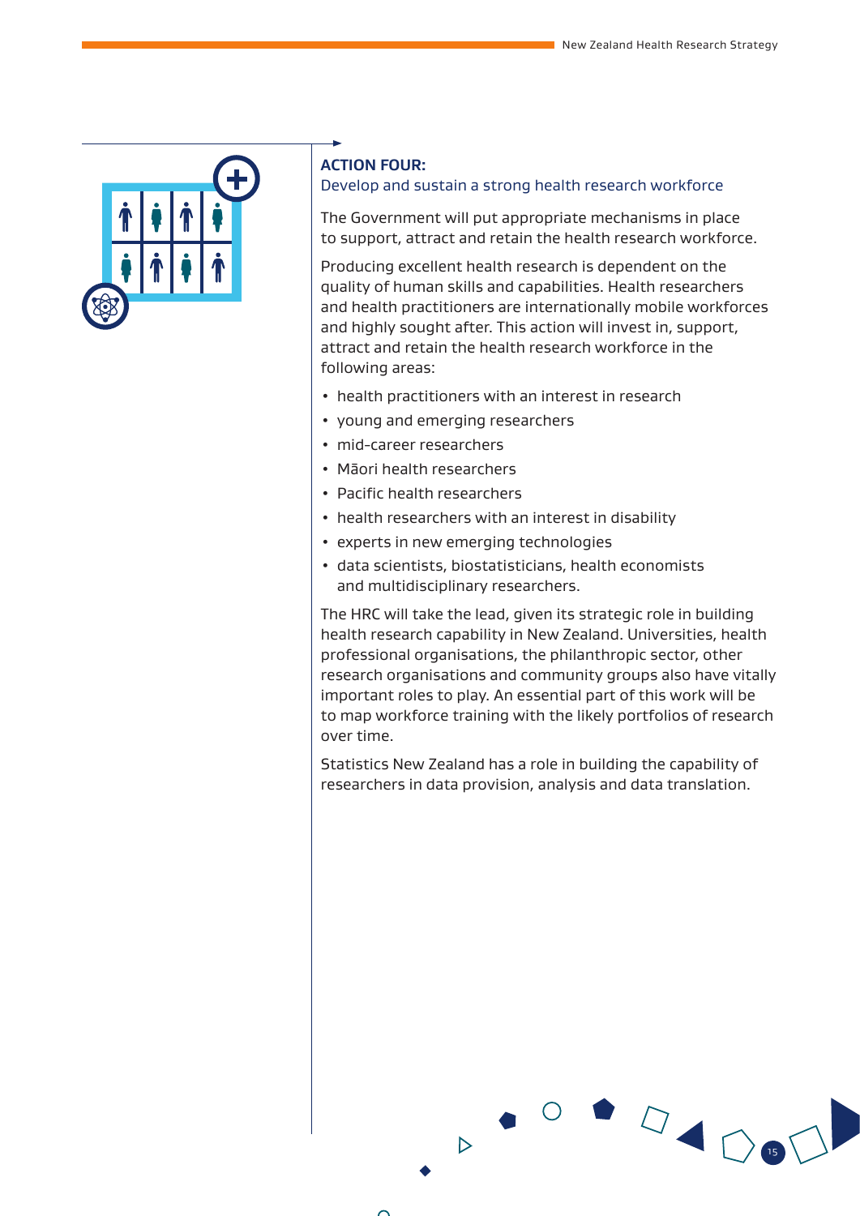## ACTION FOUR:

### Develop and sustain a strong health research workforce

The Government will put appropriate mechanisms in place to support, attract and retain the health research workforce.

Producing excellent health research is dependent on the quality of human skills and capabilities. Health researchers and health practitioners are internationally mobile workforces and highly sought after. This action will invest in, support, attract and retain the health research workforce in the following areas:

- health practitioners with an interest in research
- young and emerging researchers
- mid-career researchers
- Māori health researchers
- Pacific health researchers
- health researchers with an interest in disability
- experts in new emerging technologies
- data scientists, biostatisticians, health economists and multidisciplinary researchers.

The HRC will take the lead, given its strategic role in building health research capability in New Zealand. Universities, health professional organisations, the philanthropic sector, other research organisations and community groups also have vitally important roles to play. An essential part of this work will be to map workforce training with the likely portfolios of research over time.

Statistics New Zealand has a role in building the capability of researchers in data provision, analysis and data translation.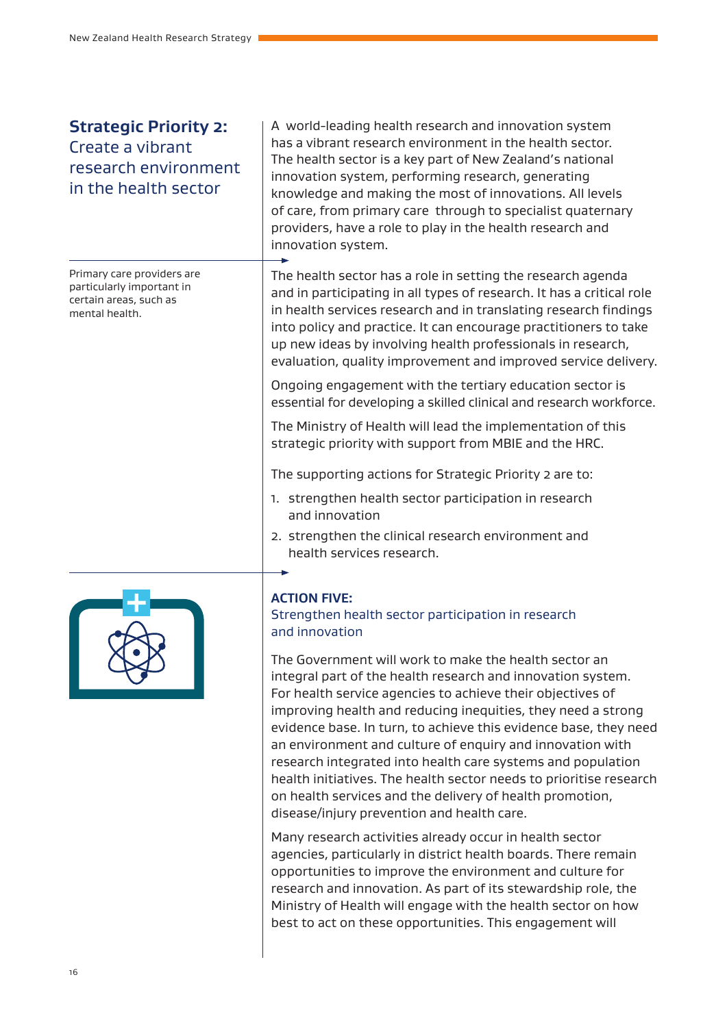## Strategic Priority 2: Create a vibrant research environment in the health sector

A world-leading health research and innovation system has a vibrant research environment in the health sector. The health sector is a key part of New Zealand's national innovation system, performing research, generating knowledge and making the most of innovations. All levels of care, from primary care through to specialist quaternary providers, have a role to play in the health research and innovation system.

Primary care providers are particularly important in certain areas, such as mental health.

The health sector has a role in setting the research agenda and in participating in all types of research. It has a critical role in health services research and in translating research findings into policy and practice. It can encourage practitioners to take up new ideas by involving health professionals in research, evaluation, quality improvement and improved service delivery.

Ongoing engagement with the tertiary education sector is essential for developing a skilled clinical and research workforce.

The Ministry of Health will lead the implementation of this strategic priority with support from MBIE and the HRC.

The supporting actions for Strategic Priority 2 are to:

1. strengthen health sector participation in research and innovation
2. strengthen the clinical research environment and health services research.

### ACTION FIVE: Strengthen health sector participation in research and innovation

The Government will work to make the health sector an integral part of the health research and innovation system. For health service agencies to achieve their objectives of improving health and reducing inequities, they need a strong evidence base. In turn, to achieve this evidence base, they need an environment and culture of enquiry and innovation with research integrated into health care systems and population health initiatives. The health sector needs to prioritise research on health services and the delivery of health promotion, disease/injury prevention and health care.

Many research activities already occur in health sector agencies, particularly in district health boards. There remain opportunities to improve the environment and culture for research and innovation. As part of its stewardship role, the Ministry of Health will engage with the health sector on how best to act on these opportunities. This engagement will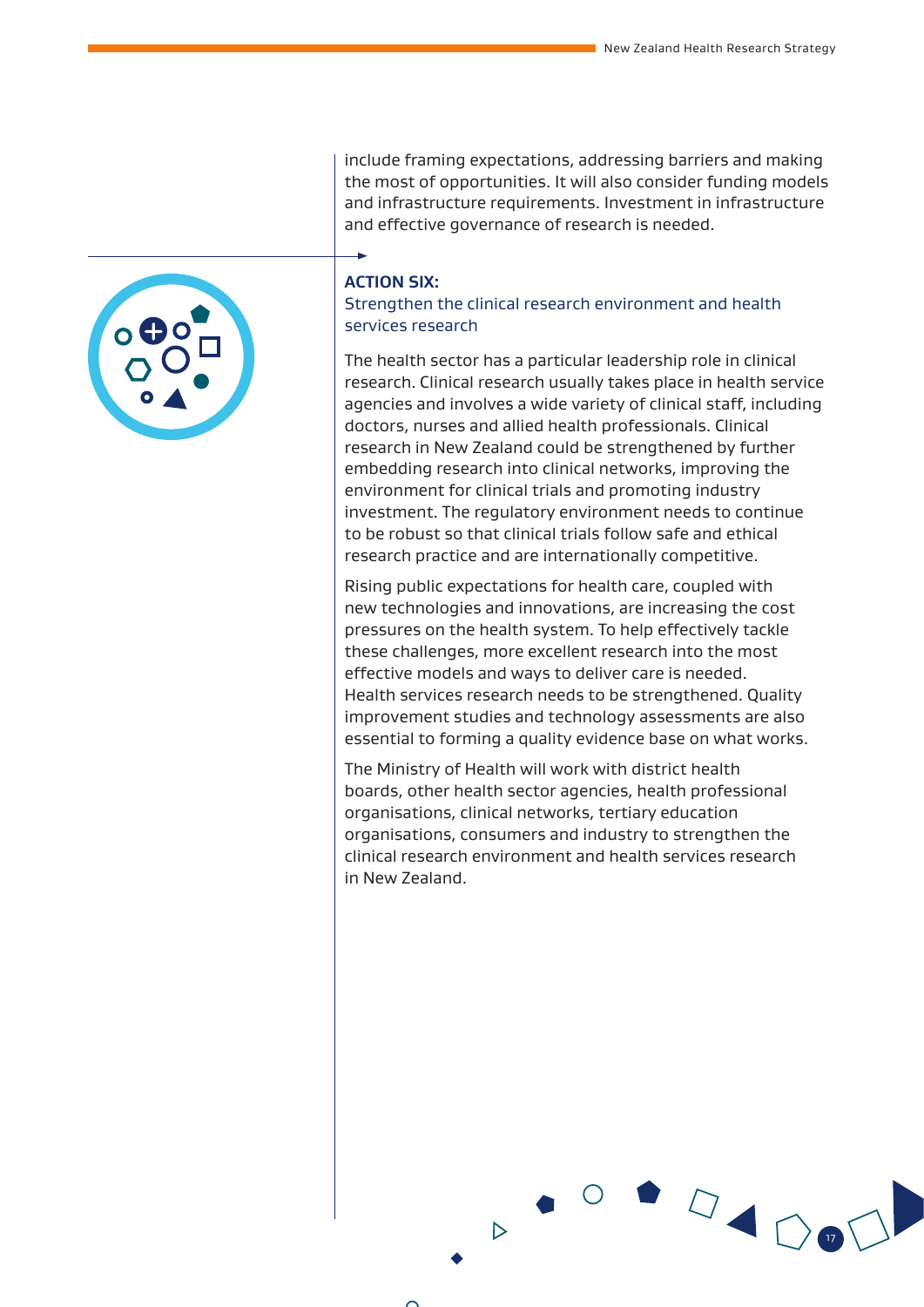include framing expectations, addressing barriers and making the most of opportunities. It will also consider funding models and infrastructure requirements. Investment in infrastructure and effective governance of research is needed.

### ACTION SIX:

Strengthen the clinical research environment and health services research

The health sector has a particular leadership role in clinical research. Clinical research usually takes place in health service agencies and involves a wide variety of clinical staff, including doctors, nurses and allied health professionals. Clinical research in New Zealand could be strengthened by further embedding research into clinical networks, improving the environment for clinical trials and promoting industry investment. The regulatory environment needs to continue to be robust so that clinical trials follow safe and ethical research practice and are internationally competitive.

Rising public expectations for health care, coupled with new technologies and innovations, are increasing the cost pressures on the health system. To help effectively tackle these challenges, more excellent research into the most effective models and ways to deliver care is needed. Health services research needs to be strengthened. Quality improvement studies and technology assessments are also essential to forming a quality evidence base on what works.

The Ministry of Health will work with district health boards, other health sector agencies, health professional organisations, clinical networks, tertiary education organisations, consumers and industry to strengthen the clinical research environment and health services research in New Zealand.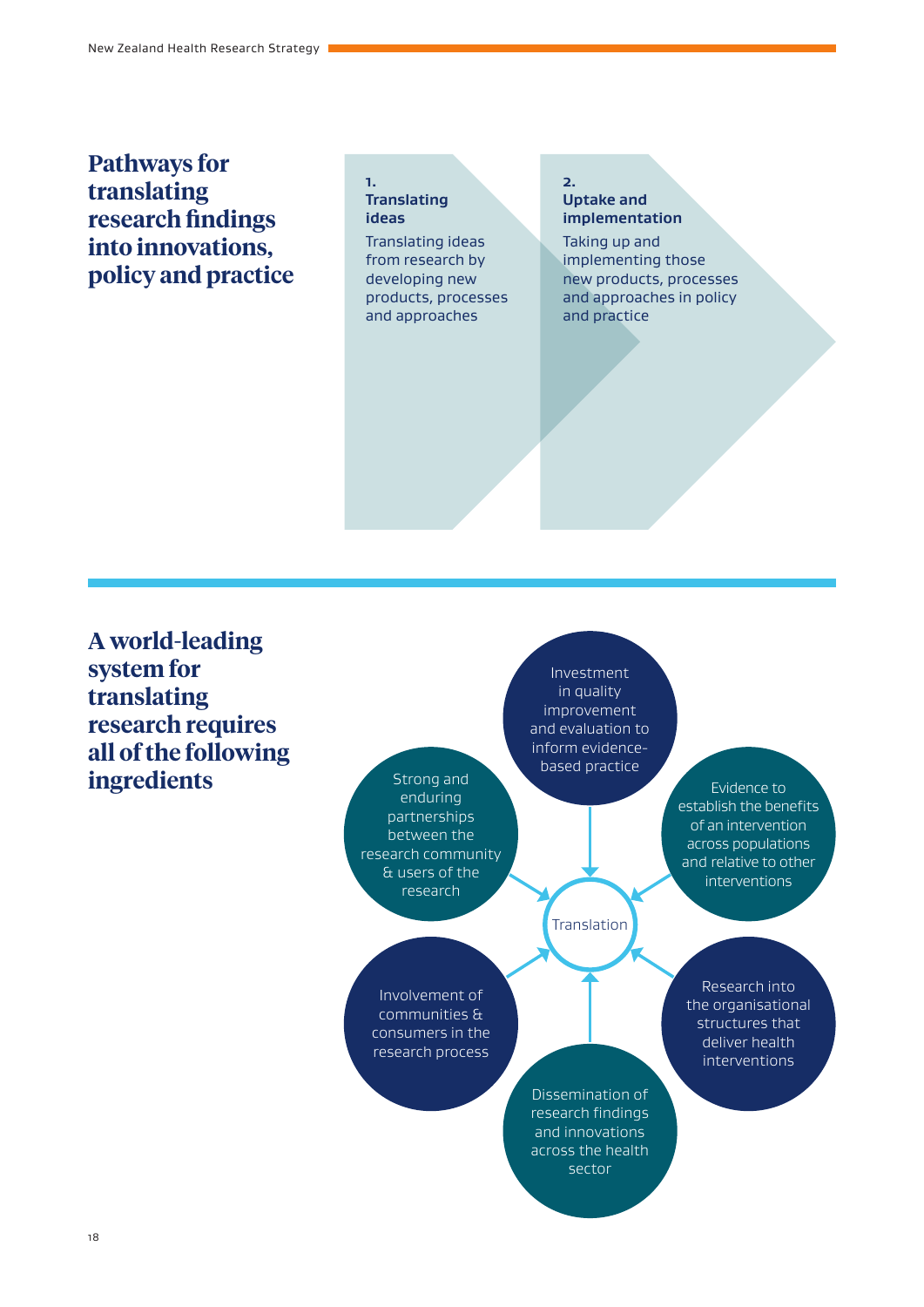## Pathways for translating research findings into innovations, policy and practice

**1. Translating ideas**

Translating ideas from research by developing new products, processes and approaches

**2. Uptake and implementation**

Taking up and implementing those new products, processes and approaches in policy and practice

## A world-leading system for translating research requires all of the following ingredients

**Translation**

- Investment in quality improvement and evaluation to inform evidence-based practice
- Evidence to establish the benefits of an intervention across populations and relative to other interventions
- Research into the organisational structures that deliver health interventions
- Dissemination of research findings and innovations across the health sector
- Involvement of communities & consumers in the research process
- Strong and enduring partnerships between the research community & users of the research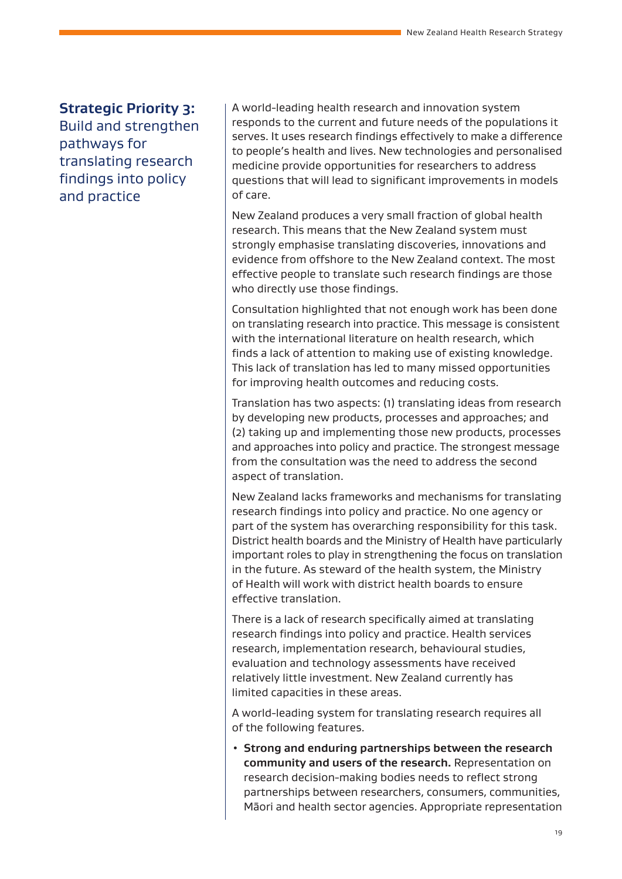## Strategic Priority 3: Build and strengthen pathways for translating research findings into policy and practice

A world-leading health research and innovation system responds to the current and future needs of the populations it serves. It uses research findings effectively to make a difference to people's health and lives. New technologies and personalised medicine provide opportunities for researchers to address questions that will lead to significant improvements in models of care.

New Zealand produces a very small fraction of global health research. This means that the New Zealand system must strongly emphasise translating discoveries, innovations and evidence from offshore to the New Zealand context. The most effective people to translate such research findings are those who directly use those findings.

Consultation highlighted that not enough work has been done on translating research into practice. This message is consistent with the international literature on health research, which finds a lack of attention to making use of existing knowledge. This lack of translation has led to many missed opportunities for improving health outcomes and reducing costs.

Translation has two aspects: (1) translating ideas from research by developing new products, processes and approaches; and (2) taking up and implementing those new products, processes and approaches into policy and practice. The strongest message from the consultation was the need to address the second aspect of translation.

New Zealand lacks frameworks and mechanisms for translating research findings into policy and practice. No one agency or part of the system has overarching responsibility for this task. District health boards and the Ministry of Health have particularly important roles to play in strengthening the focus on translation in the future. As steward of the health system, the Ministry of Health will work with district health boards to ensure effective translation.

There is a lack of research specifically aimed at translating research findings into policy and practice. Health services research, implementation research, behavioural studies, evaluation and technology assessments have received relatively little investment. New Zealand currently has limited capacities in these areas.

A world-leading system for translating research requires all of the following features.

- **Strong and enduring partnerships between the research community and users of the research.** Representation on research decision-making bodies needs to reflect strong partnerships between researchers, consumers, communities, Māori and health sector agencies. Appropriate representation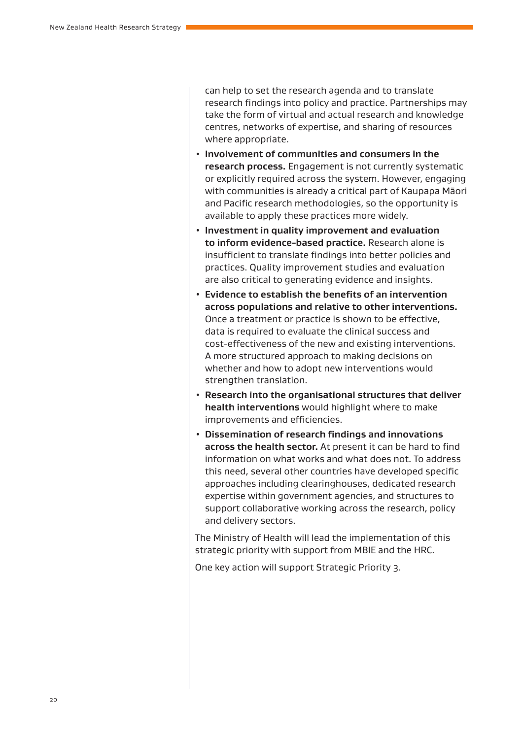can help to set the research agenda and to translate research findings into policy and practice. Partnerships may take the form of virtual and actual research and knowledge centres, networks of expertise, and sharing of resources where appropriate.

- **Involvement of communities and consumers in the research process.** Engagement is not currently systematic or explicitly required across the system. However, engaging with communities is already a critical part of Kaupapa Māori and Pacific research methodologies, so the opportunity is available to apply these practices more widely.
- **Investment in quality improvement and evaluation to inform evidence-based practice.** Research alone is insufficient to translate findings into better policies and practices. Quality improvement studies and evaluation are also critical to generating evidence and insights.
- **Evidence to establish the benefits of an intervention across populations and relative to other interventions.** Once a treatment or practice is shown to be effective, data is required to evaluate the clinical success and cost-effectiveness of the new and existing interventions. A more structured approach to making decisions on whether and how to adopt new interventions would strengthen translation.
- **Research into the organisational structures that deliver health interventions** would highlight where to make improvements and efficiencies.
- **Dissemination of research findings and innovations across the health sector.** At present it can be hard to find information on what works and what does not. To address this need, several other countries have developed specific approaches including clearinghouses, dedicated research expertise within government agencies, and structures to support collaborative working across the research, policy and delivery sectors.

The Ministry of Health will lead the implementation of this strategic priority with support from MBIE and the HRC.

One key action will support Strategic Priority 3.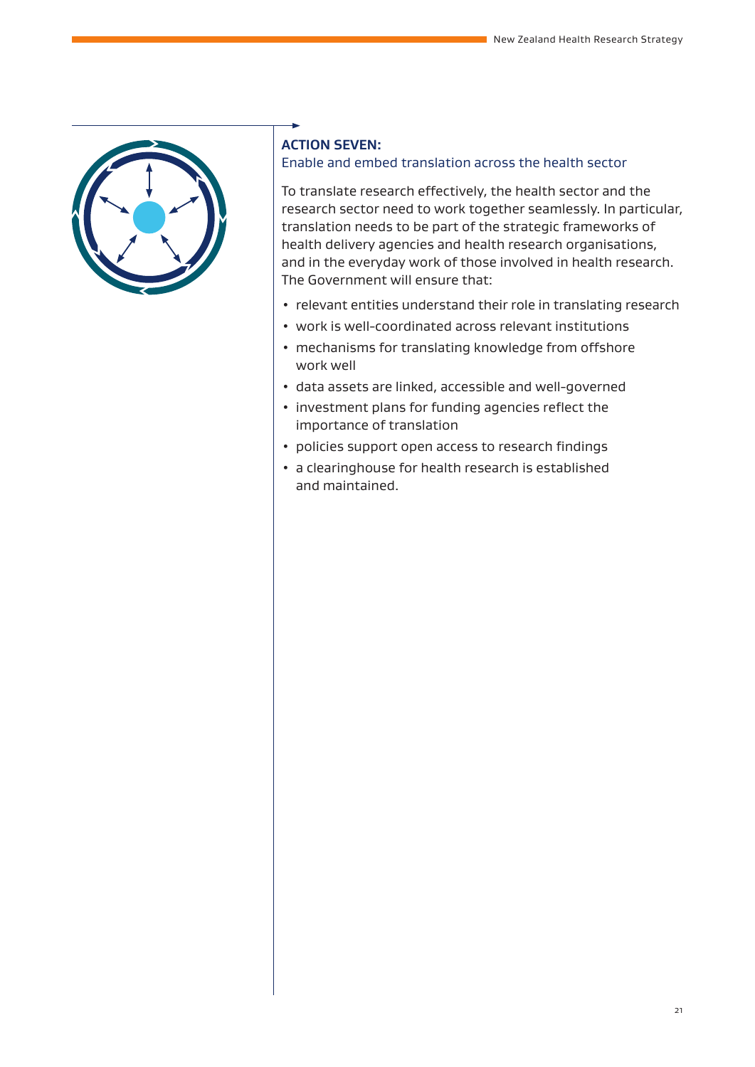## ACTION SEVEN:

### Enable and embed translation across the health sector

To translate research effectively, the health sector and the research sector need to work together seamlessly. In particular, translation needs to be part of the strategic frameworks of health delivery agencies and health research organisations, and in the everyday work of those involved in health research. The Government will ensure that:

- relevant entities understand their role in translating research
- work is well-coordinated across relevant institutions
- mechanisms for translating knowledge from offshore work well
- data assets are linked, accessible and well-governed
- investment plans for funding agencies reflect the importance of translation
- policies support open access to research findings
- a clearinghouse for health research is established and maintained.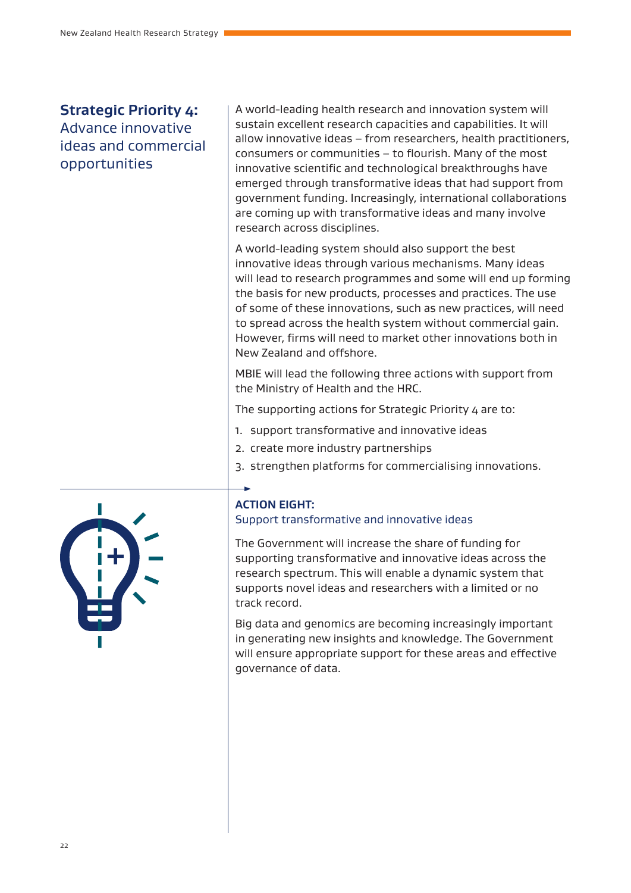## **Strategic Priority 4:** Advance innovative ideas and commercial opportunities

A world-leading health research and innovation system will sustain excellent research capacities and capabilities. It will allow innovative ideas – from researchers, health practitioners, consumers or communities – to flourish. Many of the most innovative scientific and technological breakthroughs have emerged through transformative ideas that had support from government funding. Increasingly, international collaborations are coming up with transformative ideas and many involve research across disciplines.

A world-leading system should also support the best innovative ideas through various mechanisms. Many ideas will lead to research programmes and some will end up forming the basis for new products, processes and practices. The use of some of these innovations, such as new practices, will need to spread across the health system without commercial gain. However, firms will need to market other innovations both in New Zealand and offshore.

MBIE will lead the following three actions with support from the Ministry of Health and the HRC.

The supporting actions for Strategic Priority 4 are to:

1. support transformative and innovative ideas
2. create more industry partnerships
3. strengthen platforms for commercialising innovations.

### **ACTION EIGHT:** Support transformative and innovative ideas

The Government will increase the share of funding for supporting transformative and innovative ideas across the research spectrum. This will enable a dynamic system that supports novel ideas and researchers with a limited or no track record.

Big data and genomics are becoming increasingly important in generating new insights and knowledge. The Government will ensure appropriate support for these areas and effective governance of data.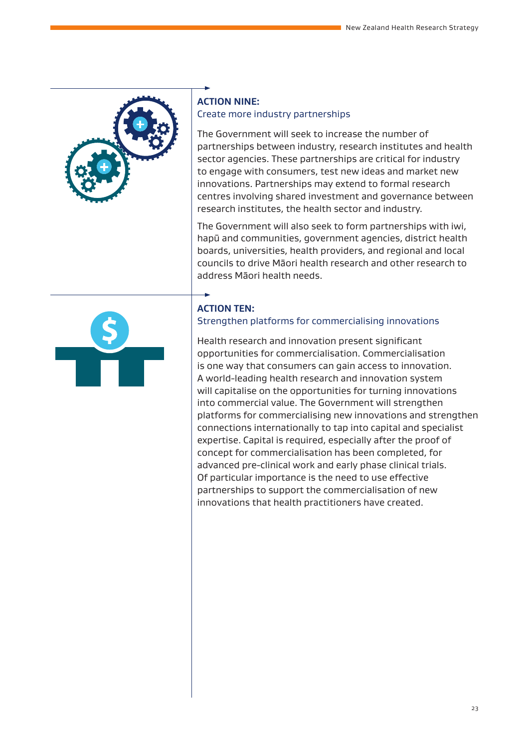## ACTION NINE:
### Create more industry partnerships

The Government will seek to increase the number of partnerships between industry, research institutes and health sector agencies. These partnerships are critical for industry to engage with consumers, test new ideas and market new innovations. Partnerships may extend to formal research centres involving shared investment and governance between research institutes, the health sector and industry.

The Government will also seek to form partnerships with iwi, hapū and communities, government agencies, district health boards, universities, health providers, and regional and local councils to drive Māori health research and other research to address Māori health needs.

## ACTION TEN:
### Strengthen platforms for commercialising innovations

Health research and innovation present significant opportunities for commercialisation. Commercialisation is one way that consumers can gain access to innovation. A world-leading health research and innovation system will capitalise on the opportunities for turning innovations into commercial value. The Government will strengthen platforms for commercialising new innovations and strengthen connections internationally to tap into capital and specialist expertise. Capital is required, especially after the proof of concept for commercialisation has been completed, for advanced pre-clinical work and early phase clinical trials. Of particular importance is the need to use effective partnerships to support the commercialisation of new innovations that health practitioners have created.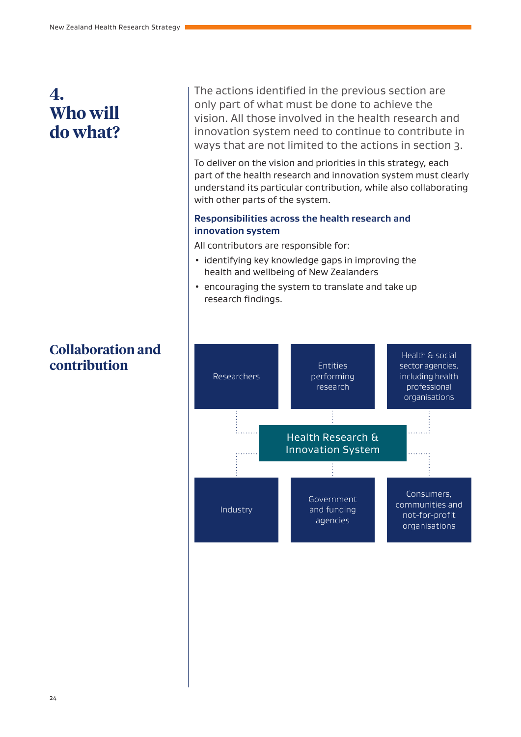# 4. Who will do what?

The actions identified in the previous section are only part of what must be done to achieve the vision. All those involved in the health research and innovation system need to continue to contribute in ways that are not limited to the actions in section 3.

To deliver on the vision and priorities in this strategy, each part of the health research and innovation system must clearly understand its particular contribution, while also collaborating with other parts of the system.

### Responsibilities across the health research and innovation system

All contributors are responsible for:

- identifying key knowledge gaps in improving the health and wellbeing of New Zealanders
- encouraging the system to translate and take up research findings.

## Collaboration and contribution

Researchers

Entities performing research

Health & social sector agencies, including health professional organisations

Health Research & Innovation System

Industry

Government and funding agencies

Consumers, communities and not-for-profit organisations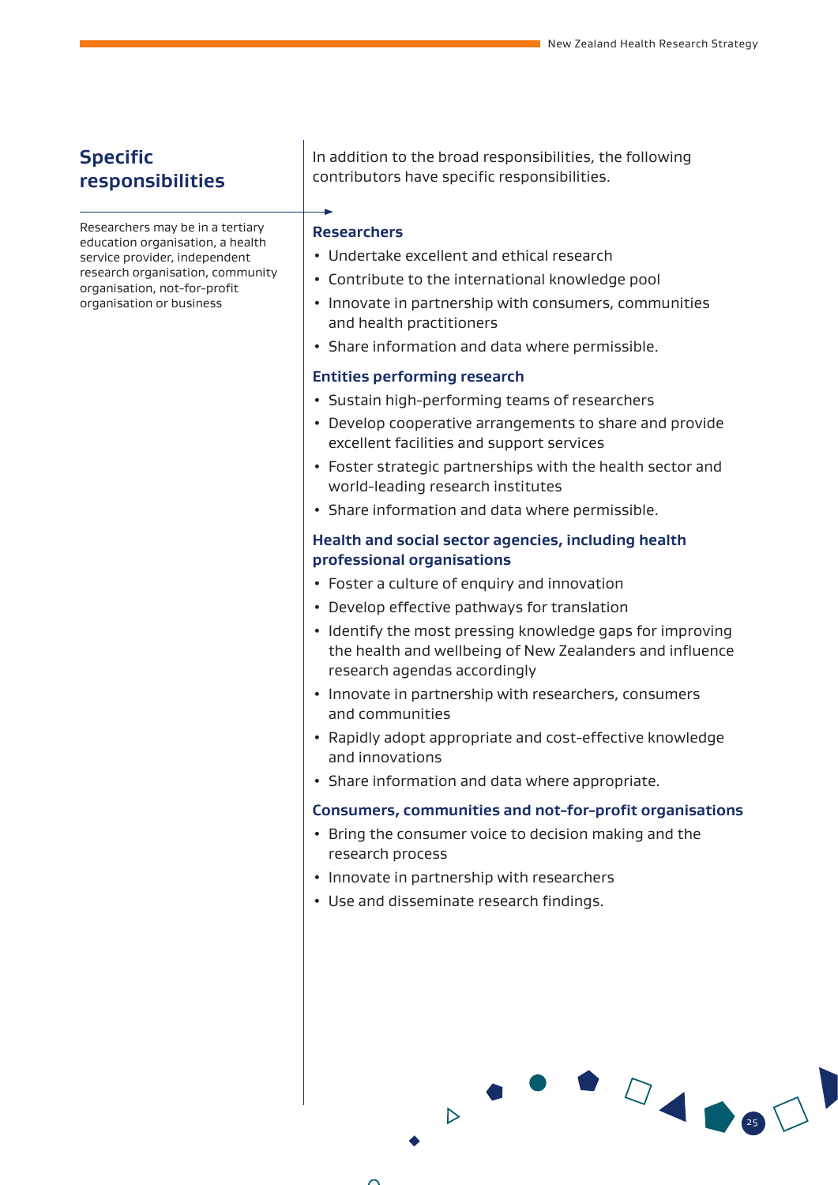## Specific responsibilities

Researchers may be in a tertiary education organisation, a health service provider, independent research organisation, community organisation, not-for-profit organisation or business

In addition to the broad responsibilities, the following contributors have specific responsibilities.

### Researchers

- Undertake excellent and ethical research
- Contribute to the international knowledge pool
- Innovate in partnership with consumers, communities and health practitioners
- Share information and data where permissible.

### Entities performing research

- Sustain high-performing teams of researchers
- Develop cooperative arrangements to share and provide excellent facilities and support services
- Foster strategic partnerships with the health sector and world-leading research institutes
- Share information and data where permissible.

### Health and social sector agencies, including health professional organisations

- Foster a culture of enquiry and innovation
- Develop effective pathways for translation
- Identify the most pressing knowledge gaps for improving the health and wellbeing of New Zealanders and influence research agendas accordingly
- Innovate in partnership with researchers, consumers and communities
- Rapidly adopt appropriate and cost-effective knowledge and innovations
- Share information and data where appropriate.

### Consumers, communities and not-for-profit organisations

- Bring the consumer voice to decision making and the research process
- Innovate in partnership with researchers
- Use and disseminate research findings.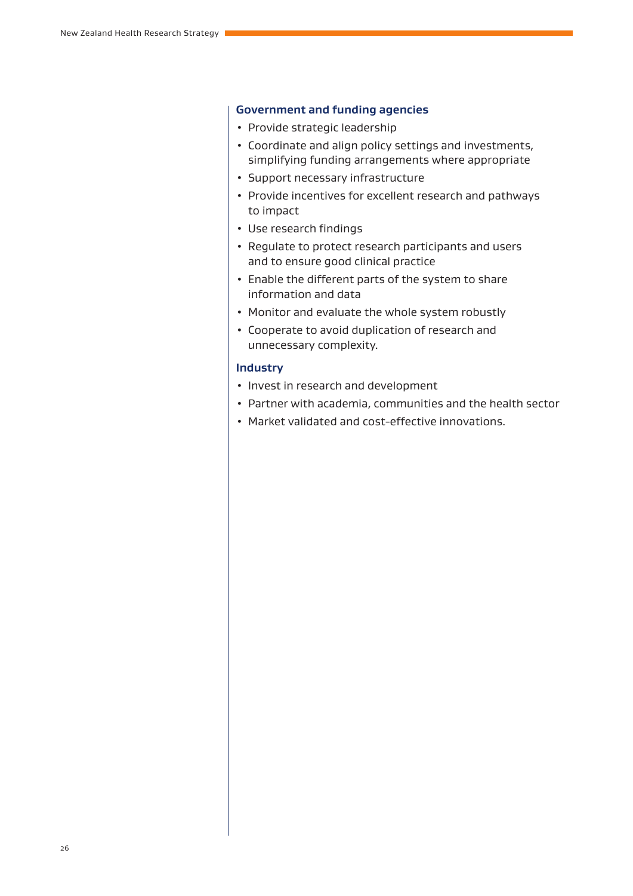### Government and funding agencies

- Provide strategic leadership
- Coordinate and align policy settings and investments, simplifying funding arrangements where appropriate
- Support necessary infrastructure
- Provide incentives for excellent research and pathways to impact
- Use research findings
- Regulate to protect research participants and users and to ensure good clinical practice
- Enable the different parts of the system to share information and data
- Monitor and evaluate the whole system robustly
- Cooperate to avoid duplication of research and unnecessary complexity.

### Industry

- Invest in research and development
- Partner with academia, communities and the health sector
- Market validated and cost-effective innovations.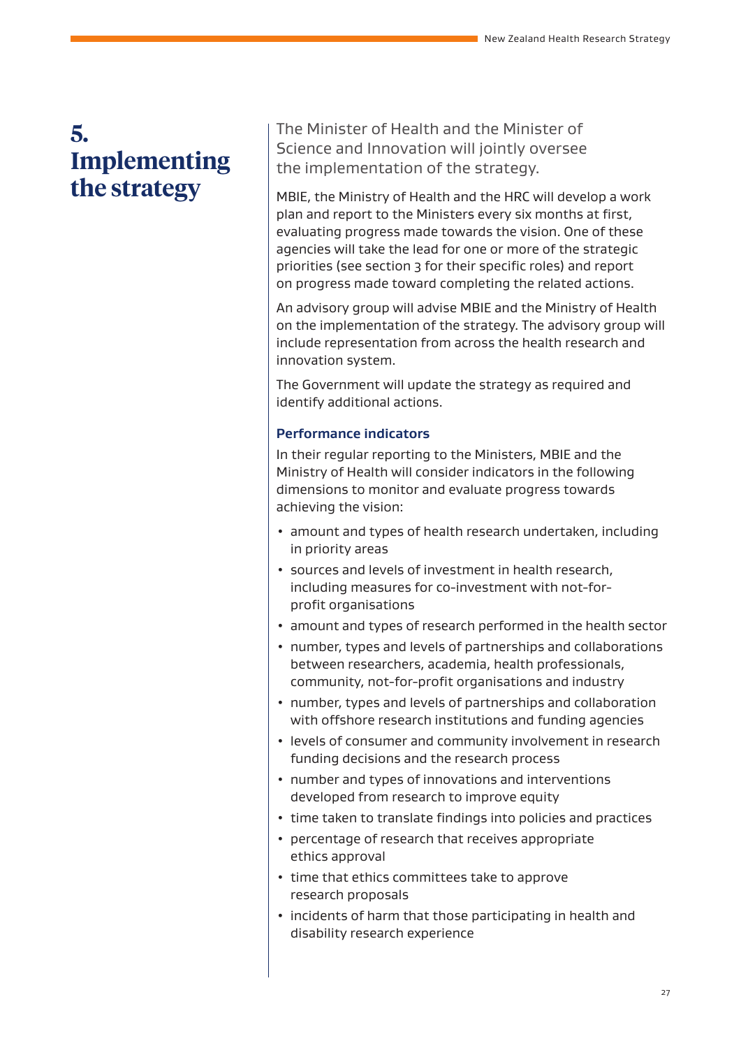# 5. Implementing the strategy

The Minister of Health and the Minister of Science and Innovation will jointly oversee the implementation of the strategy.

MBIE, the Ministry of Health and the HRC will develop a work plan and report to the Ministers every six months at first, evaluating progress made towards the vision. One of these agencies will take the lead for one or more of the strategic priorities (see section 3 for their specific roles) and report on progress made toward completing the related actions.

An advisory group will advise MBIE and the Ministry of Health on the implementation of the strategy. The advisory group will include representation from across the health research and innovation system.

The Government will update the strategy as required and identify additional actions.

### Performance indicators

In their regular reporting to the Ministers, MBIE and the Ministry of Health will consider indicators in the following dimensions to monitor and evaluate progress towards achieving the vision:

- amount and types of health research undertaken, including in priority areas
- sources and levels of investment in health research, including measures for co-investment with not-for-profit organisations
- amount and types of research performed in the health sector
- number, types and levels of partnerships and collaborations between researchers, academia, health professionals, community, not-for-profit organisations and industry
- number, types and levels of partnerships and collaboration with offshore research institutions and funding agencies
- levels of consumer and community involvement in research funding decisions and the research process
- number and types of innovations and interventions developed from research to improve equity
- time taken to translate findings into policies and practices
- percentage of research that receives appropriate ethics approval
- time that ethics committees take to approve research proposals
- incidents of harm that those participating in health and disability research experience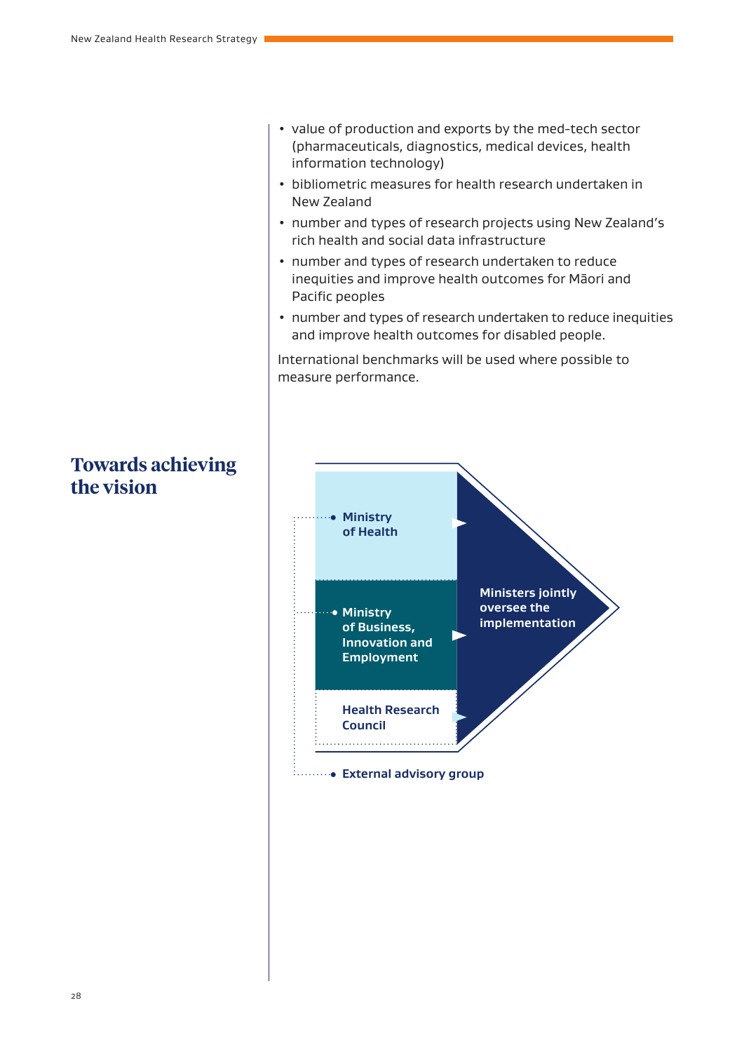- value of production and exports by the med-tech sector (pharmaceuticals, diagnostics, medical devices, health information technology)
- bibliometric measures for health research undertaken in New Zealand
- number and types of research projects using New Zealand's rich health and social data infrastructure
- number and types of research undertaken to reduce inequities and improve health outcomes for Māori and Pacific peoples
- number and types of research undertaken to reduce inequities and improve health outcomes for disabled people.

International benchmarks will be used where possible to measure performance.

## Towards achieving the vision

Ministry of Health

Ministry of Business, Innovation and Employment

Health Research Council

Ministers jointly oversee the implementation

External advisory group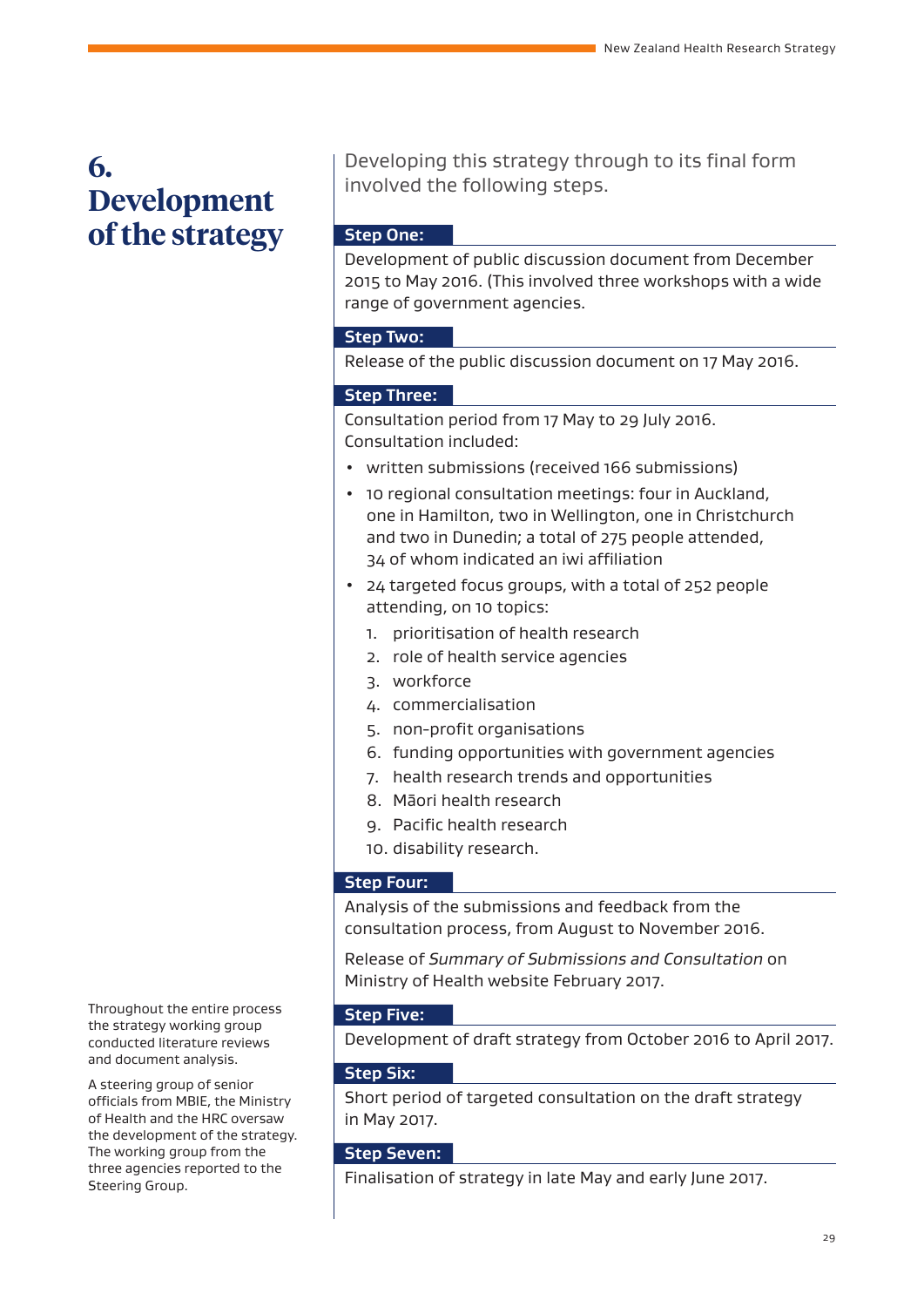# 6. Development of the strategy

Developing this strategy through to its final form involved the following steps.

**Step One:**

Development of public discussion document from December 2015 to May 2016. (This involved three workshops with a wide range of government agencies.

**Step Two:**

Release of the public discussion document on 17 May 2016.

**Step Three:**

Consultation period from 17 May to 29 July 2016. Consultation included:

- written submissions (received 166 submissions)
- 10 regional consultation meetings: four in Auckland, one in Hamilton, two in Wellington, one in Christchurch and two in Dunedin; a total of 275 people attended, 34 of whom indicated an iwi affiliation
- 24 targeted focus groups, with a total of 252 people attending, on 10 topics:
  1. prioritisation of health research
  2. role of health service agencies
  3. workforce
  4. commercialisation
  5. non-profit organisations
  6. funding opportunities with government agencies
  7. health research trends and opportunities
  8. Māori health research
  9. Pacific health research
  10. disability research.

**Step Four:**

Analysis of the submissions and feedback from the consultation process, from August to November 2016.

Release of *Summary of Submissions and Consultation* on Ministry of Health website February 2017.

**Step Five:**

Development of draft strategy from October 2016 to April 2017.

**Step Six:**

Short period of targeted consultation on the draft strategy in May 2017.

**Step Seven:**

Finalisation of strategy in late May and early June 2017.

Throughout the entire process the strategy working group conducted literature reviews and document analysis.

A steering group of senior officials from MBIE, the Ministry of Health and the HRC oversaw the development of the strategy. The working group from the three agencies reported to the Steering Group.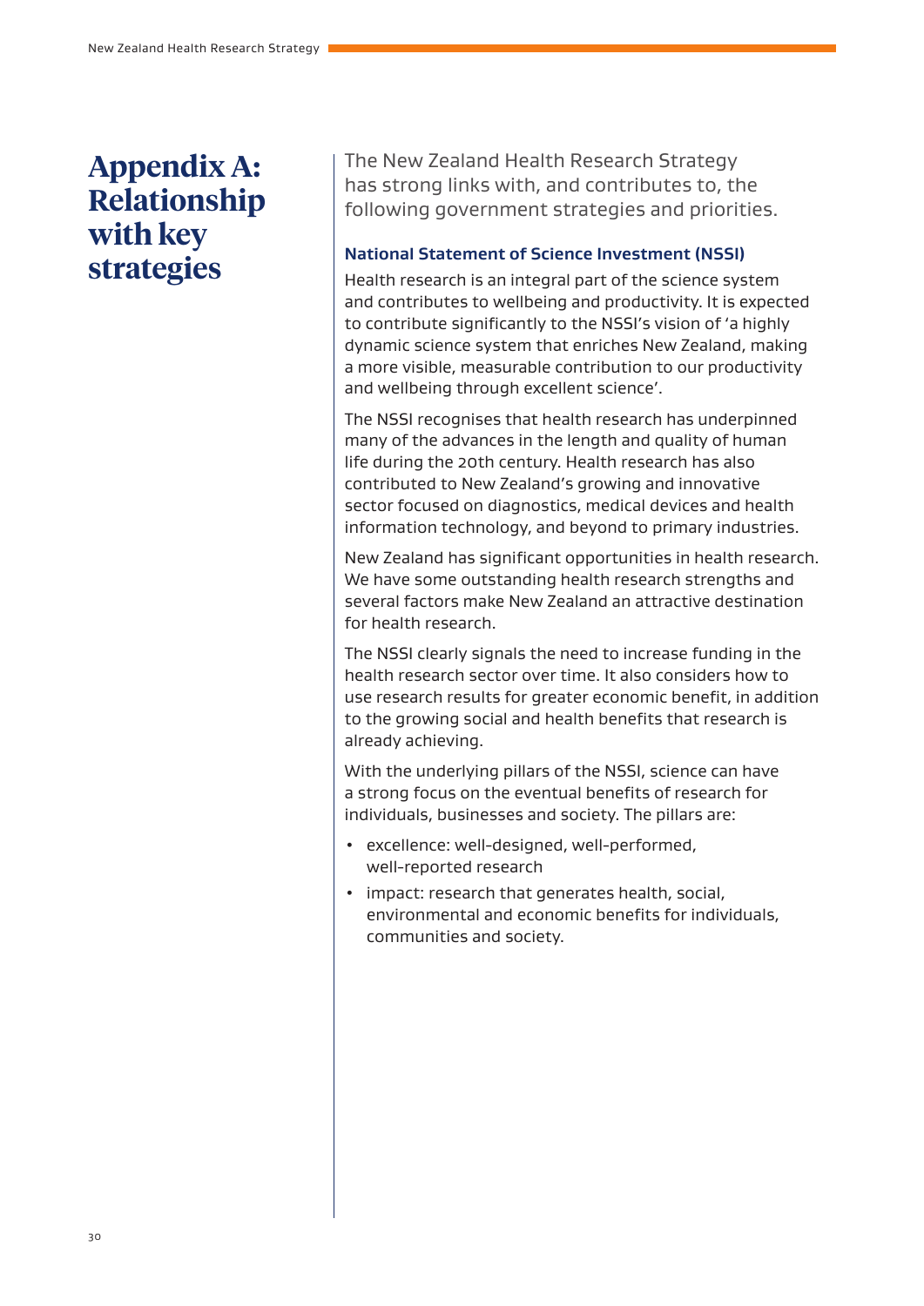# Appendix A: Relationship with key strategies

The New Zealand Health Research Strategy has strong links with, and contributes to, the following government strategies and priorities.

### National Statement of Science Investment (NSSI)

Health research is an integral part of the science system and contributes to wellbeing and productivity. It is expected to contribute significantly to the NSSI's vision of 'a highly dynamic science system that enriches New Zealand, making a more visible, measurable contribution to our productivity and wellbeing through excellent science'.

The NSSI recognises that health research has underpinned many of the advances in the length and quality of human life during the 20th century. Health research has also contributed to New Zealand's growing and innovative sector focused on diagnostics, medical devices and health information technology, and beyond to primary industries.

New Zealand has significant opportunities in health research. We have some outstanding health research strengths and several factors make New Zealand an attractive destination for health research.

The NSSI clearly signals the need to increase funding in the health research sector over time. It also considers how to use research results for greater economic benefit, in addition to the growing social and health benefits that research is already achieving.

With the underlying pillars of the NSSI, science can have a strong focus on the eventual benefits of research for individuals, businesses and society. The pillars are:

- excellence: well-designed, well-performed, well-reported research
- impact: research that generates health, social, environmental and economic benefits for individuals, communities and society.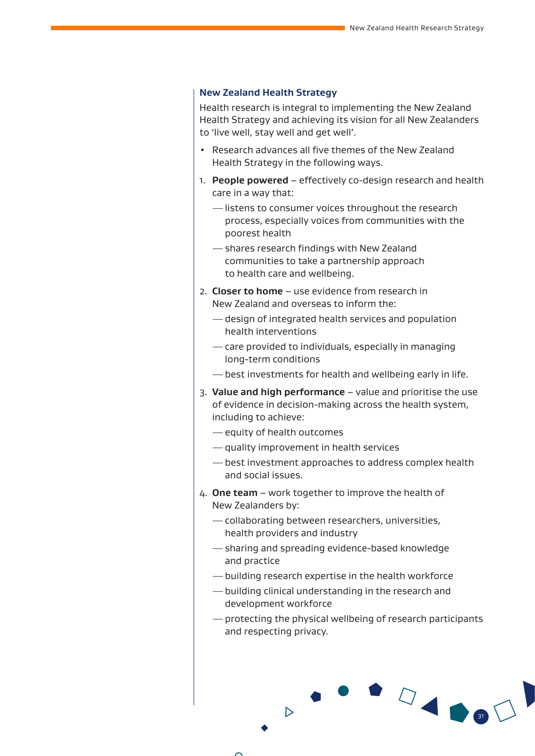### New Zealand Health Strategy

Health research is integral to implementing the New Zealand Health Strategy and achieving its vision for all New Zealanders to 'live well, stay well and get well'.

- Research advances all five themes of the New Zealand Health Strategy in the following ways.

1. **People powered** – effectively co-design research and health care in a way that:
   - listens to consumer voices throughout the research process, especially voices from communities with the poorest health
   - shares research findings with New Zealand communities to take a partnership approach to health care and wellbeing.
2. **Closer to home** – use evidence from research in New Zealand and overseas to inform the:
   - design of integrated health services and population health interventions
   - care provided to individuals, especially in managing long-term conditions
   - best investments for health and wellbeing early in life.
3. **Value and high performance** – value and prioritise the use of evidence in decision-making across the health system, including to achieve:
   - equity of health outcomes
   - quality improvement in health services
   - best investment approaches to address complex health and social issues.
4. **One team** – work together to improve the health of New Zealanders by:
   - collaborating between researchers, universities, health providers and industry
   - sharing and spreading evidence-based knowledge and practice
   - building research expertise in the health workforce
   - building clinical understanding in the research and development workforce
   - protecting the physical wellbeing of research participants and respecting privacy.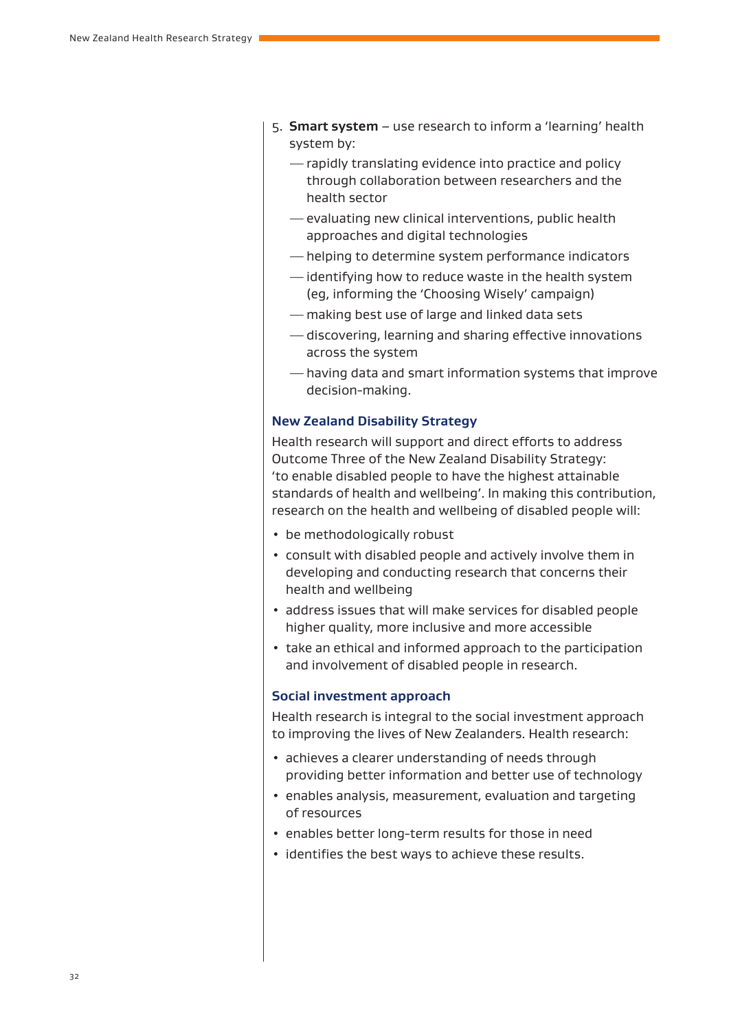5. **Smart system** – use research to inform a 'learning' health system by:
   - rapidly translating evidence into practice and policy through collaboration between researchers and the health sector
   - evaluating new clinical interventions, public health approaches and digital technologies
   - helping to determine system performance indicators
   - identifying how to reduce waste in the health system (eg, informing the 'Choosing Wisely' campaign)
   - making best use of large and linked data sets
   - discovering, learning and sharing effective innovations across the system
   - having data and smart information systems that improve decision-making.

### New Zealand Disability Strategy

Health research will support and direct efforts to address Outcome Three of the New Zealand Disability Strategy: 'to enable disabled people to have the highest attainable standards of health and wellbeing'. In making this contribution, research on the health and wellbeing of disabled people will:

- be methodologically robust
- consult with disabled people and actively involve them in developing and conducting research that concerns their health and wellbeing
- address issues that will make services for disabled people higher quality, more inclusive and more accessible
- take an ethical and informed approach to the participation and involvement of disabled people in research.

### Social investment approach

Health research is integral to the social investment approach to improving the lives of New Zealanders. Health research:

- achieves a clearer understanding of needs through providing better information and better use of technology
- enables analysis, measurement, evaluation and targeting of resources
- enables better long-term results for those in need
- identifies the best ways to achieve these results.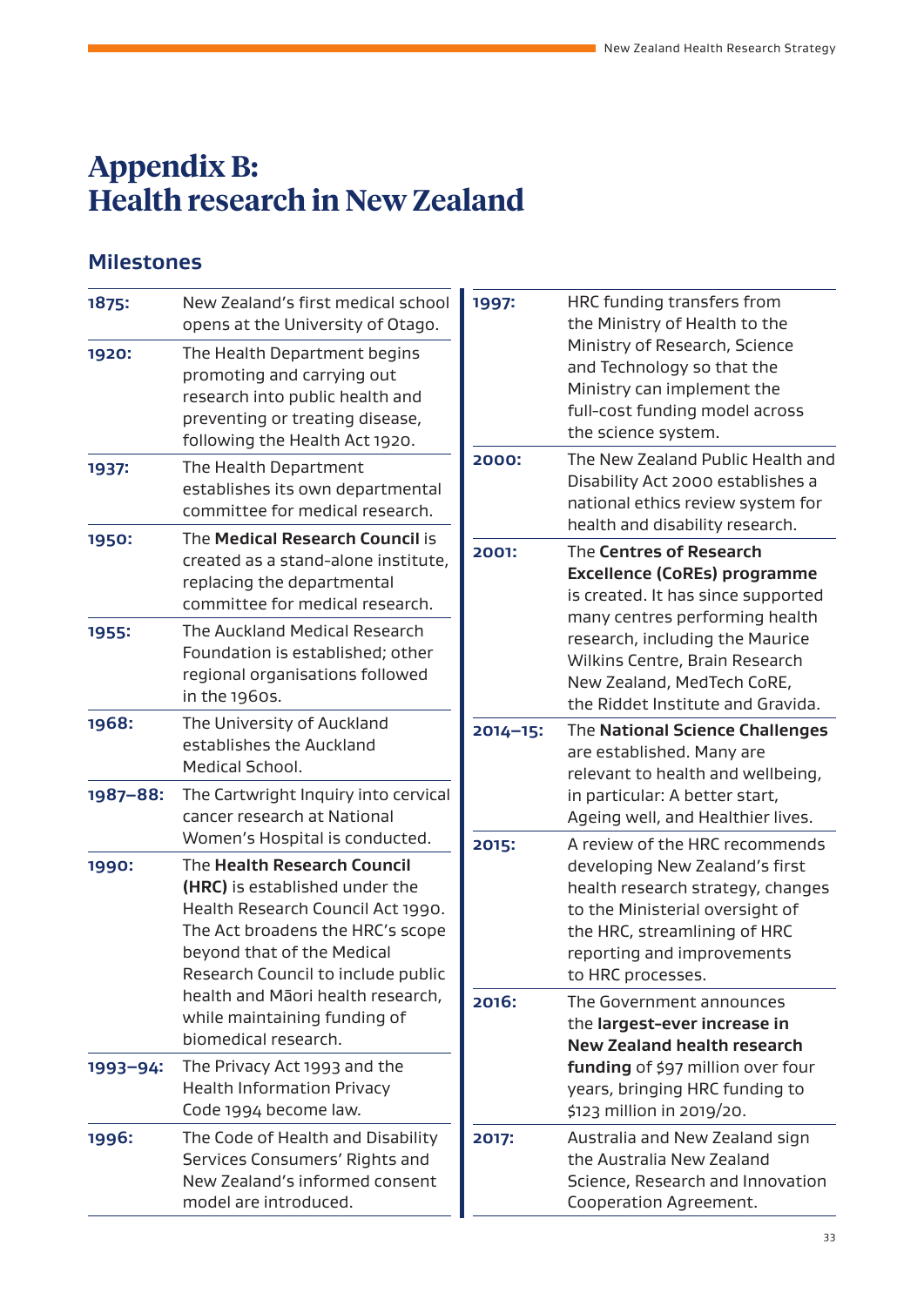# Appendix B: Health research in New Zealand

## Milestones

**1875:** New Zealand's first medical school opens at the University of Otago.

**1920:** The Health Department begins promoting and carrying out research into public health and preventing or treating disease, following the Health Act 1920.

**1937:** The Health Department establishes its own departmental committee for medical research.

**1950:** The **Medical Research Council** is created as a stand-alone institute, replacing the departmental committee for medical research.

**1955:** The Auckland Medical Research Foundation is established; other regional organisations followed in the 1960s.

**1968:** The University of Auckland establishes the Auckland Medical School.

**1987–88:** The Cartwright Inquiry into cervical cancer research at National Women's Hospital is conducted.

**1990:** The **Health Research Council (HRC)** is established under the Health Research Council Act 1990. The Act broadens the HRC's scope beyond that of the Medical Research Council to include public health and Māori health research, while maintaining funding of biomedical research.

**1993–94:** The Privacy Act 1993 and the Health Information Privacy Code 1994 become law.

**1996:** The Code of Health and Disability Services Consumers' Rights and New Zealand's informed consent model are introduced.

**1997:** HRC funding transfers from the Ministry of Health to the Ministry of Research, Science and Technology so that the Ministry can implement the full-cost funding model across the science system.

**2000:** The New Zealand Public Health and Disability Act 2000 establishes a national ethics review system for health and disability research.

**2001:** The **Centres of Research Excellence (CoREs) programme** is created. It has since supported many centres performing health research, including the Maurice Wilkins Centre, Brain Research New Zealand, MedTech CoRE, the Riddet Institute and Gravida.

**2014–15:** The **National Science Challenges** are established. Many are relevant to health and wellbeing, in particular: A better start, Ageing well, and Healthier lives.

**2015:** A review of the HRC recommends developing New Zealand's first health research strategy, changes to the Ministerial oversight of the HRC, streamlining of HRC reporting and improvements to HRC processes.

**2016:** The Government announces the **largest-ever increase in New Zealand health research funding** of $97 million over four years, bringing HRC funding to $123 million in 2019/20.

**2017:** Australia and New Zealand sign the Australia New Zealand Science, Research and Innovation Cooperation Agreement.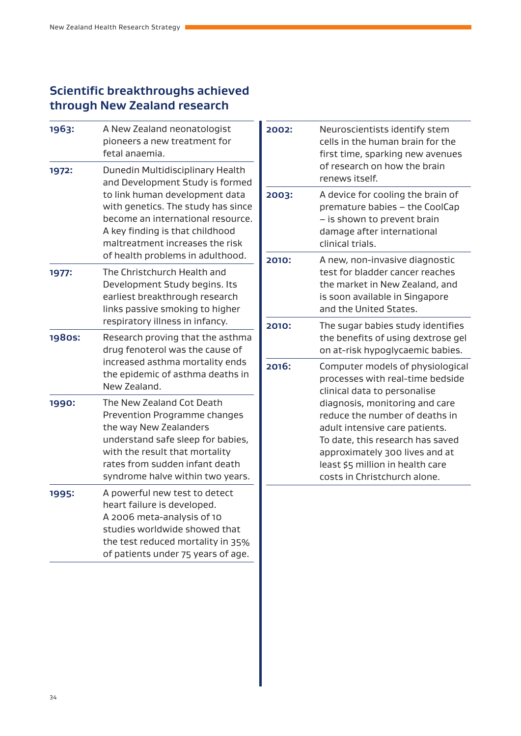## Scientific breakthroughs achieved through New Zealand research

**1963:** A New Zealand neonatologist pioneers a new treatment for fetal anaemia.

**1972:** Dunedin Multidisciplinary Health and Development Study is formed to link human development data with genetics. The study has since become an international resource. A key finding is that childhood maltreatment increases the risk of health problems in adulthood.

**1977:** The Christchurch Health and Development Study begins. Its earliest breakthrough research links passive smoking to higher respiratory illness in infancy.

**1980s:** Research proving that the asthma drug fenoterol was the cause of increased asthma mortality ends the epidemic of asthma deaths in New Zealand.

**1990:** The New Zealand Cot Death Prevention Programme changes the way New Zealanders understand safe sleep for babies, with the result that mortality rates from sudden infant death syndrome halve within two years.

**1995:** A powerful new test to detect heart failure is developed. A 2006 meta-analysis of 10 studies worldwide showed that the test reduced mortality in 35% of patients under 75 years of age.

**2002:** Neuroscientists identify stem cells in the human brain for the first time, sparking new avenues of research on how the brain renews itself.

**2003:** A device for cooling the brain of premature babies – the CoolCap – is shown to prevent brain damage after international clinical trials.

**2010:** A new, non-invasive diagnostic test for bladder cancer reaches the market in New Zealand, and is soon available in Singapore and the United States.

**2010:** The sugar babies study identifies the benefits of using dextrose gel on at-risk hypoglycaemic babies.

**2016:** Computer models of physiological processes with real-time bedside clinical data to personalise diagnosis, monitoring and care reduce the number of deaths in adult intensive care patients. To date, this research has saved approximately 300 lives and at least $5 million in health care costs in Christchurch alone.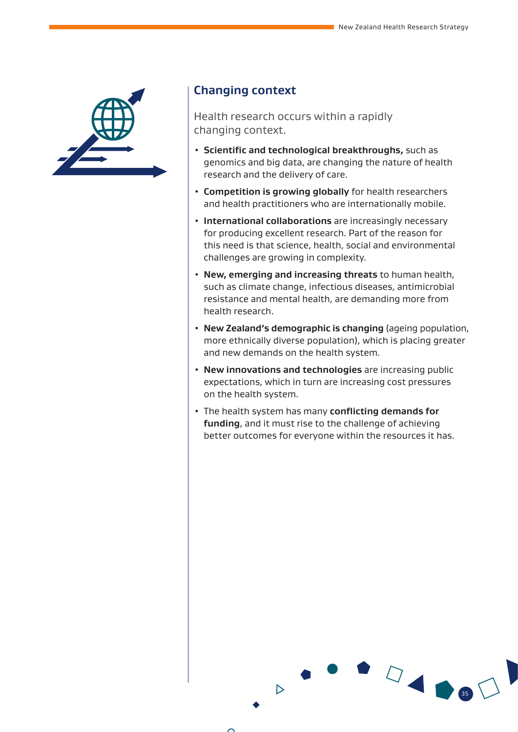## Changing context

Health research occurs within a rapidly changing context.

- **Scientific and technological breakthroughs,** such as genomics and big data, are changing the nature of health research and the delivery of care.
- **Competition is growing globally** for health researchers and health practitioners who are internationally mobile.
- **International collaborations** are increasingly necessary for producing excellent research. Part of the reason for this need is that science, health, social and environmental challenges are growing in complexity.
- **New, emerging and increasing threats** to human health, such as climate change, infectious diseases, antimicrobial resistance and mental health, are demanding more from health research.
- **New Zealand's demographic is changing** (ageing population, more ethnically diverse population), which is placing greater and new demands on the health system.
- **New innovations and technologies** are increasing public expectations, which in turn are increasing cost pressures on the health system.
- The health system has many **conflicting demands for funding**, and it must rise to the challenge of achieving better outcomes for everyone within the resources it has.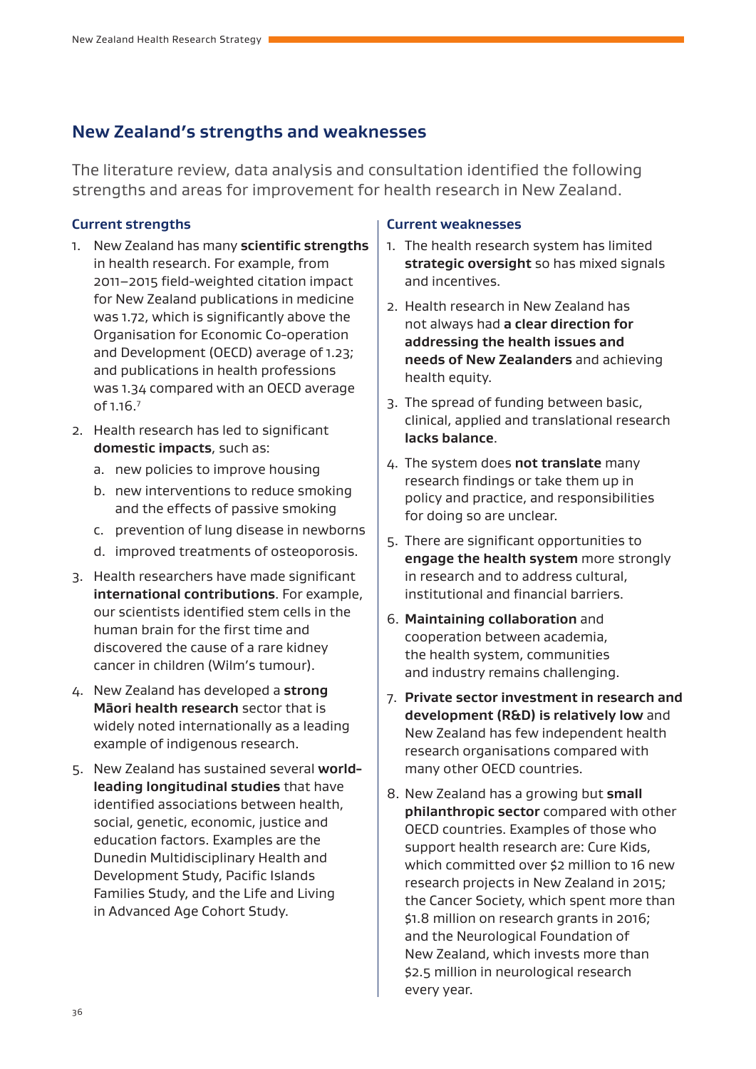## New Zealand's strengths and weaknesses

The literature review, data analysis and consultation identified the following strengths and areas for improvement for health research in New Zealand.

### Current strengths

1. New Zealand has many **scientific strengths** in health research. For example, from 2011–2015 field-weighted citation impact for New Zealand publications in medicine was 1.72, which is significantly above the Organisation for Economic Co-operation and Development (OECD) average of 1.23; and publications in health professions was 1.34 compared with an OECD average of 1.16.[7]
2. Health research has led to significant **domestic impacts**, such as:
   a. new policies to improve housing
   b. new interventions to reduce smoking and the effects of passive smoking
   c. prevention of lung disease in newborns
   d. improved treatments of osteoporosis.
3. Health researchers have made significant **international contributions**. For example, our scientists identified stem cells in the human brain for the first time and discovered the cause of a rare kidney cancer in children (Wilm's tumour).
4. New Zealand has developed a **strong Māori health research** sector that is widely noted internationally as a leading example of indigenous research.
5. New Zealand has sustained several **world-leading longitudinal studies** that have identified associations between health, social, genetic, economic, justice and education factors. Examples are the Dunedin Multidisciplinary Health and Development Study, Pacific Islands Families Study, and the Life and Living in Advanced Age Cohort Study.

### Current weaknesses

1. The health research system has limited **strategic oversight** so has mixed signals and incentives.
2. Health research in New Zealand has not always had **a clear direction for addressing the health issues and needs of New Zealanders** and achieving health equity.
3. The spread of funding between basic, clinical, applied and translational research **lacks balance**.
4. The system does **not translate** many research findings or take them up in policy and practice, and responsibilities for doing so are unclear.
5. There are significant opportunities to **engage the health system** more strongly in research and to address cultural, institutional and financial barriers.
6. **Maintaining collaboration** and cooperation between academia, the health system, communities and industry remains challenging.
7. **Private sector investment in research and development (R&D) is relatively low** and New Zealand has few independent health research organisations compared with many other OECD countries.
8. New Zealand has a growing but **small philanthropic sector** compared with other OECD countries. Examples of those who support health research are: Cure Kids, which committed over $2 million to 16 new research projects in New Zealand in 2015; the Cancer Society, which spent more than $1.8 million on research grants in 2016; and the Neurological Foundation of New Zealand, which invests more than $2.5 million in neurological research every year.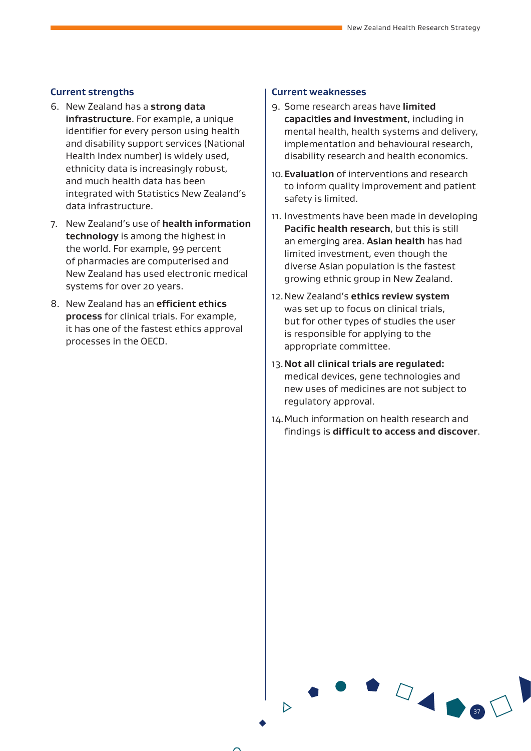### Current strengths

6. New Zealand has a **strong data infrastructure**. For example, a unique identifier for every person using health and disability support services (National Health Index number) is widely used, ethnicity data is increasingly robust, and much health data has been integrated with Statistics New Zealand's data infrastructure.
7. New Zealand's use of **health information technology** is among the highest in the world. For example, 99 percent of pharmacies are computerised and New Zealand has used electronic medical systems for over 20 years.
8. New Zealand has an **efficient ethics process** for clinical trials. For example, it has one of the fastest ethics approval processes in the OECD.

### Current weaknesses

9. Some research areas have **limited capacities and investment**, including in mental health, health systems and delivery, implementation and behavioural research, disability research and health economics.
10. **Evaluation** of interventions and research to inform quality improvement and patient safety is limited.
11. Investments have been made in developing **Pacific health research**, but this is still an emerging area. **Asian health** has had limited investment, even though the diverse Asian population is the fastest growing ethnic group in New Zealand.
12. New Zealand's **ethics review system** was set up to focus on clinical trials, but for other types of studies the user is responsible for applying to the appropriate committee.
13. **Not all clinical trials are regulated:** medical devices, gene technologies and new uses of medicines are not subject to regulatory approval.
14. Much information on health research and findings is **difficult to access and discover**.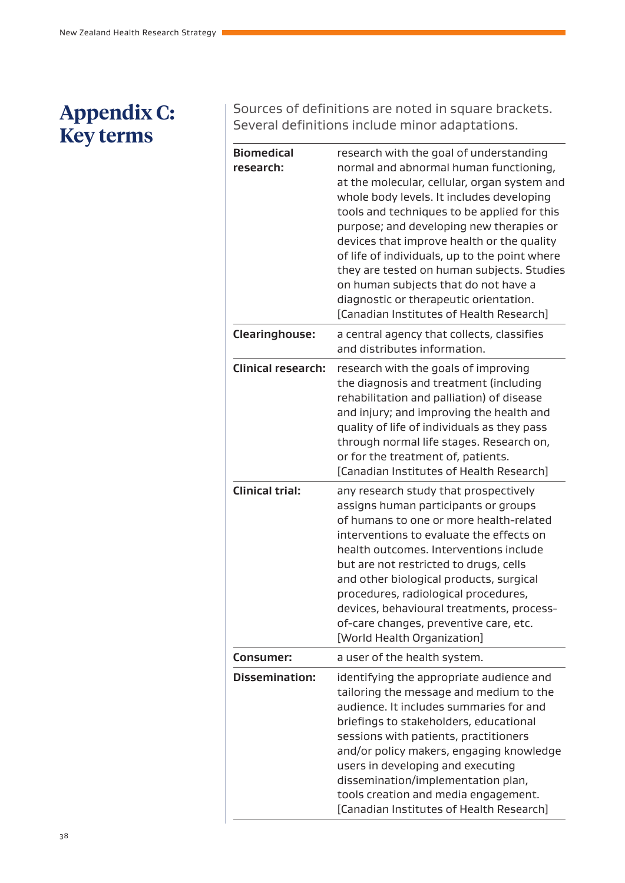# Appendix C: Key terms

Sources of definitions are noted in square brackets. Several definitions include minor adaptations.

| | |
|---|---|
| **Biomedical research:** | research with the goal of understanding normal and abnormal human functioning, at the molecular, cellular, organ system and whole body levels. It includes developing tools and techniques to be applied for this purpose; and developing new therapies or devices that improve health or the quality of life of individuals, up to the point where they are tested on human subjects. Studies on human subjects that do not have a diagnostic or therapeutic orientation. [Canadian Institutes of Health Research] |
| **Clearinghouse:** | a central agency that collects, classifies and distributes information. |
| **Clinical research:** | research with the goals of improving the diagnosis and treatment (including rehabilitation and palliation) of disease and injury; and improving the health and quality of life of individuals as they pass through normal life stages. Research on, or for the treatment of, patients. [Canadian Institutes of Health Research] |
| **Clinical trial:** | any research study that prospectively assigns human participants or groups of humans to one or more health-related interventions to evaluate the effects on health outcomes. Interventions include but are not restricted to drugs, cells and other biological products, surgical procedures, radiological procedures, devices, behavioural treatments, process-of-care changes, preventive care, etc. [World Health Organization] |
| **Consumer:** | a user of the health system. |
| **Dissemination:** | identifying the appropriate audience and tailoring the message and medium to the audience. It includes summaries for and briefings to stakeholders, educational sessions with patients, practitioners and/or policy makers, engaging knowledge users in developing and executing dissemination/implementation plan, tools creation and media engagement. [Canadian Institutes of Health Research] |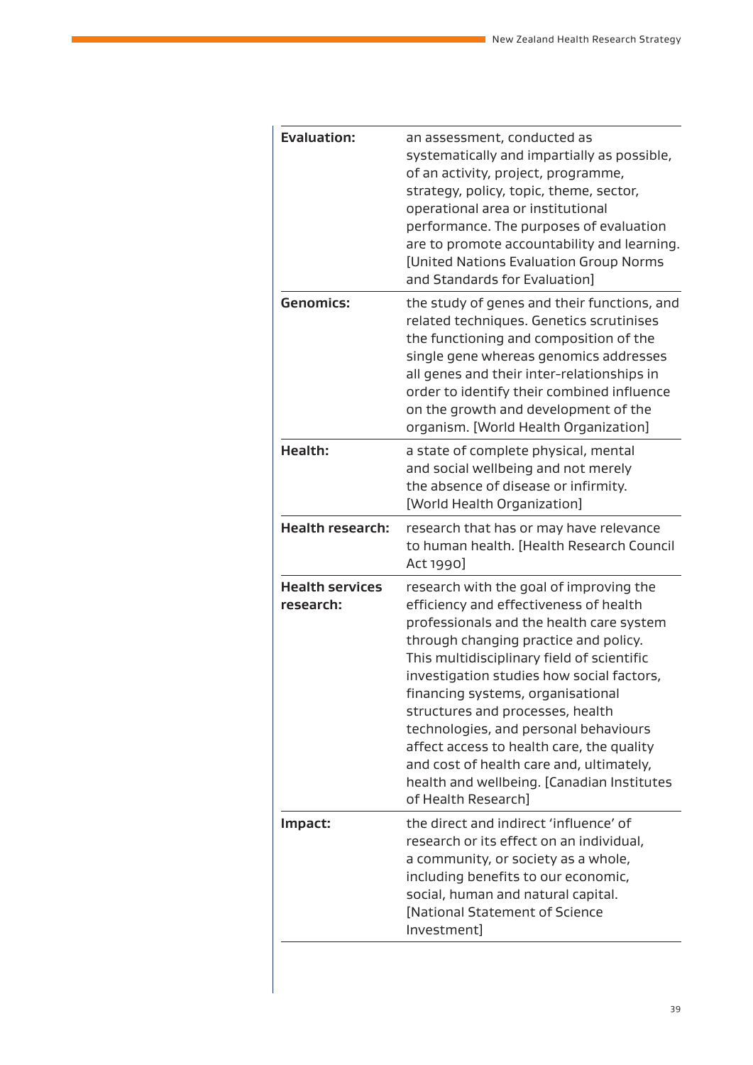| | |
|---|---|
| **Evaluation:** | an assessment, conducted as systematically and impartially as possible, of an activity, project, programme, strategy, policy, topic, theme, sector, operational area or institutional performance. The purposes of evaluation are to promote accountability and learning. [United Nations Evaluation Group Norms and Standards for Evaluation] |
| **Genomics:** | the study of genes and their functions, and related techniques. Genetics scrutinises the functioning and composition of the single gene whereas genomics addresses all genes and their inter-relationships in order to identify their combined influence on the growth and development of the organism. [World Health Organization] |
| **Health:** | a state of complete physical, mental and social wellbeing and not merely the absence of disease or infirmity. [World Health Organization] |
| **Health research:** | research that has or may have relevance to human health. [Health Research Council Act 1990] |
| **Health services research:** | research with the goal of improving the efficiency and effectiveness of health professionals and the health care system through changing practice and policy. This multidisciplinary field of scientific investigation studies how social factors, financing systems, organisational structures and processes, health technologies, and personal behaviours affect access to health care, the quality and cost of health care and, ultimately, health and wellbeing. [Canadian Institutes of Health Research] |
| **Impact:** | the direct and indirect 'influence' of research or its effect on an individual, a community, or society as a whole, including benefits to our economic, social, human and natural capital. [National Statement of Science Investment] |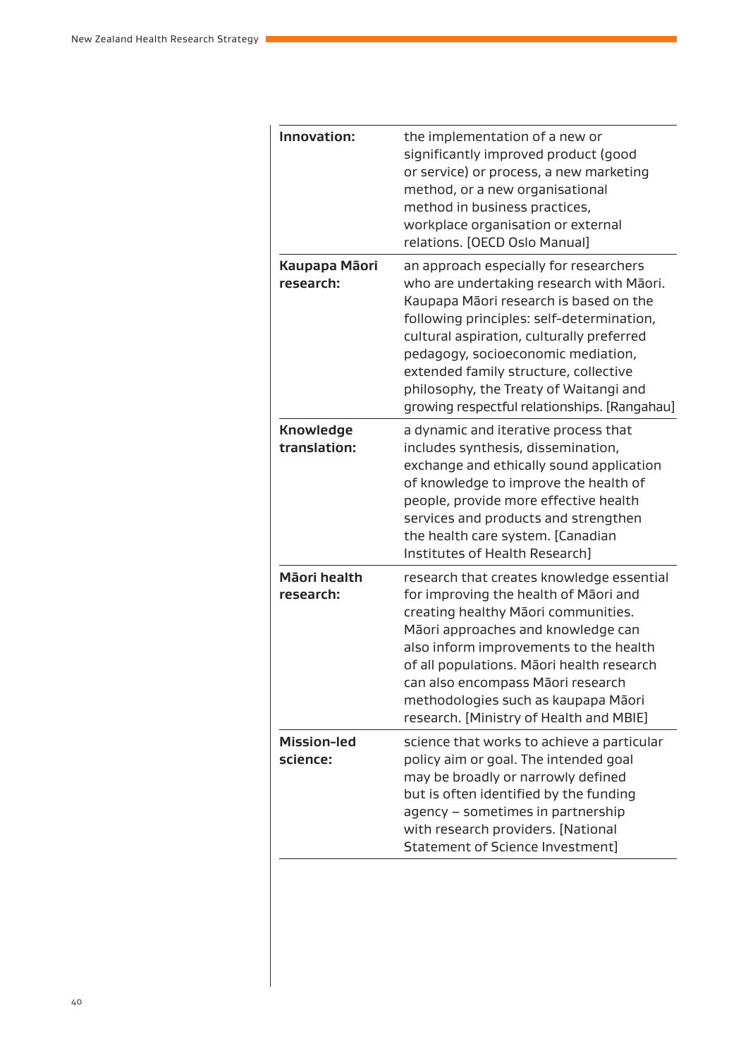| | |
|---|---|
| **Innovation:** | the implementation of a new or significantly improved product (good or service) or process, a new marketing method, or a new organisational method in business practices, workplace organisation or external relations. [OECD Oslo Manual] |
| **Kaupapa Māori research:** | an approach especially for researchers who are undertaking research with Māori. Kaupapa Māori research is based on the following principles: self-determination, cultural aspiration, culturally preferred pedagogy, socioeconomic mediation, extended family structure, collective philosophy, the Treaty of Waitangi and growing respectful relationships. [Rangahau] |
| **Knowledge translation:** | a dynamic and iterative process that includes synthesis, dissemination, exchange and ethically sound application of knowledge to improve the health of people, provide more effective health services and products and strengthen the health care system. [Canadian Institutes of Health Research] |
| **Māori health research:** | research that creates knowledge essential for improving the health of Māori and creating healthy Māori communities. Māori approaches and knowledge can also inform improvements to the health of all populations. Māori health research can also encompass Māori research methodologies such as kaupapa Māori research. [Ministry of Health and MBIE] |
| **Mission-led science:** | science that works to achieve a particular policy aim or goal. The intended goal may be broadly or narrowly defined but is often identified by the funding agency – sometimes in partnership with research providers. [National Statement of Science Investment] |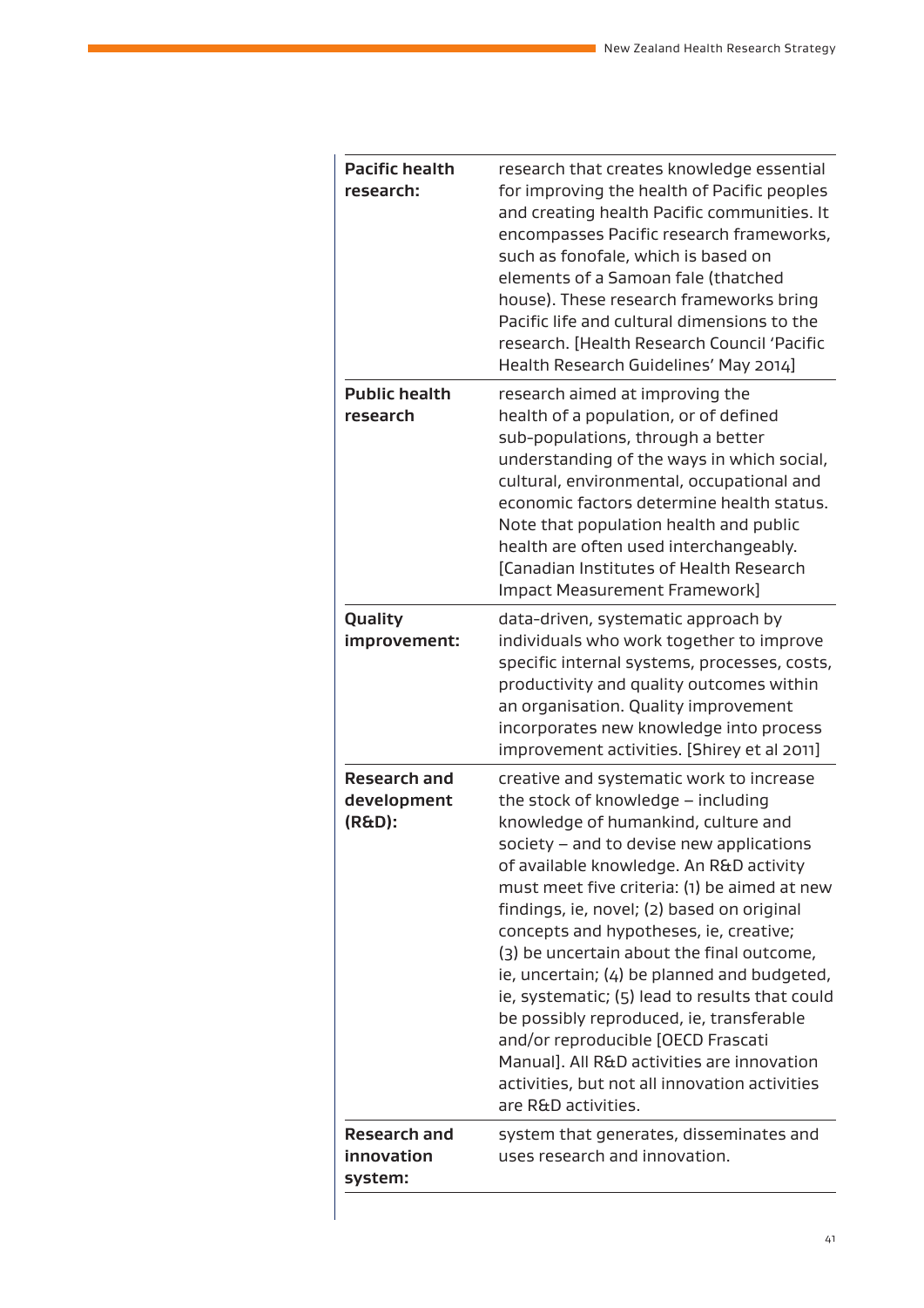| | |
|---|---|
| **Pacific health research:** | research that creates knowledge essential for improving the health of Pacific peoples and creating health Pacific communities. It encompasses Pacific research frameworks, such as fonofale, which is based on elements of a Samoan fale (thatched house). These research frameworks bring Pacific life and cultural dimensions to the research. [Health Research Council 'Pacific Health Research Guidelines' May 2014] |
| **Public health research** | research aimed at improving the health of a population, or of defined sub-populations, through a better understanding of the ways in which social, cultural, environmental, occupational and economic factors determine health status. Note that population health and public health are often used interchangeably. [Canadian Institutes of Health Research Impact Measurement Framework] |
| **Quality improvement:** | data-driven, systematic approach by individuals who work together to improve specific internal systems, processes, costs, productivity and quality outcomes within an organisation. Quality improvement incorporates new knowledge into process improvement activities. [Shirey et al 2011] |
| **Research and development (R&D):** | creative and systematic work to increase the stock of knowledge – including knowledge of humankind, culture and society – and to devise new applications of available knowledge. An R&D activity must meet five criteria: (1) be aimed at new findings, ie, novel; (2) based on original concepts and hypotheses, ie, creative; (3) be uncertain about the final outcome, ie, uncertain; (4) be planned and budgeted, ie, systematic; (5) lead to results that could be possibly reproduced, ie, transferable and/or reproducible [OECD Frascati Manual]. All R&D activities are innovation activities, but not all innovation activities are R&D activities. |
| **Research and innovation system:** | system that generates, disseminates and uses research and innovation. |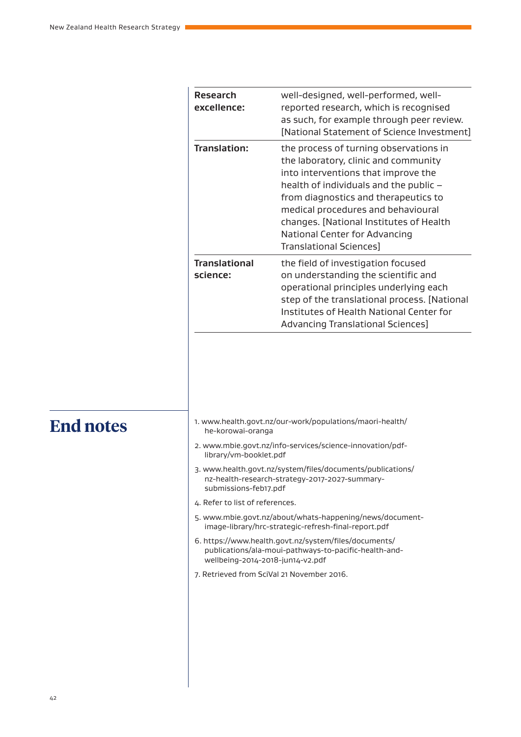| | |
|---|---|
| **Research excellence:** | well-designed, well-performed, well-reported research, which is recognised as such, for example through peer review. [National Statement of Science Investment] |
| **Translation:** | the process of turning observations in the laboratory, clinic and community into interventions that improve the health of individuals and the public – from diagnostics and therapeutics to medical procedures and behavioural changes. [National Institutes of Health National Center for Advancing Translational Sciences] |
| **Translational science:** | the field of investigation focused on understanding the scientific and operational principles underlying each step of the translational process. [National Institutes of Health National Center for Advancing Translational Sciences] |

# End notes

1. www.health.govt.nz/our-work/populations/maori-health/he-korowai-oranga
2. www.mbie.govt.nz/info-services/science-innovation/pdf-library/vm-booklet.pdf
3. www.health.govt.nz/system/files/documents/publications/nz-health-research-strategy-2017-2027-summary-submissions-feb17.pdf
4. Refer to list of references.
5. www.mbie.govt.nz/about/whats-happening/news/document-image-library/hrc-strategic-refresh-final-report.pdf
6. https://www.health.govt.nz/system/files/documents/publications/ala-moui-pathways-to-pacific-health-and-wellbeing-2014-2018-jun14-v2.pdf
7. Retrieved from SciVal 21 November 2016.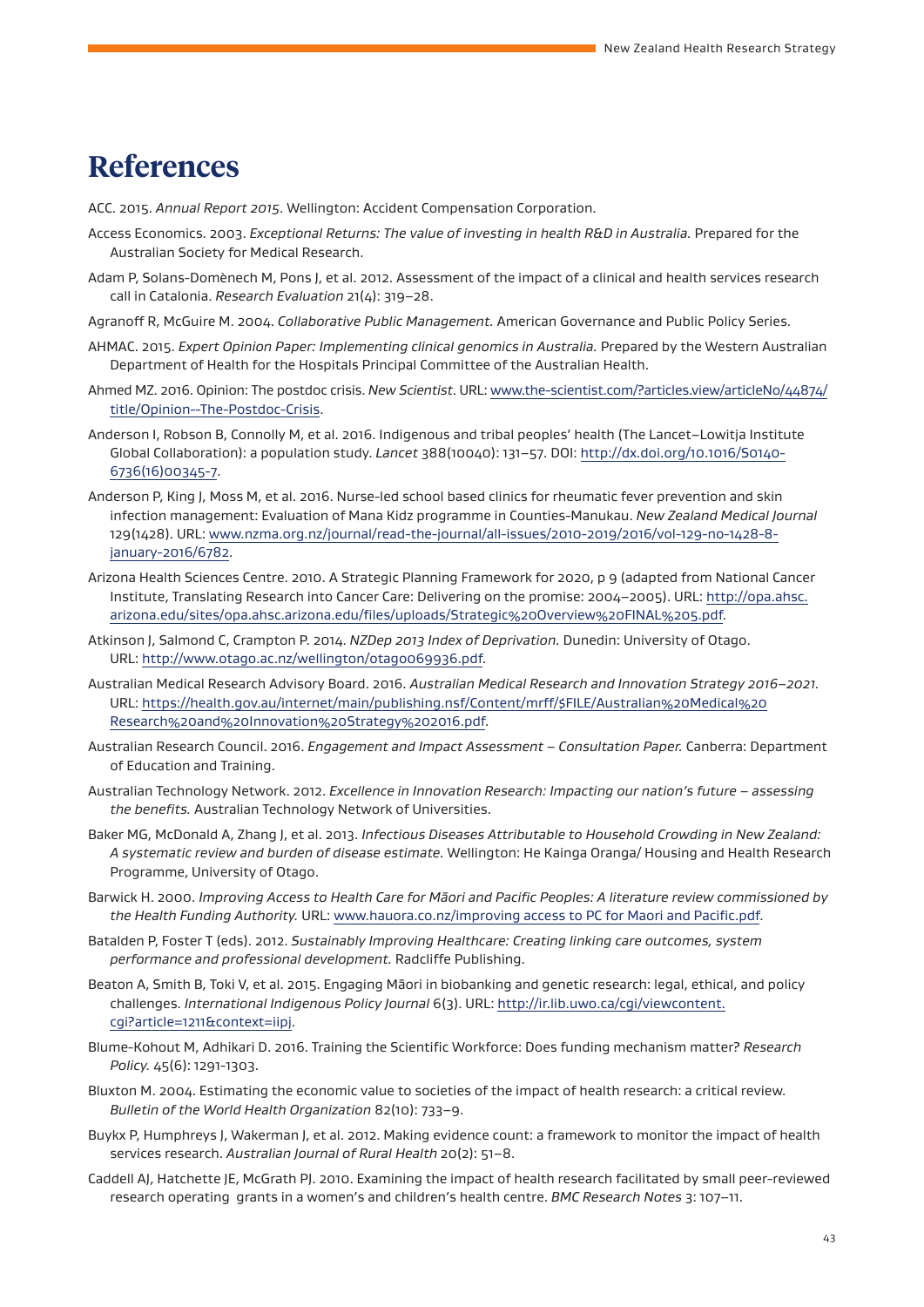# References

ACC. 2015. *Annual Report 2015*. Wellington: Accident Compensation Corporation.

Access Economics. 2003. *Exceptional Returns: The value of investing in health R&D in Australia.* Prepared for the Australian Society for Medical Research.

Adam P, Solans-Domènech M, Pons J, et al. 2012. Assessment of the impact of a clinical and health services research call in Catalonia. *Research Evaluation* 21(4): 319–28.

Agranoff R, McGuire M. 2004. *Collaborative Public Management.* American Governance and Public Policy Series.

AHMAC. 2015. *Expert Opinion Paper: Implementing clinical genomics in Australia.* Prepared by the Western Australian Department of Health for the Hospitals Principal Committee of the Australian Health.

Ahmed MZ. 2016. Opinion: The postdoc crisis. *New Scientist*. URL: www.the-scientist.com/?articles.view/articleNo/44874/title/Opinion--The-Postdoc-Crisis.

Anderson I, Robson B, Connolly M, et al. 2016. Indigenous and tribal peoples' health (The Lancet–Lowitja Institute Global Collaboration): a population study. *Lancet* 388(10040): 131–57. DOI: http://dx.doi.org/10.1016/S0140-6736(16)00345-7.

Anderson P, King J, Moss M, et al. 2016. Nurse-led school based clinics for rheumatic fever prevention and skin infection management: Evaluation of Mana Kidz programme in Counties-Manukau. *New Zealand Medical Journal* 129(1428). URL: www.nzma.org.nz/journal/read-the-journal/all-issues/2010-2019/2016/vol-129-no-1428-8-january-2016/6782.

Arizona Health Sciences Centre. 2010. A Strategic Planning Framework for 2020, p 9 (adapted from National Cancer Institute, Translating Research into Cancer Care: Delivering on the promise: 2004–2005). URL: http://opa.ahsc.arizona.edu/sites/opa.ahsc.arizona.edu/files/uploads/Strategic%20Overview%20FINAL%205.pdf.

Atkinson J, Salmond C, Crampton P. 2014. *NZDep 2013 Index of Deprivation.* Dunedin: University of Otago. URL: http://www.otago.ac.nz/wellington/otago069936.pdf.

Australian Medical Research Advisory Board. 2016. *Australian Medical Research and Innovation Strategy 2016–2021.* URL: https://health.gov.au/internet/main/publishing.nsf/Content/mrff/$FILE/Australian%20Medical%20Research%20and%20Innovation%20Strategy%202016.pdf.

Australian Research Council. 2016. *Engagement and Impact Assessment – Consultation Paper.* Canberra: Department of Education and Training.

Australian Technology Network. 2012. *Excellence in Innovation Research: Impacting our nation's future – assessing the benefits.* Australian Technology Network of Universities.

Baker MG, McDonald A, Zhang J, et al. 2013. *Infectious Diseases Attributable to Household Crowding in New Zealand: A systematic review and burden of disease estimate.* Wellington: He Kainga Oranga/ Housing and Health Research Programme, University of Otago.

Barwick H. 2000. *Improving Access to Health Care for Māori and Pacific Peoples: A literature review commissioned by the Health Funding Authority.* URL: www.hauora.co.nz/improving access to PC for Maori and Pacific.pdf.

Batalden P, Foster T (eds). 2012. *Sustainably Improving Healthcare: Creating linking care outcomes, system performance and professional development.* Radcliffe Publishing.

Beaton A, Smith B, Toki V, et al. 2015. Engaging Māori in biobanking and genetic research: legal, ethical, and policy challenges. *International Indigenous Policy Journal* 6(3). URL: http://ir.lib.uwo.ca/cgi/viewcontent.cgi?article=1211&context=iipj.

Blume-Kohout M, Adhikari D. 2016. Training the Scientific Workforce: Does funding mechanism matter? *Research Policy.* 45(6): 1291–1303.

Bluxton M. 2004. Estimating the economic value to societies of the impact of health research: a critical review. *Bulletin of the World Health Organization* 82(10): 733–9.

Buykx P, Humphreys J, Wakerman J, et al. 2012. Making evidence count: a framework to monitor the impact of health services research. *Australian Journal of Rural Health* 20(2): 51–8.

Caddell AJ, Hatchette JE, McGrath PJ. 2010. Examining the impact of health research facilitated by small peer-reviewed research operating grants in a women's and children's health centre. *BMC Research Notes* 3: 107–11.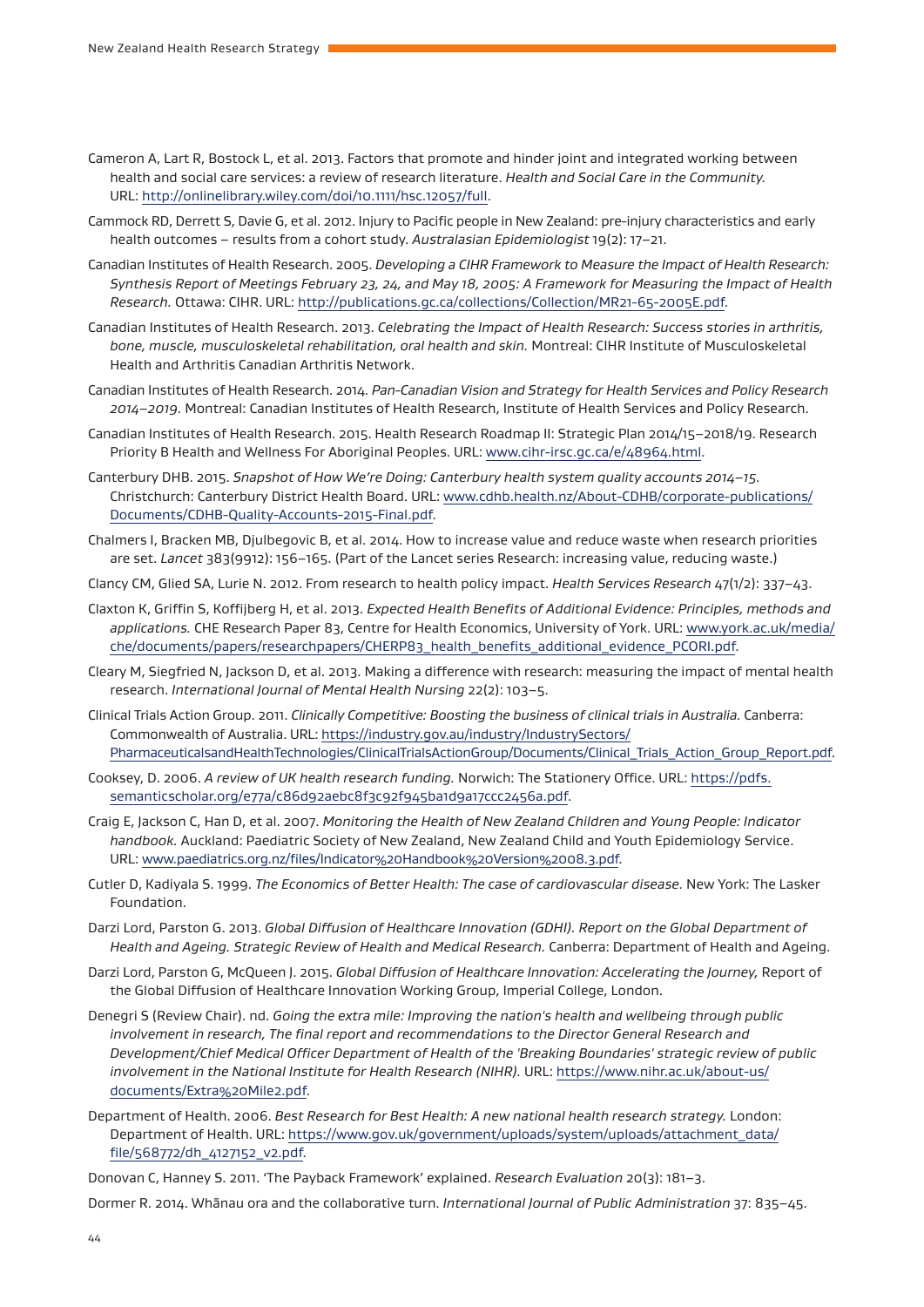Cameron A, Lart R, Bostock L, et al. 2013. Factors that promote and hinder joint and integrated working between health and social care services: a review of research literature. *Health and Social Care in the Community.* URL: http://onlinelibrary.wiley.com/doi/10.1111/hsc.12057/full.

Cammock RD, Derrett S, Davie G, et al. 2012. Injury to Pacific people in New Zealand: pre-injury characteristics and early health outcomes – results from a cohort study. *Australasian Epidemiologist* 19(2): 17–21.

Canadian Institutes of Health Research. 2005. *Developing a CIHR Framework to Measure the Impact of Health Research: Synthesis Report of Meetings February 23, 24, and May 18, 2005: A Framework for Measuring the Impact of Health Research.* Ottawa: CIHR. URL: http://publications.gc.ca/collections/Collection/MR21-65-2005E.pdf.

Canadian Institutes of Health Research. 2013. *Celebrating the Impact of Health Research: Success stories in arthritis, bone, muscle, musculoskeletal rehabilitation, oral health and skin.* Montreal: CIHR Institute of Musculoskeletal Health and Arthritis Canadian Arthritis Network.

Canadian Institutes of Health Research. 2014. *Pan-Canadian Vision and Strategy for Health Services and Policy Research 2014–2019.* Montreal: Canadian Institutes of Health Research, Institute of Health Services and Policy Research.

Canadian Institutes of Health Research. 2015. Health Research Roadmap II: Strategic Plan 2014/15–2018/19. Research Priority B Health and Wellness For Aboriginal Peoples. URL: www.cihr-irsc.gc.ca/e/48964.html.

Canterbury DHB. 2015. *Snapshot of How We're Doing: Canterbury health system quality accounts 2014–15.* Christchurch: Canterbury District Health Board. URL: www.cdhb.health.nz/About-CDHB/corporate-publications/Documents/CDHB-Quality-Accounts-2015-Final.pdf.

Chalmers I, Bracken MB, Djulbegovic B, et al. 2014. How to increase value and reduce waste when research priorities are set. *Lancet* 383(9912): 156–165. (Part of the Lancet series Research: increasing value, reducing waste.)

Clancy CM, Glied SA, Lurie N. 2012. From research to health policy impact. *Health Services Research* 47(1/2): 337–43.

Claxton K, Griffin S, Koffijberg H, et al. 2013. *Expected Health Benefits of Additional Evidence: Principles, methods and applications.* CHE Research Paper 83, Centre for Health Economics, University of York. URL: www.york.ac.uk/media/che/documents/papers/researchpapers/CHERP83_health_benefits_additional_evidence_PCORI.pdf.

Cleary M, Siegfried N, Jackson D, et al. 2013. Making a difference with research: measuring the impact of mental health research. *International Journal of Mental Health Nursing* 22(2): 103–5.

Clinical Trials Action Group. 2011. *Clinically Competitive: Boosting the business of clinical trials in Australia.* Canberra: Commonwealth of Australia. URL: https://industry.gov.au/industry/IndustrySectors/PharmaceuticalsandHealthTechnologies/ClinicalTrialsActionGroup/Documents/Clinical_Trials_Action_Group_Report.pdf.

Cooksey, D. 2006. *A review of UK health research funding.* Norwich: The Stationery Office. URL: https://pdfs.semanticscholar.org/e77a/c86d92aebc8f3c92f945ba1d9a17ccc2456a.pdf.

Craig E, Jackson C, Han D, et al. 2007. *Monitoring the Health of New Zealand Children and Young People: Indicator handbook.* Auckland: Paediatric Society of New Zealand, New Zealand Child and Youth Epidemiology Service. URL: www.paediatrics.org.nz/files/Indicator%20Handbook%20Version%208.3.pdf.

Cutler D, Kadiyala S. 1999. *The Economics of Better Health: The case of cardiovascular disease.* New York: The Lasker Foundation.

Darzi Lord, Parston G. 2013. *Global Diffusion of Healthcare Innovation (GDHI). Report on the Global Department of Health and Ageing. Strategic Review of Health and Medical Research.* Canberra: Department of Health and Ageing.

Darzi Lord, Parston G, McQueen J. 2015. *Global Diffusion of Healthcare Innovation: Accelerating the Journey,* Report of the Global Diffusion of Healthcare Innovation Working Group, Imperial College, London.

Denegri S (Review Chair). nd. *Going the extra mile: Improving the nation's health and wellbeing through public involvement in research, The final report and recommendations to the Director General Research and Development/Chief Medical Officer Department of Health of the 'Breaking Boundaries' strategic review of public involvement in the National Institute for Health Research (NIHR).* URL: https://www.nihr.ac.uk/about-us/documents/Extra%20Mile2.pdf.

Department of Health. 2006. *Best Research for Best Health: A new national health research strategy.* London: Department of Health. URL: https://www.gov.uk/government/uploads/system/uploads/attachment_data/file/568772/dh_4127152_v2.pdf.

Donovan C, Hanney S. 2011. 'The Payback Framework' explained. *Research Evaluation* 20(3): 181–3.

Dormer R. 2014. Whānau ora and the collaborative turn. *International Journal of Public Administration* 37: 835–45.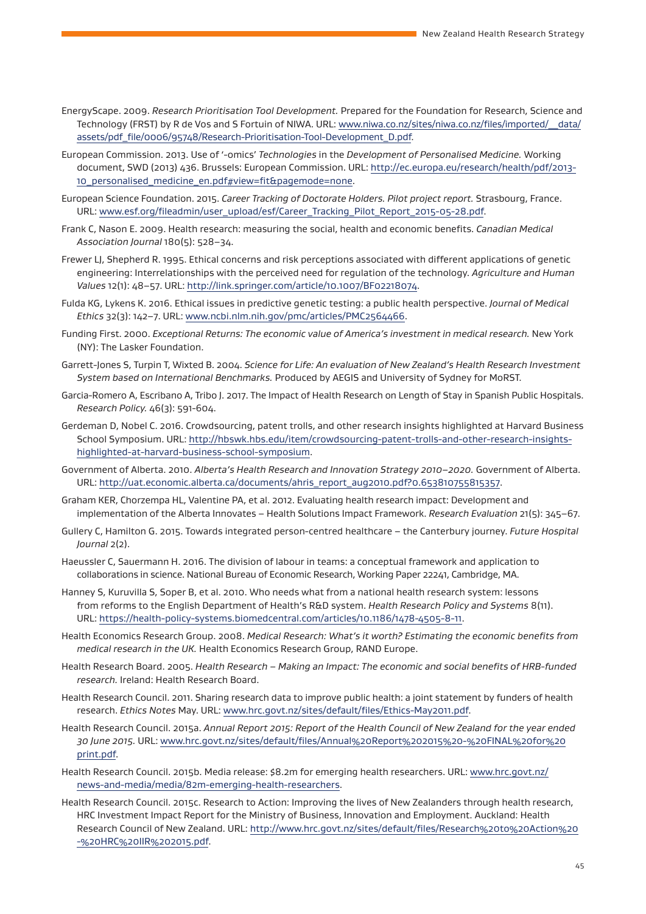EnergyScape. 2009. *Research Prioritisation Tool Development.* Prepared for the Foundation for Research, Science and Technology (FRST) by R de Vos and S Fortuin of NIWA. URL: www.niwa.co.nz/sites/niwa.co.nz/files/imported/__data/assets/pdf_file/0006/95748/Research-Prioritisation-Tool-Development_D.pdf.

European Commission. 2013. Use of '-omics' *Technologies* in the *Development of Personalised Medicine.* Working document, SWD (2013) 436. Brussels: European Commission. URL: http://ec.europa.eu/research/health/pdf/2013-10_personalised_medicine_en.pdf#view=fit&pagemode=none.

European Science Foundation. 2015. *Career Tracking of Doctorate Holders. Pilot project report.* Strasbourg, France. URL: www.esf.org/fileadmin/user_upload/esf/Career_Tracking_Pilot_Report_2015-05-28.pdf.

Frank C, Nason E. 2009. Health research: measuring the social, health and economic benefits. *Canadian Medical Association Journal* 180(5): 528–34.

Frewer LJ, Shepherd R. 1995. Ethical concerns and risk perceptions associated with different applications of genetic engineering: Interrelationships with the perceived need for regulation of the technology. *Agriculture and Human Values* 12(1): 48–57. URL: http://link.springer.com/article/10.1007/BF02218074.

Fulda KG, Lykens K. 2016. Ethical issues in predictive genetic testing: a public health perspective. *Journal of Medical Ethics* 32(3): 142–7. URL: www.ncbi.nlm.nih.gov/pmc/articles/PMC2564466.

Funding First. 2000. *Exceptional Returns: The economic value of America's investment in medical research.* New York (NY): The Lasker Foundation.

Garrett-Jones S, Turpin T, Wixted B. 2004. *Science for Life: An evaluation of New Zealand's Health Research Investment System based on International Benchmarks.* Produced by AEGIS and University of Sydney for MoRST.

Garcia-Romero A, Escribano A, Tribo J. 2017. The Impact of Health Research on Length of Stay in Spanish Public Hospitals. *Research Policy.* 46(3): 591-604.

Gerdeman D, Nobel C. 2016. Crowdsourcing, patent trolls, and other research insights highlighted at Harvard Business School Symposium. URL: http://hbswk.hbs.edu/item/crowdsourcing-patent-trolls-and-other-research-insights-highlighted-at-harvard-business-school-symposium.

Government of Alberta. 2010. *Alberta's Health Research and Innovation Strategy 2010–2020.* Government of Alberta. URL: http://uat.economic.alberta.ca/documents/ahris_report_aug2010.pdf?0.653810755815357.

Graham KER, Chorzempa HL, Valentine PA, et al. 2012. Evaluating health research impact: Development and implementation of the Alberta Innovates – Health Solutions Impact Framework. *Research Evaluation* 21(5): 345–67.

Gullery C, Hamilton G. 2015. Towards integrated person-centred healthcare – the Canterbury journey. *Future Hospital Journal* 2(2).

Haeussler C, Sauermann H. 2016. The division of labour in teams: a conceptual framework and application to collaborations in science. National Bureau of Economic Research, Working Paper 22241, Cambridge, MA.

Hanney S, Kuruvilla S, Soper B, et al. 2010. Who needs what from a national health research system: lessons from reforms to the English Department of Health's R&D system. *Health Research Policy and Systems* 8(11). URL: https://health-policy-systems.biomedcentral.com/articles/10.1186/1478-4505-8-11.

Health Economics Research Group. 2008. *Medical Research: What's it worth? Estimating the economic benefits from medical research in the UK.* Health Economics Research Group, RAND Europe.

Health Research Board. 2005. *Health Research – Making an Impact: The economic and social benefits of HRB-funded research.* Ireland: Health Research Board.

Health Research Council. 2011. Sharing research data to improve public health: a joint statement by funders of health research. *Ethics Notes* May. URL: www.hrc.govt.nz/sites/default/files/Ethics-May2011.pdf.

Health Research Council. 2015a. *Annual Report 2015: Report of the Health Council of New Zealand for the year ended 30 June 2015.* URL: www.hrc.govt.nz/sites/default/files/Annual%20Report%202015%20-%20FINAL%20for%20print.pdf.

Health Research Council. 2015b. Media release: $8.2m for emerging health researchers. URL: www.hrc.govt.nz/news-and-media/media/82m-emerging-health-researchers.

Health Research Council. 2015c. Research to Action: Improving the lives of New Zealanders through health research, HRC Investment Impact Report for the Ministry of Business, Innovation and Employment. Auckland: Health Research Council of New Zealand. URL: http://www.hrc.govt.nz/sites/default/files/Research%20to%20Action%20-%20HRC%20IIR%202015.pdf.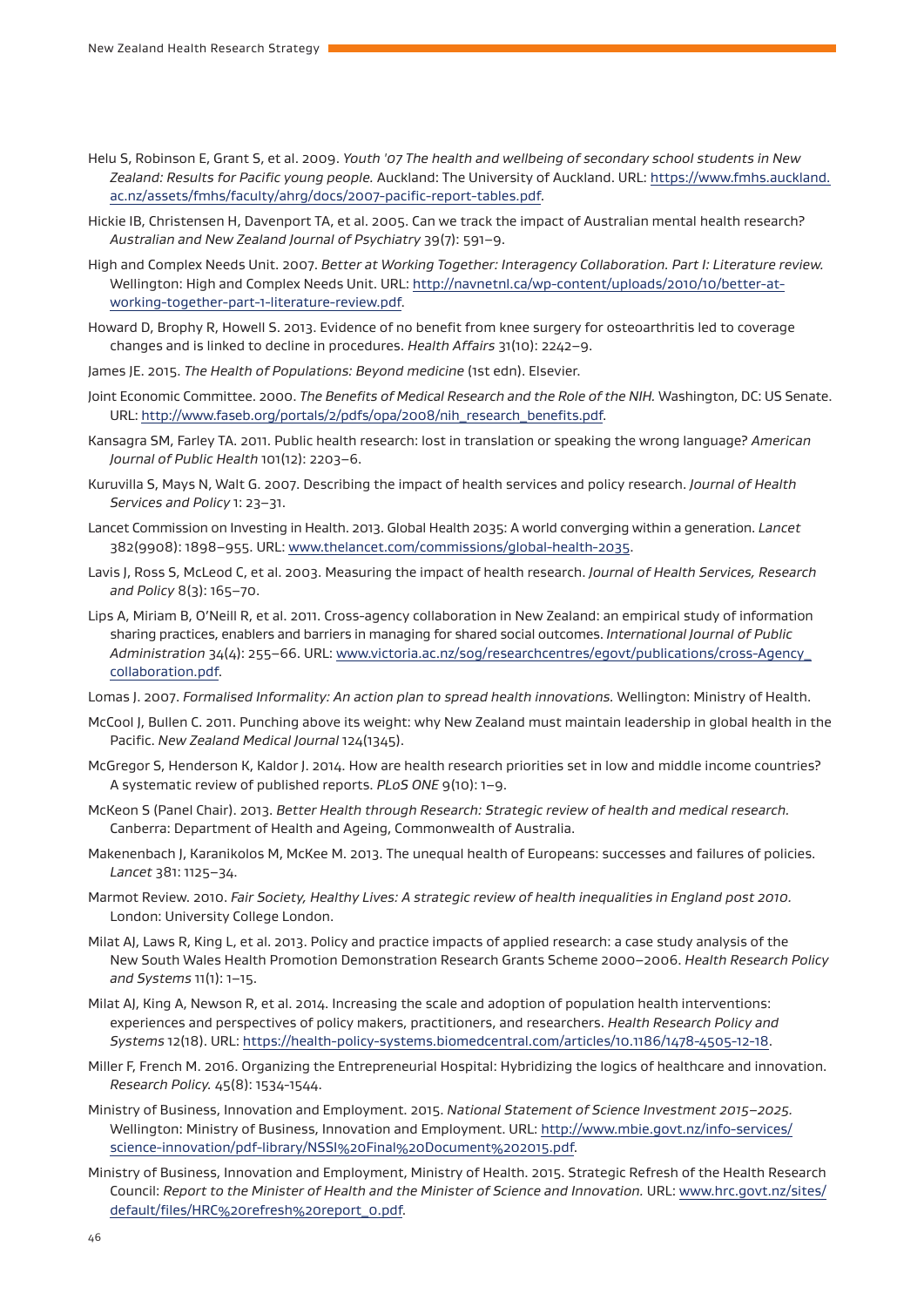Helu S, Robinson E, Grant S, et al. 2009. *Youth '07 The health and wellbeing of secondary school students in New Zealand: Results for Pacific young people.* Auckland: The University of Auckland. URL: https://www.fmhs.auckland.ac.nz/assets/fmhs/faculty/ahrg/docs/2007-pacific-report-tables.pdf.

Hickie IB, Christensen H, Davenport TA, et al. 2005. Can we track the impact of Australian mental health research? *Australian and New Zealand Journal of Psychiatry* 39(7): 591–9.

High and Complex Needs Unit. 2007. *Better at Working Together: Interagency Collaboration. Part I: Literature review.* Wellington: High and Complex Needs Unit. URL: http://navnetnl.ca/wp-content/uploads/2010/10/better-at-working-together-part-1-literature-review.pdf.

Howard D, Brophy R, Howell S. 2013. Evidence of no benefit from knee surgery for osteoarthritis led to coverage changes and is linked to decline in procedures. *Health Affairs* 31(10): 2242–9.

James JE. 2015. *The Health of Populations: Beyond medicine* (1st edn). Elsevier.

Joint Economic Committee. 2000. *The Benefits of Medical Research and the Role of the NIH.* Washington, DC: US Senate. URL: http://www.faseb.org/portals/2/pdfs/opa/2008/nih_research_benefits.pdf.

Kansagra SM, Farley TA. 2011. Public health research: lost in translation or speaking the wrong language? *American Journal of Public Health* 101(12): 2203–6.

Kuruvilla S, Mays N, Walt G. 2007. Describing the impact of health services and policy research. *Journal of Health Services and Policy* 1: 23–31.

Lancet Commission on Investing in Health. 2013. Global Health 2035: A world converging within a generation. *Lancet* 382(9908): 1898–955. URL: www.thelancet.com/commissions/global-health-2035.

Lavis J, Ross S, McLeod C, et al. 2003. Measuring the impact of health research. *Journal of Health Services, Research and Policy* 8(3): 165–70.

Lips A, Miriam B, O'Neill R, et al. 2011. Cross-agency collaboration in New Zealand: an empirical study of information sharing practices, enablers and barriers in managing for shared social outcomes. *International Journal of Public Administration* 34(4): 255–66. URL: www.victoria.ac.nz/sog/researchcentres/egovt/publications/cross-Agency_collaboration.pdf.

Lomas J. 2007. *Formalised Informality: An action plan to spread health innovations.* Wellington: Ministry of Health.

McCool J, Bullen C. 2011. Punching above its weight: why New Zealand must maintain leadership in global health in the Pacific. *New Zealand Medical Journal* 124(1345).

McGregor S, Henderson K, Kaldor J. 2014. How are health research priorities set in low and middle income countries? A systematic review of published reports. *PLoS ONE* 9(10): 1–9.

McKeon S (Panel Chair). 2013. *Better Health through Research: Strategic review of health and medical research.* Canberra: Department of Health and Ageing, Commonwealth of Australia.

Makenenbach J, Karanikolos M, McKee M. 2013. The unequal health of Europeans: successes and failures of policies. *Lancet* 381: 1125–34.

Marmot Review. 2010. *Fair Society, Healthy Lives: A strategic review of health inequalities in England post 2010.* London: University College London.

Milat AJ, Laws R, King L, et al. 2013. Policy and practice impacts of applied research: a case study analysis of the New South Wales Health Promotion Demonstration Research Grants Scheme 2000–2006. *Health Research Policy and Systems* 11(1): 1–15.

Milat AJ, King A, Newson R, et al. 2014. Increasing the scale and adoption of population health interventions: experiences and perspectives of policy makers, practitioners, and researchers. *Health Research Policy and Systems* 12(18). URL: https://health-policy-systems.biomedcentral.com/articles/10.1186/1478-4505-12-18.

Miller F, French M. 2016. Organizing the Entrepreneurial Hospital: Hybridizing the logics of healthcare and innovation. *Research Policy.* 45(8): 1534-1544.

Ministry of Business, Innovation and Employment. 2015. *National Statement of Science Investment 2015–2025.* Wellington: Ministry of Business, Innovation and Employment. URL: http://www.mbie.govt.nz/info-services/science-innovation/pdf-library/NSSI%20Final%20Document%202015.pdf.

Ministry of Business, Innovation and Employment, Ministry of Health. 2015. Strategic Refresh of the Health Research Council: *Report to the Minister of Health and the Minister of Science and Innovation.* URL: www.hrc.govt.nz/sites/default/files/HRC%20refresh%20report_0.pdf.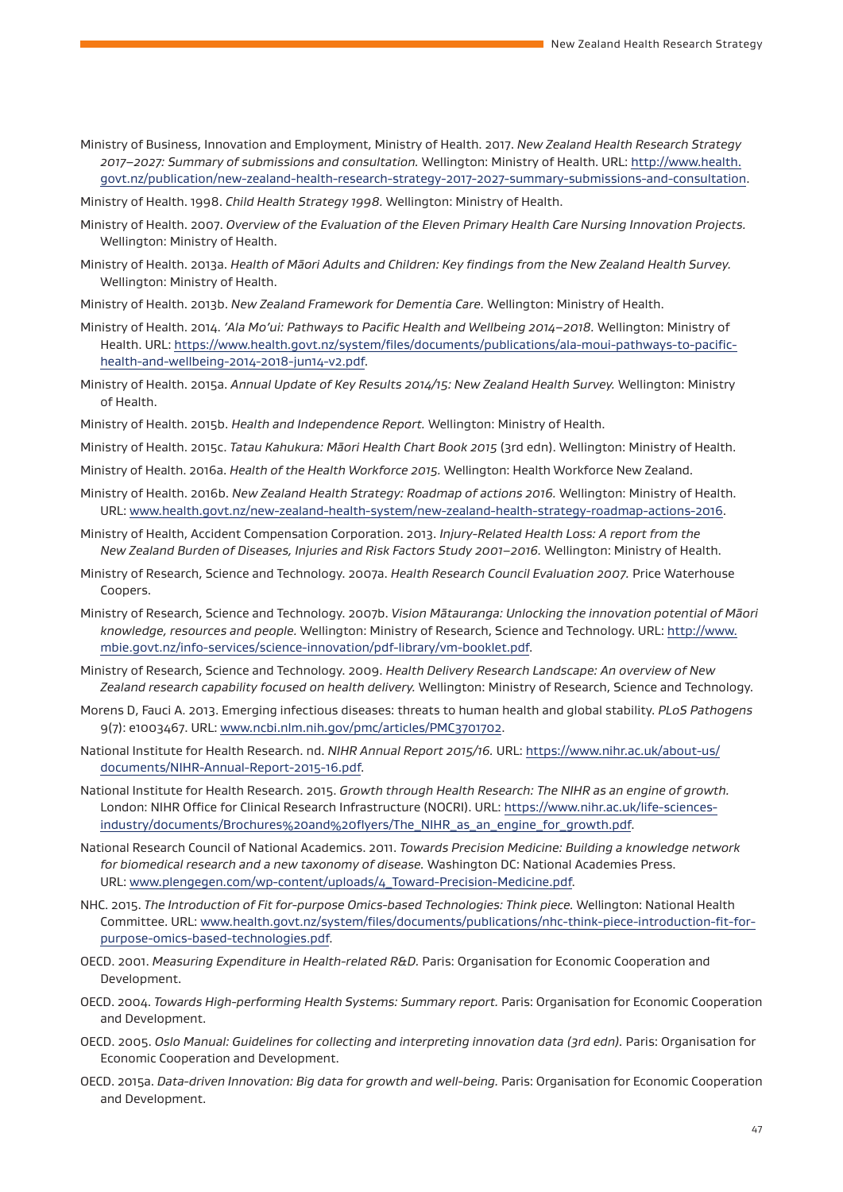Ministry of Business, Innovation and Employment, Ministry of Health. 2017. *New Zealand Health Research Strategy 2017–2027: Summary of submissions and consultation.* Wellington: Ministry of Health. URL: http://www.health.govt.nz/publication/new-zealand-health-research-strategy-2017-2027-summary-submissions-and-consultation.

Ministry of Health. 1998. *Child Health Strategy 1998.* Wellington: Ministry of Health.

Ministry of Health. 2007. *Overview of the Evaluation of the Eleven Primary Health Care Nursing Innovation Projects.* Wellington: Ministry of Health.

Ministry of Health. 2013a. *Health of Māori Adults and Children: Key findings from the New Zealand Health Survey.* Wellington: Ministry of Health.

Ministry of Health. 2013b. *New Zealand Framework for Dementia Care.* Wellington: Ministry of Health.

Ministry of Health. 2014. *'Ala Mo'ui: Pathways to Pacific Health and Wellbeing 2014–2018.* Wellington: Ministry of Health. URL: https://www.health.govt.nz/system/files/documents/publications/ala-moui-pathways-to-pacific-health-and-wellbeing-2014-2018-jun14-v2.pdf.

Ministry of Health. 2015a. *Annual Update of Key Results 2014/15: New Zealand Health Survey.* Wellington: Ministry of Health.

Ministry of Health. 2015b. *Health and Independence Report.* Wellington: Ministry of Health.

Ministry of Health. 2015c. *Tatau Kahukura: Māori Health Chart Book 2015* (3rd edn). Wellington: Ministry of Health.

Ministry of Health. 2016a. *Health of the Health Workforce 2015.* Wellington: Health Workforce New Zealand.

Ministry of Health. 2016b. *New Zealand Health Strategy: Roadmap of actions 2016.* Wellington: Ministry of Health. URL: www.health.govt.nz/new-zealand-health-system/new-zealand-health-strategy-roadmap-actions-2016.

Ministry of Health, Accident Compensation Corporation. 2013. *Injury-Related Health Loss: A report from the New Zealand Burden of Diseases, Injuries and Risk Factors Study 2001–2016.* Wellington: Ministry of Health.

Ministry of Research, Science and Technology. 2007a. *Health Research Council Evaluation 2007.* Price Waterhouse Coopers.

Ministry of Research, Science and Technology. 2007b. *Vision Mātauranga: Unlocking the innovation potential of Māori knowledge, resources and people.* Wellington: Ministry of Research, Science and Technology. URL: http://www.mbie.govt.nz/info-services/science-innovation/pdf-library/vm-booklet.pdf.

Ministry of Research, Science and Technology. 2009. *Health Delivery Research Landscape: An overview of New Zealand research capability focused on health delivery.* Wellington: Ministry of Research, Science and Technology.

Morens D, Fauci A. 2013. Emerging infectious diseases: threats to human health and global stability. *PLoS Pathogens* 9(7): e1003467. URL: www.ncbi.nlm.nih.gov/pmc/articles/PMC3701702.

National Institute for Health Research. nd. *NIHR Annual Report 2015/16.* URL: https://www.nihr.ac.uk/about-us/documents/NIHR-Annual-Report-2015-16.pdf.

National Institute for Health Research. 2015. *Growth through Health Research: The NIHR as an engine of growth.* London: NIHR Office for Clinical Research Infrastructure (NOCRI). URL: https://www.nihr.ac.uk/life-sciences-industry/documents/Brochures%20and%20flyers/The_NIHR_as_an_engine_for_growth.pdf.

National Research Council of National Academics. 2011. *Towards Precision Medicine: Building a knowledge network for biomedical research and a new taxonomy of disease.* Washington DC: National Academies Press. URL: www.plengegen.com/wp-content/uploads/4_Toward-Precision-Medicine.pdf.

NHC. 2015. *The Introduction of Fit for-purpose Omics-based Technologies: Think piece.* Wellington: National Health Committee. URL: www.health.govt.nz/system/files/documents/publications/nhc-think-piece-introduction-fit-for-purpose-omics-based-technologies.pdf.

OECD. 2001. *Measuring Expenditure in Health-related R&D.* Paris: Organisation for Economic Cooperation and Development.

OECD. 2004. *Towards High-performing Health Systems: Summary report.* Paris: Organisation for Economic Cooperation and Development.

OECD. 2005. *Oslo Manual: Guidelines for collecting and interpreting innovation data (3rd edn).* Paris: Organisation for Economic Cooperation and Development.

OECD. 2015a. *Data-driven Innovation: Big data for growth and well-being.* Paris: Organisation for Economic Cooperation and Development.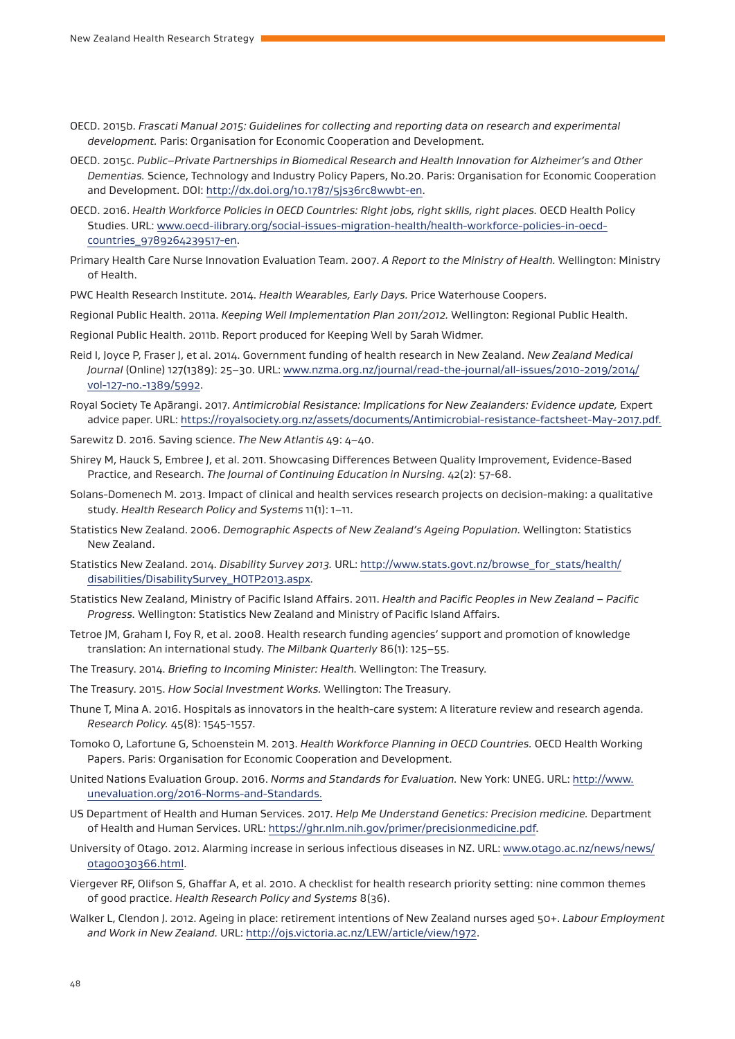OECD. 2015b. *Frascati Manual 2015: Guidelines for collecting and reporting data on research and experimental development.* Paris: Organisation for Economic Cooperation and Development.

OECD. 2015c. *Public–Private Partnerships in Biomedical Research and Health Innovation for Alzheimer's and Other Dementias.* Science, Technology and Industry Policy Papers, No.20. Paris: Organisation for Economic Cooperation and Development. DOI: http://dx.doi.org/10.1787/5js36rc8wwbt-en.

OECD. 2016. *Health Workforce Policies in OECD Countries: Right jobs, right skills, right places.* OECD Health Policy Studies. URL: www.oecd-ilibrary.org/social-issues-migration-health/health-workforce-policies-in-oecd-countries_9789264239517-en.

Primary Health Care Nurse Innovation Evaluation Team. 2007. *A Report to the Ministry of Health.* Wellington: Ministry of Health.

PWC Health Research Institute. 2014. *Health Wearables, Early Days.* Price Waterhouse Coopers.

Regional Public Health. 2011a. *Keeping Well Implementation Plan 2011/2012.* Wellington: Regional Public Health.

Regional Public Health. 2011b. Report produced for Keeping Well by Sarah Widmer.

Reid I, Joyce P, Fraser J, et al. 2014. Government funding of health research in New Zealand. *New Zealand Medical Journal* (Online) 127(1389): 25–30. URL: www.nzma.org.nz/journal/read-the-journal/all-issues/2010-2019/2014/vol-127-no.-1389/5992.

Royal Society Te Apārangi. 2017. *Antimicrobial Resistance: Implications for New Zealanders: Evidence update,* Expert advice paper. URL: https://royalsociety.org.nz/assets/documents/Antimicrobial-resistance-factsheet-May-2017.pdf.

Sarewitz D. 2016. Saving science. *The New Atlantis* 49: 4–40.

Shirey M, Hauck S, Embree J, et al. 2011. Showcasing Differences Between Quality Improvement, Evidence-Based Practice, and Research. *The Journal of Continuing Education in Nursing.* 42(2): 57-68.

Solans-Domenech M. 2013. Impact of clinical and health services research projects on decision-making: a qualitative study. *Health Research Policy and Systems* 11(1): 1–11.

Statistics New Zealand. 2006. *Demographic Aspects of New Zealand's Ageing Population.* Wellington: Statistics New Zealand.

Statistics New Zealand. 2014. *Disability Survey 2013.* URL: http://www.stats.govt.nz/browse_for_stats/health/disabilities/DisabilitySurvey_HOTP2013.aspx.

Statistics New Zealand, Ministry of Pacific Island Affairs. 2011. *Health and Pacific Peoples in New Zealand – Pacific Progress.* Wellington: Statistics New Zealand and Ministry of Pacific Island Affairs.

Tetroe JM, Graham I, Foy R, et al. 2008. Health research funding agencies' support and promotion of knowledge translation: An international study. *The Milbank Quarterly* 86(1): 125–55.

The Treasury. 2014. *Briefing to Incoming Minister: Health.* Wellington: The Treasury.

The Treasury. 2015. *How Social Investment Works.* Wellington: The Treasury.

Thune T, Mina A. 2016. Hospitals as innovators in the health-care system: A literature review and research agenda. *Research Policy.* 45(8): 1545-1557.

Tomoko O, Lafortune G, Schoenstein M. 2013. *Health Workforce Planning in OECD Countries.* OECD Health Working Papers. Paris: Organisation for Economic Cooperation and Development.

United Nations Evaluation Group. 2016. *Norms and Standards for Evaluation.* New York: UNEG. URL: http://www.unevaluation.org/2016-Norms-and-Standards.

US Department of Health and Human Services. 2017. *Help Me Understand Genetics: Precision medicine.* Department of Health and Human Services. URL: https://ghr.nlm.nih.gov/primer/precisionmedicine.pdf.

University of Otago. 2012. Alarming increase in serious infectious diseases in NZ. URL: www.otago.ac.nz/news/news/otago030366.html.

Viergever RF, Olifson S, Ghaffar A, et al. 2010. A checklist for health research priority setting: nine common themes of good practice. *Health Research Policy and Systems* 8(36).

Walker L, Clendon J. 2012. Ageing in place: retirement intentions of New Zealand nurses aged 50+. *Labour Employment and Work in New Zealand.* URL: http://ojs.victoria.ac.nz/LEW/article/view/1972.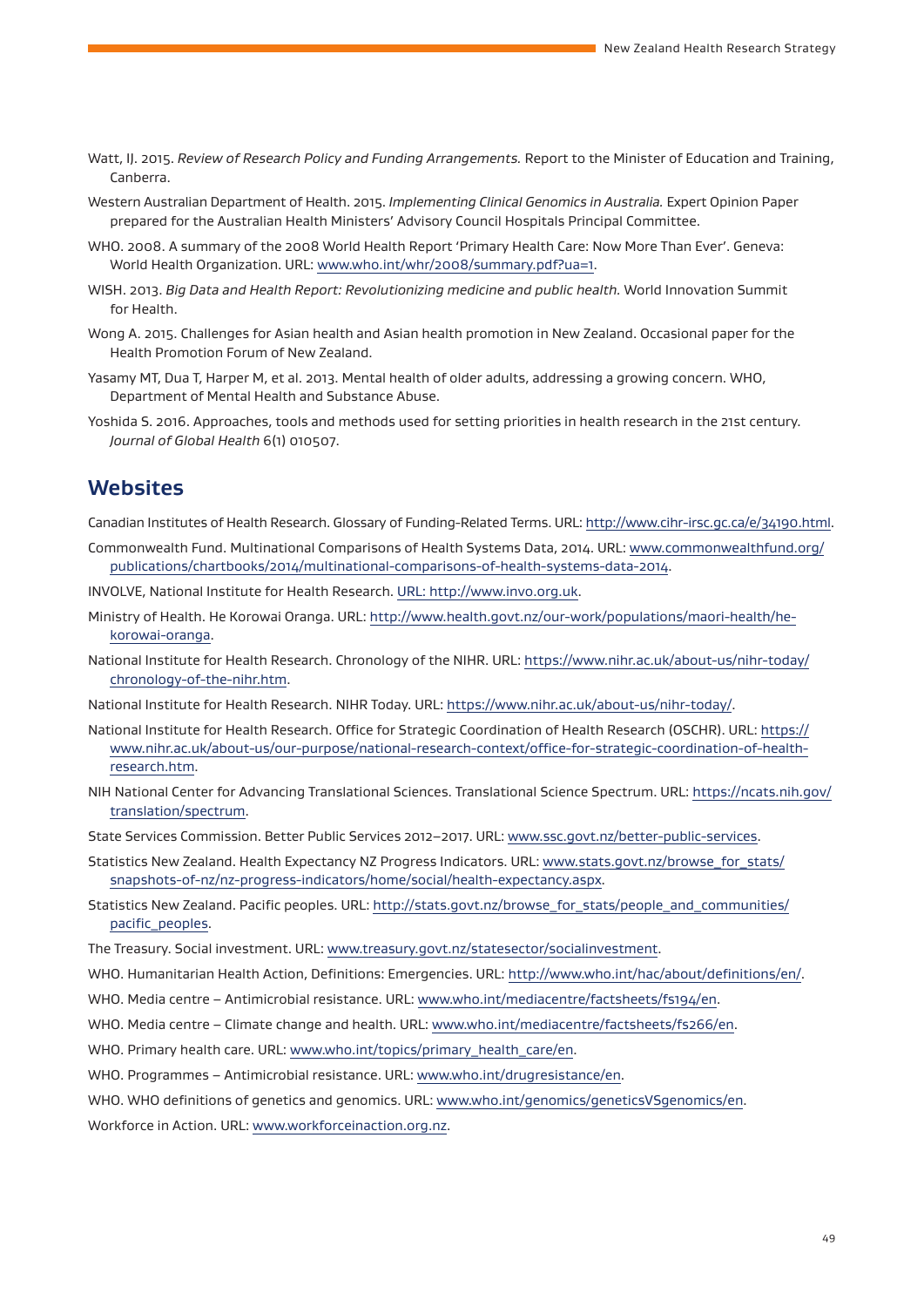Watt, IJ. 2015. *Review of Research Policy and Funding Arrangements.* Report to the Minister of Education and Training, Canberra.

Western Australian Department of Health. 2015. *Implementing Clinical Genomics in Australia.* Expert Opinion Paper prepared for the Australian Health Ministers' Advisory Council Hospitals Principal Committee.

WHO. 2008. A summary of the 2008 World Health Report 'Primary Health Care: Now More Than Ever'. Geneva: World Health Organization. URL: www.who.int/whr/2008/summary.pdf?ua=1.

WISH. 2013. *Big Data and Health Report: Revolutionizing medicine and public health.* World Innovation Summit for Health.

Wong A. 2015. Challenges for Asian health and Asian health promotion in New Zealand. Occasional paper for the Health Promotion Forum of New Zealand.

Yasamy MT, Dua T, Harper M, et al. 2013. Mental health of older adults, addressing a growing concern. WHO, Department of Mental Health and Substance Abuse.

Yoshida S. 2016. Approaches, tools and methods used for setting priorities in health research in the 21st century. *Journal of Global Health* 6(1) 010507.

## Websites

Canadian Institutes of Health Research. Glossary of Funding-Related Terms. URL: http://www.cihr-irsc.gc.ca/e/34190.html.

Commonwealth Fund. Multinational Comparisons of Health Systems Data, 2014. URL: www.commonwealthfund.org/publications/chartbooks/2014/multinational-comparisons-of-health-systems-data-2014.

INVOLVE, National Institute for Health Research. URL: http://www.invo.org.uk.

Ministry of Health. He Korowai Oranga. URL: http://www.health.govt.nz/our-work/populations/maori-health/he-korowai-oranga.

National Institute for Health Research. Chronology of the NIHR. URL: https://www.nihr.ac.uk/about-us/nihr-today/chronology-of-the-nihr.htm.

National Institute for Health Research. NIHR Today. URL: https://www.nihr.ac.uk/about-us/nihr-today/.

National Institute for Health Research. Office for Strategic Coordination of Health Research (OSCHR). URL: https://www.nihr.ac.uk/about-us/our-purpose/national-research-context/office-for-strategic-coordination-of-health-research.htm.

NIH National Center for Advancing Translational Sciences. Translational Science Spectrum. URL: https://ncats.nih.gov/translation/spectrum.

State Services Commission. Better Public Services 2012–2017. URL: www.ssc.govt.nz/better-public-services.

Statistics New Zealand. Health Expectancy NZ Progress Indicators. URL: www.stats.govt.nz/browse_for_stats/snapshots-of-nz/nz-progress-indicators/home/social/health-expectancy.aspx.

Statistics New Zealand. Pacific peoples. URL: http://stats.govt.nz/browse_for_stats/people_and_communities/pacific_peoples.

The Treasury. Social investment. URL: www.treasury.govt.nz/statesector/socialinvestment.

WHO. Humanitarian Health Action, Definitions: Emergencies. URL: http://www.who.int/hac/about/definitions/en/.

WHO. Media centre – Antimicrobial resistance. URL: www.who.int/mediacentre/factsheets/fs194/en.

WHO. Media centre – Climate change and health. URL: www.who.int/mediacentre/factsheets/fs266/en.

WHO. Primary health care. URL: www.who.int/topics/primary_health_care/en.

WHO. Programmes – Antimicrobial resistance. URL: www.who.int/drugresistance/en.

WHO. WHO definitions of genetics and genomics. URL: www.who.int/genomics/geneticsVSgenomics/en.

Workforce in Action. URL: www.workforceinaction.org.nz.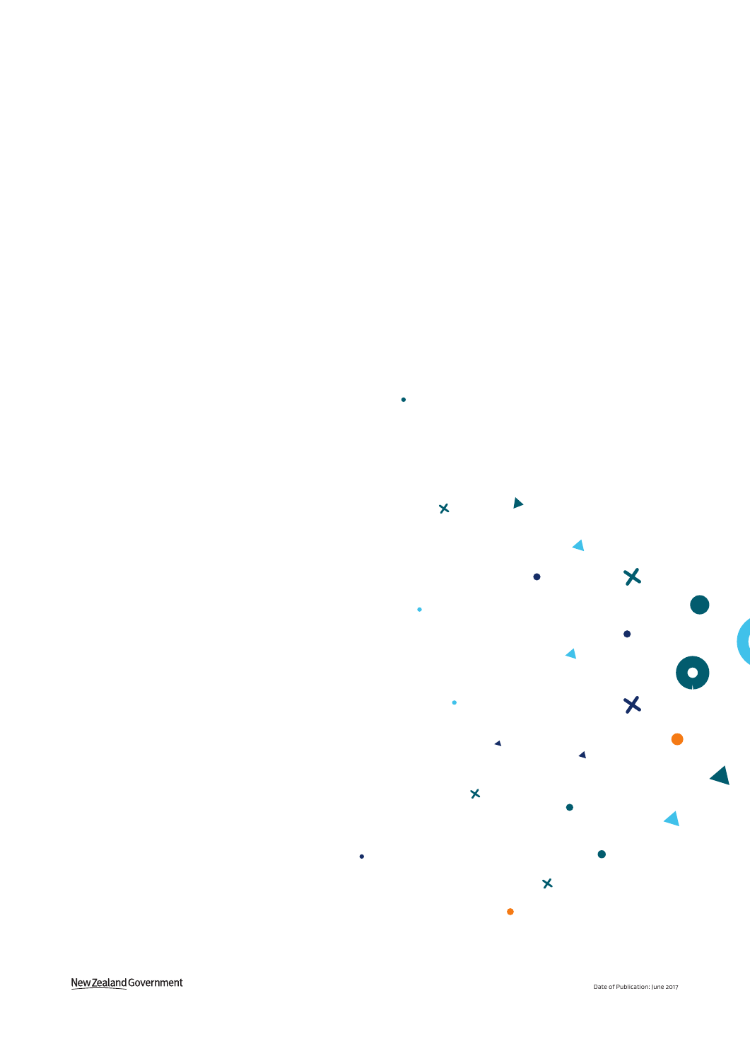New Zealand Government

Date of Publication: June 2017